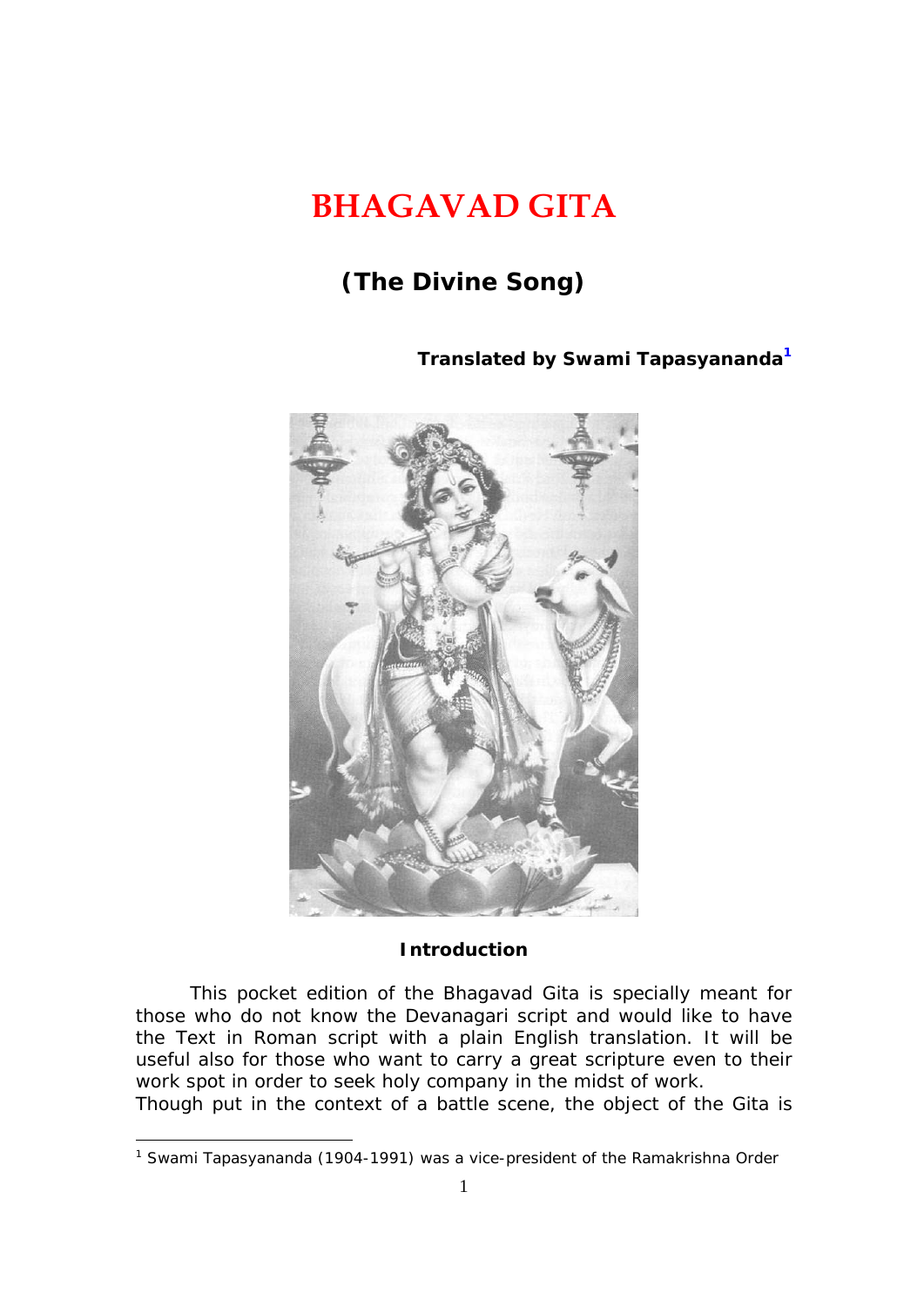# BHAGAVAD GITA

## (The Divine Song)

**Translated by Swami Tapasyananda[1]**

**Introduction**

This pocket edition of the Bhagavad Gita is specially meant for those who do not know the Devanagari script and would like to have the Text in Roman script with a plain English translation. It will be useful also for those who want to carry a great scripture even to their work spot in order to seek holy company in the midst of work.

Though put in the context of a battle scene, the object of the Gita is

[1] Swami Tapasyananda (1904-1991) was a vice-president of the Ramakrishna Order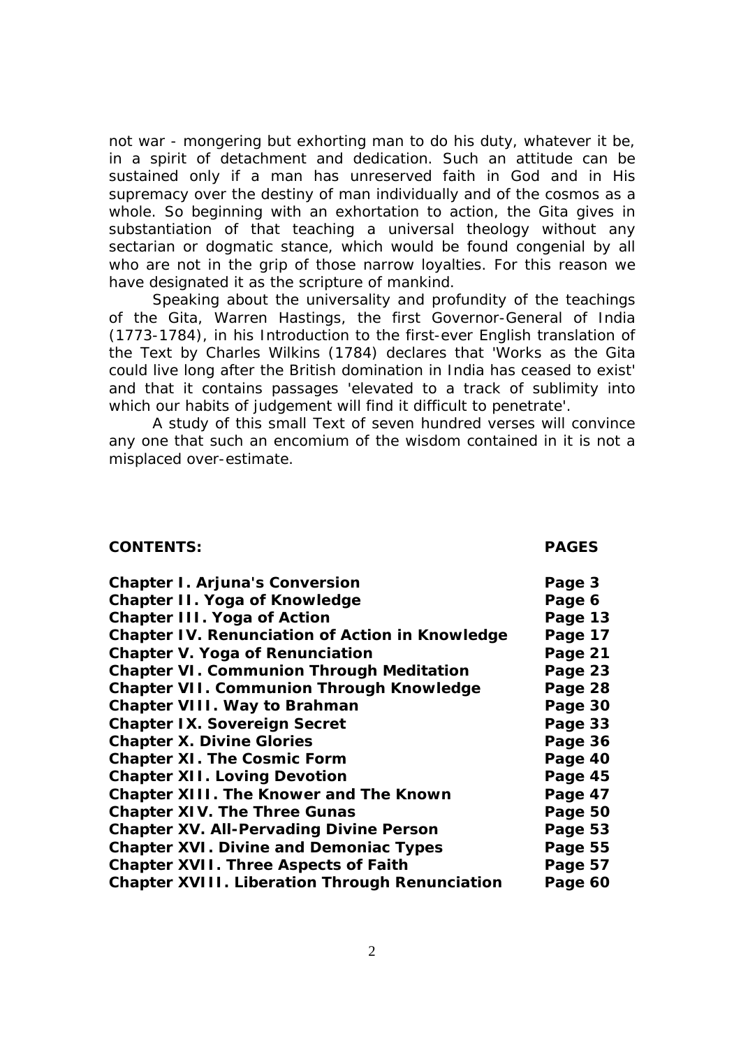not war - mongering but exhorting man to do his duty, whatever it be, in a spirit of detachment and dedication. Such an attitude can be sustained only if a man has unreserved faith in God and in His supremacy over the destiny of man individually and of the cosmos as a whole. So beginning with an exhortation to action, the Gita gives in substantiation of that teaching a universal theology without any sectarian or dogmatic stance, which would be found congenial by all who are not in the grip of those narrow loyalties. For this reason we have designated it as the scripture of mankind.

Speaking about the universality and profundity of the teachings of the Gita, Warren Hastings, the first Governor-General of India (1773-1784), in his Introduction to the first-ever English translation of the Text by Charles Wilkins (1784) declares that 'Works as the Gita could live long after the British domination in India has ceased to exist' and that it contains passages 'elevated to a track of sublimity into which our habits of judgement will find it difficult to penetrate'.

A study of this small Text of seven hundred verses will convince any one that such an encomium of the wisdom contained in it is not a misplaced over-estimate.

| **CONTENTS:** | **PAGES** |
|---|---|
| **Chapter I. Arjuna's Conversion** | **Page 3** |
| **Chapter II. Yoga of Knowledge** | **Page 6** |
| **Chapter III. Yoga of Action** | **Page 13** |
| **Chapter IV. Renunciation of Action in Knowledge** | **Page 17** |
| **Chapter V. Yoga of Renunciation** | **Page 21** |
| **Chapter VI. Communion Through Meditation** | **Page 23** |
| **Chapter VII. Communion Through Knowledge** | **Page 28** |
| **Chapter VIII. Way to Brahman** | **Page 30** |
| **Chapter IX. Sovereign Secret** | **Page 33** |
| **Chapter X. Divine Glories** | **Page 36** |
| **Chapter XI. The Cosmic Form** | **Page 40** |
| **Chapter XII. Loving Devotion** | **Page 45** |
| **Chapter XIII. The Knower and The Known** | **Page 47** |
| **Chapter XIV. The Three Gunas** | **Page 50** |
| **Chapter XV. All-Pervading Divine Person** | **Page 53** |
| **Chapter XVI. Divine and Demoniac Types** | **Page 55** |
| **Chapter XVII. Three Aspects of Faith** | **Page 57** |
| **Chapter XVIII. Liberation Through Renunciation** | **Page 60** |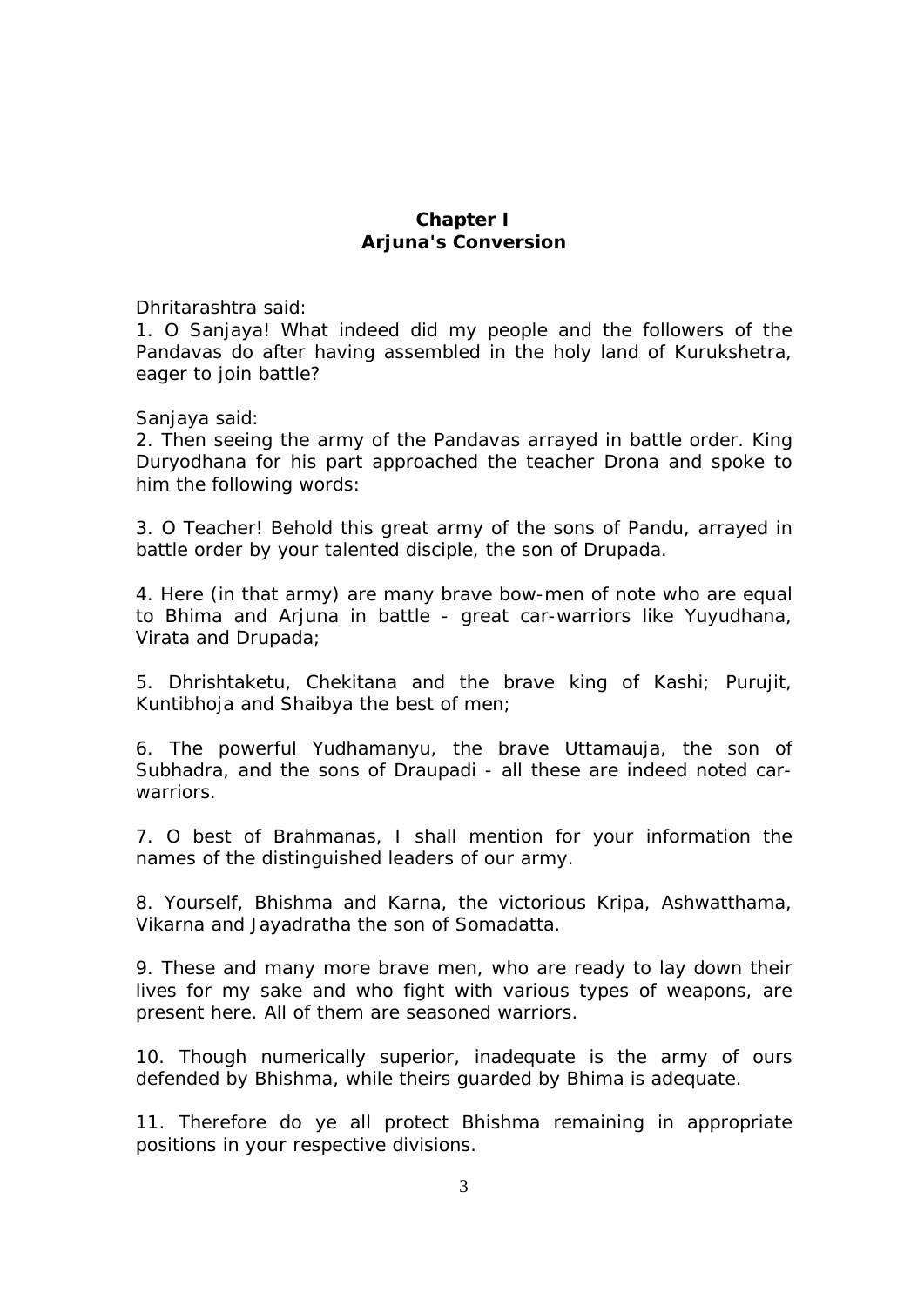## Chapter I
## Arjuna's Conversion

Dhritarashtra said:
1. O Sanjaya! What indeed did my people and the followers of the Pandavas do after having assembled in the holy land of Kurukshetra, eager to join battle?

Sanjaya said:
2. Then seeing the army of the Pandavas arrayed in battle order. King Duryodhana for his part approached the teacher Drona and spoke to him the following words:

3. O Teacher! Behold this great army of the sons of Pandu, arrayed in battle order by your talented disciple, the son of Drupada.

4. Here (in that army) are many brave bow-men of note who are equal to Bhima and Arjuna in battle - great car-warriors like Yuyudhana, Virata and Drupada;

5. Dhrishtaketu, Chekitana and the brave king of Kashi; Purujit, Kuntibhoja and Shaibya the best of men;

6. The powerful Yudhamanyu, the brave Uttamauja, the son of Subhadra, and the sons of Draupadi - all these are indeed noted car-warriors.

7. O best of Brahmanas, I shall mention for your information the names of the distinguished leaders of our army.

8. Yourself, Bhishma and Karna, the victorious Kripa, Ashwatthama, Vikarna and Jayadratha the son of Somadatta.

9. These and many more brave men, who are ready to lay down their lives for my sake and who fight with various types of weapons, are present here. All of them are seasoned warriors.

10. Though numerically superior, inadequate is the army of ours defended by Bhishma, while theirs guarded by Bhima is adequate.

11. Therefore do ye all protect Bhishma remaining in appropriate positions in your respective divisions.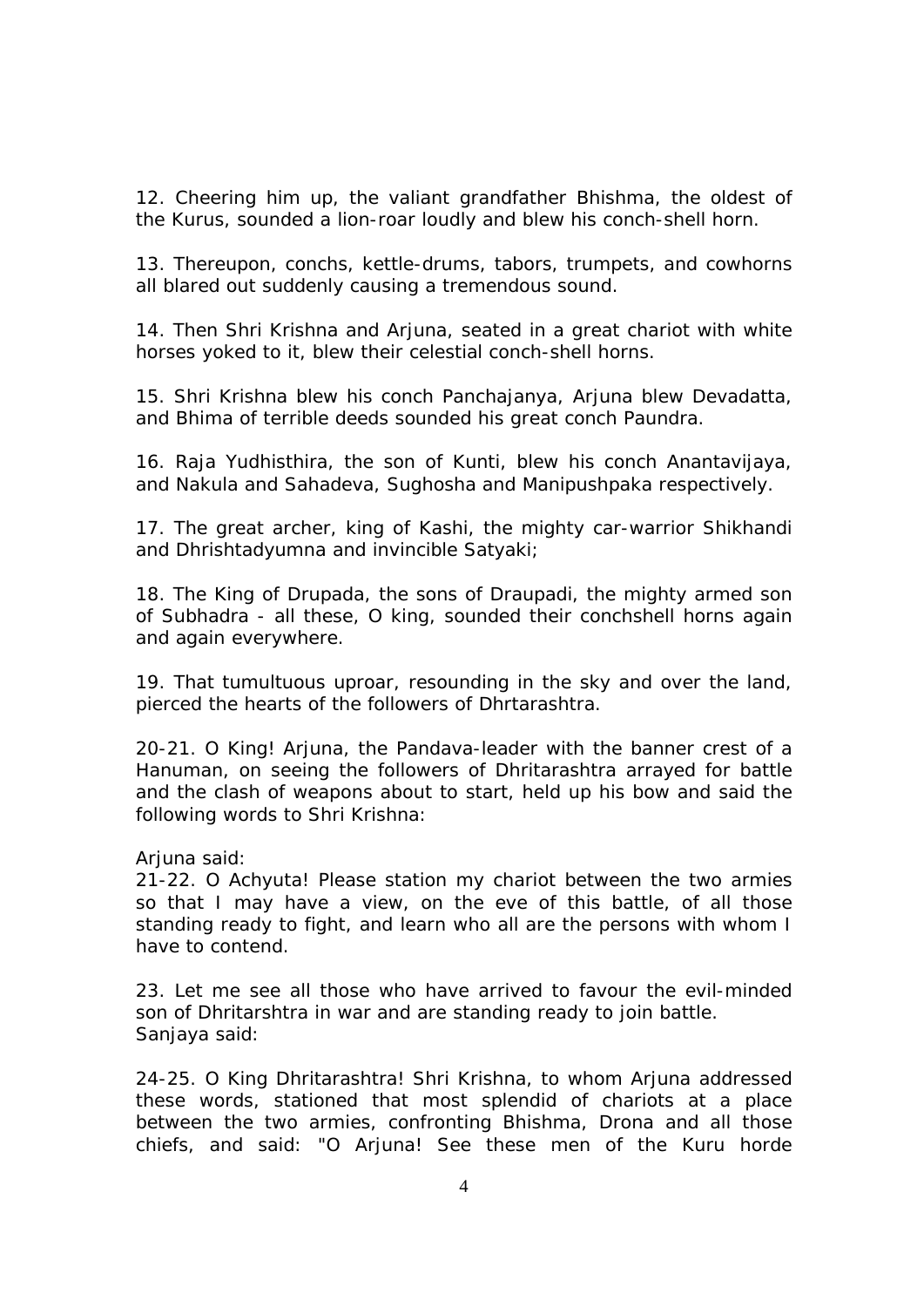12. Cheering him up, the valiant grandfather Bhishma, the oldest of the Kurus, sounded a lion-roar loudly and blew his conch-shell horn.

13. Thereupon, conchs, kettle-drums, tabors, trumpets, and cowhorns all blared out suddenly causing a tremendous sound.

14. Then Shri Krishna and Arjuna, seated in a great chariot with white horses yoked to it, blew their celestial conch-shell horns.

15. Shri Krishna blew his conch Panchajanya, Arjuna blew Devadatta, and Bhima of terrible deeds sounded his great conch Paundra.

16. Raja Yudhisthira, the son of Kunti, blew his conch Anantavijaya, and Nakula and Sahadeva, Sughosha and Manipushpaka respectively.

17. The great archer, king of Kashi, the mighty car-warrior Shikhandi and Dhrishtadyumna and invincible Satyaki;

18. The King of Drupada, the sons of Draupadi, the mighty armed son of Subhadra - all these, O king, sounded their conchshell horns again and again everywhere.

19. That tumultuous uproar, resounding in the sky and over the land, pierced the hearts of the followers of Dhrtarashtra.

20-21. O King! Arjuna, the Pandava-leader with the banner crest of a Hanuman, on seeing the followers of Dhritarashtra arrayed for battle and the clash of weapons about to start, held up his bow and said the following words to Shri Krishna:

Arjuna said:
21-22. O Achyuta! Please station my chariot between the two armies so that I may have a view, on the eve of this battle, of all those standing ready to fight, and learn who all are the persons with whom I have to contend.

23. Let me see all those who have arrived to favour the evil-minded son of Dhritarshtra in war and are standing ready to join battle.
Sanjaya said:

24-25. O King Dhritarashtra! Shri Krishna, to whom Arjuna addressed these words, stationed that most splendid of chariots at a place between the two armies, confronting Bhishma, Drona and all those chiefs, and said: "O Arjuna! See these men of the Kuru horde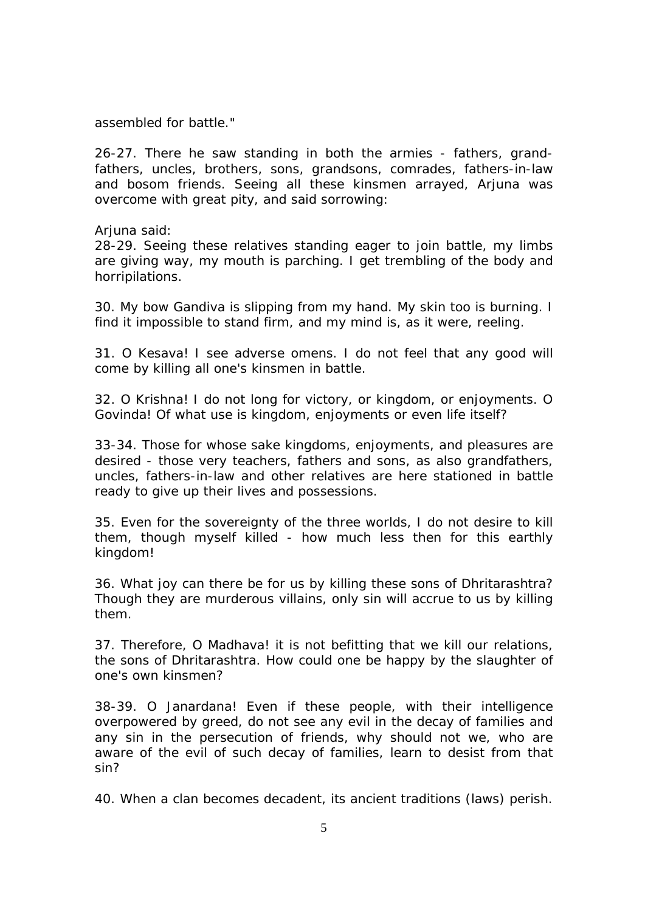assembled for battle."

26-27. There he saw standing in both the armies - fathers, grand-fathers, uncles, brothers, sons, grandsons, comrades, fathers-in-law and bosom friends. Seeing all these kinsmen arrayed, Arjuna was overcome with great pity, and said sorrowing:

Arjuna said:
28-29. Seeing these relatives standing eager to join battle, my limbs are giving way, my mouth is parching. I get trembling of the body and horripilations.

30. My bow Gandiva is slipping from my hand. My skin too is burning. I find it impossible to stand firm, and my mind is, as it were, reeling.

31. O Kesava! I see adverse omens. I do not feel that any good will come by killing all one's kinsmen in battle.

32. O Krishna! I do not long for victory, or kingdom, or enjoyments. O Govinda! Of what use is kingdom, enjoyments or even life itself?

33-34. Those for whose sake kingdoms, enjoyments, and pleasures are desired - those very teachers, fathers and sons, as also grandfathers, uncles, fathers-in-law and other relatives are here stationed in battle ready to give up their lives and possessions.

35. Even for the sovereignty of the three worlds, I do not desire to kill them, though myself killed - how much less then for this earthly kingdom!

36. What joy can there be for us by killing these sons of Dhritarashtra? Though they are murderous villains, only sin will accrue to us by killing them.

37. Therefore, O Madhava! it is not befitting that we kill our relations, the sons of Dhritarashtra. How could one be happy by the slaughter of one's own kinsmen?

38-39. O Janardana! Even if these people, with their intelligence overpowered by greed, do not see any evil in the decay of families and any sin in the persecution of friends, why should not we, who are aware of the evil of such decay of families, learn to desist from that sin?

40. When a clan becomes decadent, its ancient traditions (laws) perish.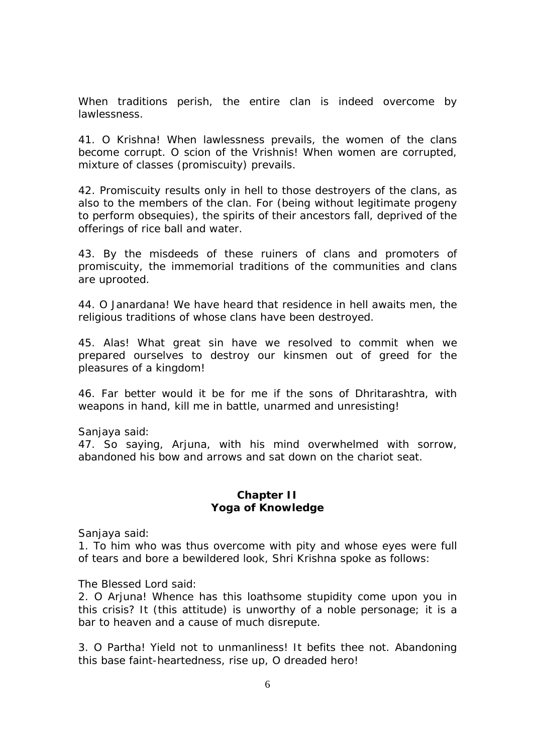When traditions perish, the entire clan is indeed overcome by lawlessness.

41. O Krishna! When lawlessness prevails, the women of the clans become corrupt. O scion of the Vrishnis! When women are corrupted, mixture of classes (promiscuity) prevails.

42. Promiscuity results only in hell to those destroyers of the clans, as also to the members of the clan. For (being without legitimate progeny to perform obsequies), the spirits of their ancestors fall, deprived of the offerings of rice ball and water.

43. By the misdeeds of these ruiners of clans and promoters of promiscuity, the immemorial traditions of the communities and clans are uprooted.

44. O Janardana! We have heard that residence in hell awaits men, the religious traditions of whose clans have been destroyed.

45. Alas! What great sin have we resolved to commit when we prepared ourselves to destroy our kinsmen out of greed for the pleasures of a kingdom!

46. Far better would it be for me if the sons of Dhritarashtra, with weapons in hand, kill me in battle, unarmed and unresisting!

Sanjaya said:
47. So saying, Arjuna, with his mind overwhelmed with sorrow, abandoned his bow and arrows and sat down on the chariot seat.

## Chapter II
## Yoga of Knowledge

Sanjaya said:
1. To him who was thus overcome with pity and whose eyes were full of tears and bore a bewildered look, Shri Krishna spoke as follows:

The Blessed Lord said:
2. O Arjuna! Whence has this loathsome stupidity come upon you in this crisis? It (this attitude) is unworthy of a noble personage; it is a bar to heaven and a cause of much disrepute.

3. O Partha! Yield not to unmanliness! It befits thee not. Abandoning this base faint-heartedness, rise up, O dreaded hero!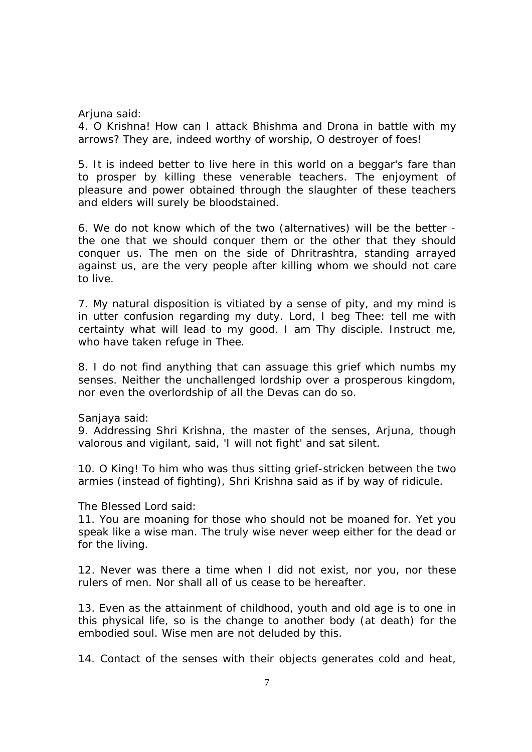Arjuna said:

4. O Krishna! How can I attack Bhishma and Drona in battle with my arrows? They are, indeed worthy of worship, O destroyer of foes!

5. It is indeed better to live here in this world on a beggar's fare than to prosper by killing these venerable teachers. The enjoyment of pleasure and power obtained through the slaughter of these teachers and elders will surely be bloodstained.

6. We do not know which of the two (alternatives) will be the better - the one that we should conquer them or the other that they should conquer us. The men on the side of Dhritrashtra, standing arrayed against us, are the very people after killing whom we should not care to live.

7. My natural disposition is vitiated by a sense of pity, and my mind is in utter confusion regarding my duty. Lord, I beg Thee: tell me with certainty what will lead to my good. I am Thy disciple. Instruct me, who have taken refuge in Thee.

8. I do not find anything that can assuage this grief which numbs my senses. Neither the unchallenged lordship over a prosperous kingdom, nor even the overlordship of all the Devas can do so.

Sanjaya said:

9. Addressing Shri Krishna, the master of the senses, Arjuna, though valorous and vigilant, said, 'I will not fight' and sat silent.

10. O King! To him who was thus sitting grief-stricken between the two armies (instead of fighting), Shri Krishna said as if by way of ridicule.

The Blessed Lord said:

11. You are moaning for those who should not be moaned for. Yet you speak like a wise man. The truly wise never weep either for the dead or for the living.

12. Never was there a time when I did not exist, nor you, nor these rulers of men. Nor shall all of us cease to be hereafter.

13. Even as the attainment of childhood, youth and old age is to one in this physical life, so is the change to another body (at death) for the embodied soul. Wise men are not deluded by this.

14. Contact of the senses with their objects generates cold and heat,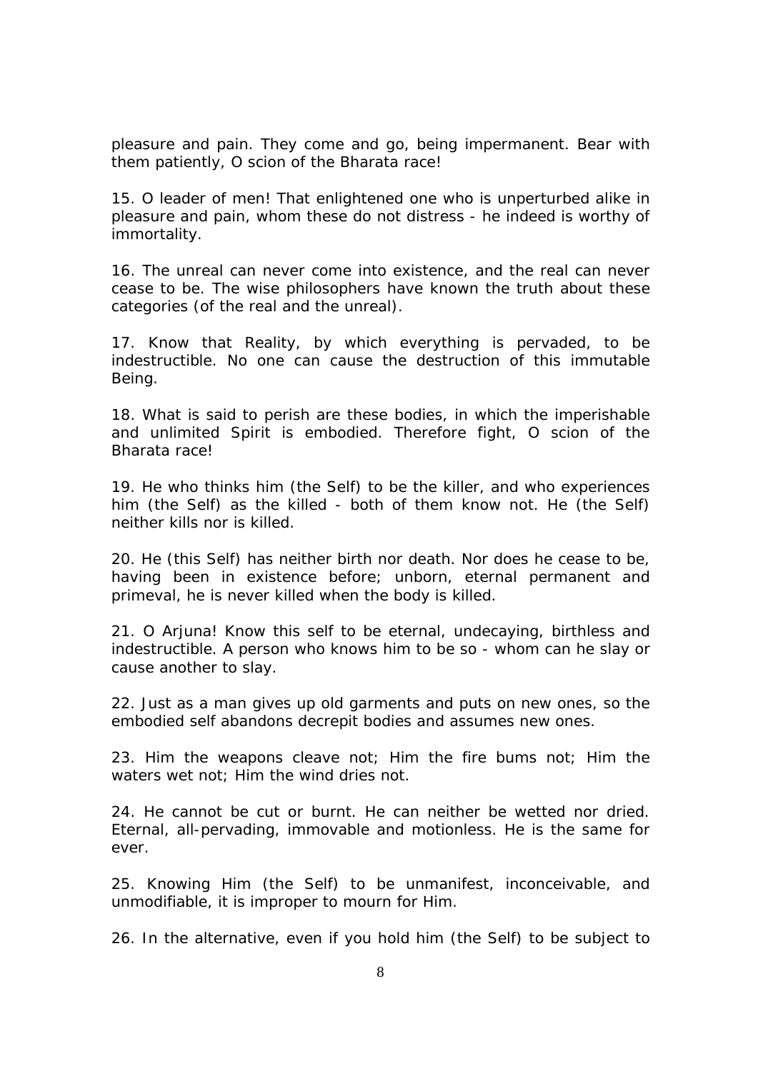pleasure and pain. They come and go, being impermanent. Bear with them patiently, O scion of the Bharata race!

15. O leader of men! That enlightened one who is unperturbed alike in pleasure and pain, whom these do not distress - he indeed is worthy of immortality.

16. The unreal can never come into existence, and the real can never cease to be. The wise philosophers have known the truth about these categories (of the real and the unreal).

17. Know that Reality, by which everything is pervaded, to be indestructible. No one can cause the destruction of this immutable Being.

18. What is said to perish are these bodies, in which the imperishable and unlimited Spirit is embodied. Therefore fight, O scion of the Bharata race!

19. He who thinks him (the Self) to be the killer, and who experiences him (the Self) as the killed - both of them know not. He (the Self) neither kills nor is killed.

20. He (this Self) has neither birth nor death. Nor does he cease to be, having been in existence before; unborn, eternal permanent and primeval, he is never killed when the body is killed.

21. O Arjuna! Know this self to be eternal, undecaying, birthless and indestructible. A person who knows him to be so - whom can he slay or cause another to slay.

22. Just as a man gives up old garments and puts on new ones, so the embodied self abandons decrepit bodies and assumes new ones.

23. Him the weapons cleave not; Him the fire bums not; Him the waters wet not; Him the wind dries not.

24. He cannot be cut or burnt. He can neither be wetted nor dried. Eternal, all-pervading, immovable and motionless. He is the same for ever.

25. Knowing Him (the Self) to be unmanifest, inconceivable, and unmodifiable, it is improper to mourn for Him.

26. In the alternative, even if you hold him (the Self) to be subject to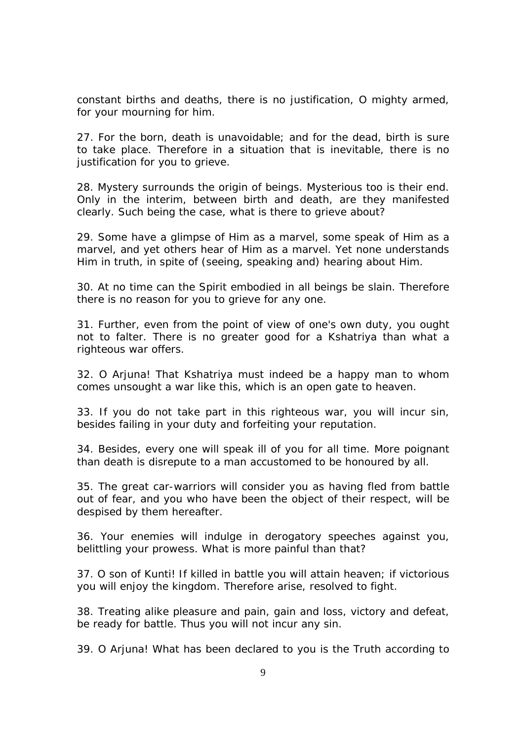constant births and deaths, there is no justification, O mighty armed, for your mourning for him.

27. For the born, death is unavoidable; and for the dead, birth is sure to take place. Therefore in a situation that is inevitable, there is no justification for you to grieve.

28. Mystery surrounds the origin of beings. Mysterious too is their end. Only in the interim, between birth and death, are they manifested clearly. Such being the case, what is there to grieve about?

29. Some have a glimpse of Him as a marvel, some speak of Him as a marvel, and yet others hear of Him as a marvel. Yet none understands Him in truth, in spite of (seeing, speaking and) hearing about Him.

30. At no time can the Spirit embodied in all beings be slain. Therefore there is no reason for you to grieve for any one.

31. Further, even from the point of view of one's own duty, you ought not to falter. There is no greater good for a Kshatriya than what a righteous war offers.

32. O Arjuna! That Kshatriya must indeed be a happy man to whom comes unsought a war like this, which is an open gate to heaven.

33. If you do not take part in this righteous war, you will incur sin, besides failing in your duty and forfeiting your reputation.

34. Besides, every one will speak ill of you for all time. More poignant than death is disrepute to a man accustomed to be honoured by all.

35. The great car-warriors will consider you as having fled from battle out of fear, and you who have been the object of their respect, will be despised by them hereafter.

36. Your enemies will indulge in derogatory speeches against you, belittling your prowess. What is more painful than that?

37. O son of Kunti! If killed in battle you will attain heaven; if victorious you will enjoy the kingdom. Therefore arise, resolved to fight.

38. Treating alike pleasure and pain, gain and loss, victory and defeat, be ready for battle. Thus you will not incur any sin.

39. O Arjuna! What has been declared to you is the Truth according to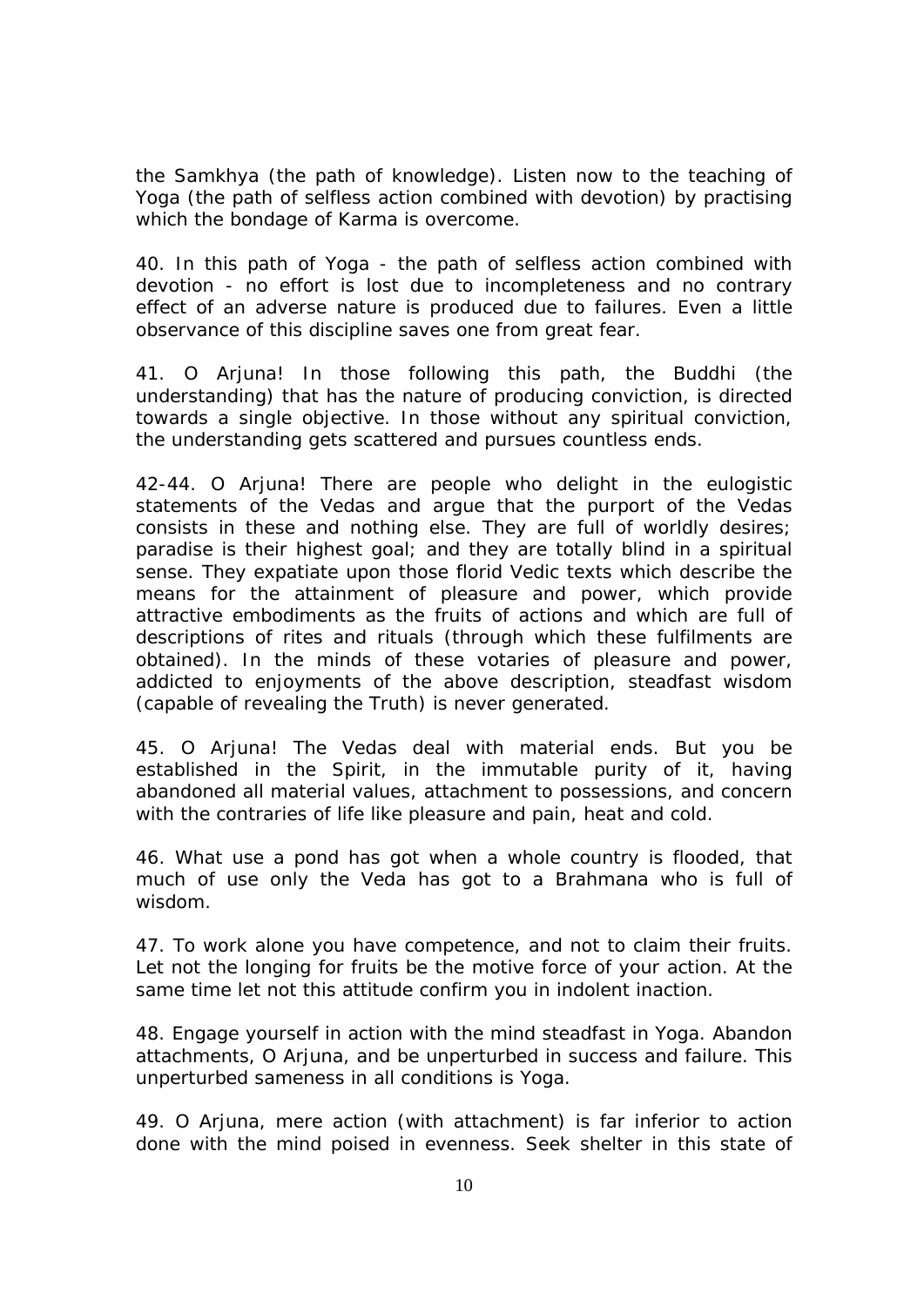the Samkhya (the path of knowledge). Listen now to the teaching of Yoga (the path of selfless action combined with devotion) by practising which the bondage of Karma is overcome.

40. In this path of Yoga - the path of selfless action combined with devotion - no effort is lost due to incompleteness and no contrary effect of an adverse nature is produced due to failures. Even a little observance of this discipline saves one from great fear.

41. O Arjuna! In those following this path, the Buddhi (the understanding) that has the nature of producing conviction, is directed towards a single objective. In those without any spiritual conviction, the understanding gets scattered and pursues countless ends.

42-44. O Arjuna! There are people who delight in the eulogistic statements of the Vedas and argue that the purport of the Vedas consists in these and nothing else. They are full of worldly desires; paradise is their highest goal; and they are totally blind in a spiritual sense. They expatiate upon those florid Vedic texts which describe the means for the attainment of pleasure and power, which provide attractive embodiments as the fruits of actions and which are full of descriptions of rites and rituals (through which these fulfilments are obtained). In the minds of these votaries of pleasure and power, addicted to enjoyments of the above description, steadfast wisdom (capable of revealing the Truth) is never generated.

45. O Arjuna! The Vedas deal with material ends. But you be established in the Spirit, in the immutable purity of it, having abandoned all material values, attachment to possessions, and concern with the contraries of life like pleasure and pain, heat and cold.

46. What use a pond has got when a whole country is flooded, that much of use only the Veda has got to a Brahmana who is full of wisdom.

47. To work alone you have competence, and not to claim their fruits. Let not the longing for fruits be the motive force of your action. At the same time let not this attitude confirm you in indolent inaction.

48. Engage yourself in action with the mind steadfast in Yoga. Abandon attachments, O Arjuna, and be unperturbed in success and failure. This unperturbed sameness in all conditions is Yoga.

49. O Arjuna, mere action (with attachment) is far inferior to action done with the mind poised in evenness. Seek shelter in this state of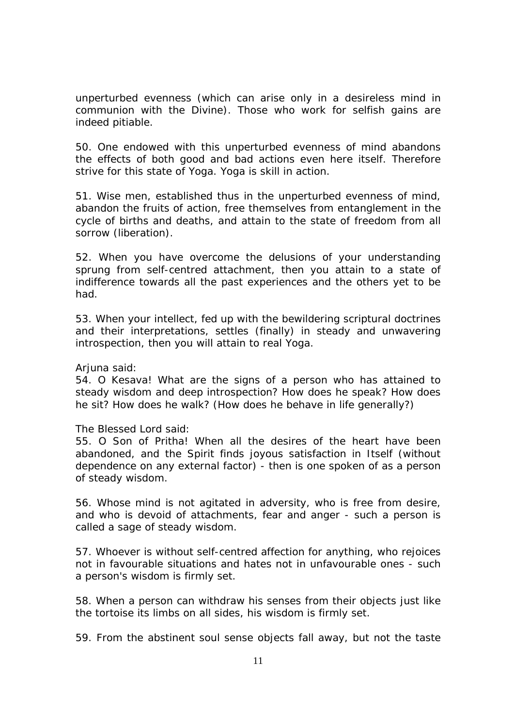unperturbed evenness (which can arise only in a desireless mind in communion with the Divine). Those who work for selfish gains are indeed pitiable.

50. One endowed with this unperturbed evenness of mind abandons the effects of both good and bad actions even here itself. Therefore strive for this state of Yoga. Yoga is skill in action.

51. Wise men, established thus in the unperturbed evenness of mind, abandon the fruits of action, free themselves from entanglement in the cycle of births and deaths, and attain to the state of freedom from all sorrow (liberation).

52. When you have overcome the delusions of your understanding sprung from self-centred attachment, then you attain to a state of indifference towards all the past experiences and the others yet to be had.

53. When your intellect, fed up with the bewildering scriptural doctrines and their interpretations, settles (finally) in steady and unwavering introspection, then you will attain to real Yoga.

Arjuna said:
54. O Kesava! What are the signs of a person who has attained to steady wisdom and deep introspection? How does he speak? How does he sit? How does he walk? (How does he behave in life generally?)

The Blessed Lord said:
55. O Son of Pritha! When all the desires of the heart have been abandoned, and the Spirit finds joyous satisfaction in Itself (without dependence on any external factor) - then is one spoken of as a person of steady wisdom.

56. Whose mind is not agitated in adversity, who is free from desire, and who is devoid of attachments, fear and anger - such a person is called a sage of steady wisdom.

57. Whoever is without self-centred affection for anything, who rejoices not in favourable situations and hates not in unfavourable ones - such a person's wisdom is firmly set.

58. When a person can withdraw his senses from their objects just like the tortoise its limbs on all sides, his wisdom is firmly set.

59. From the abstinent soul sense objects fall away, but not the taste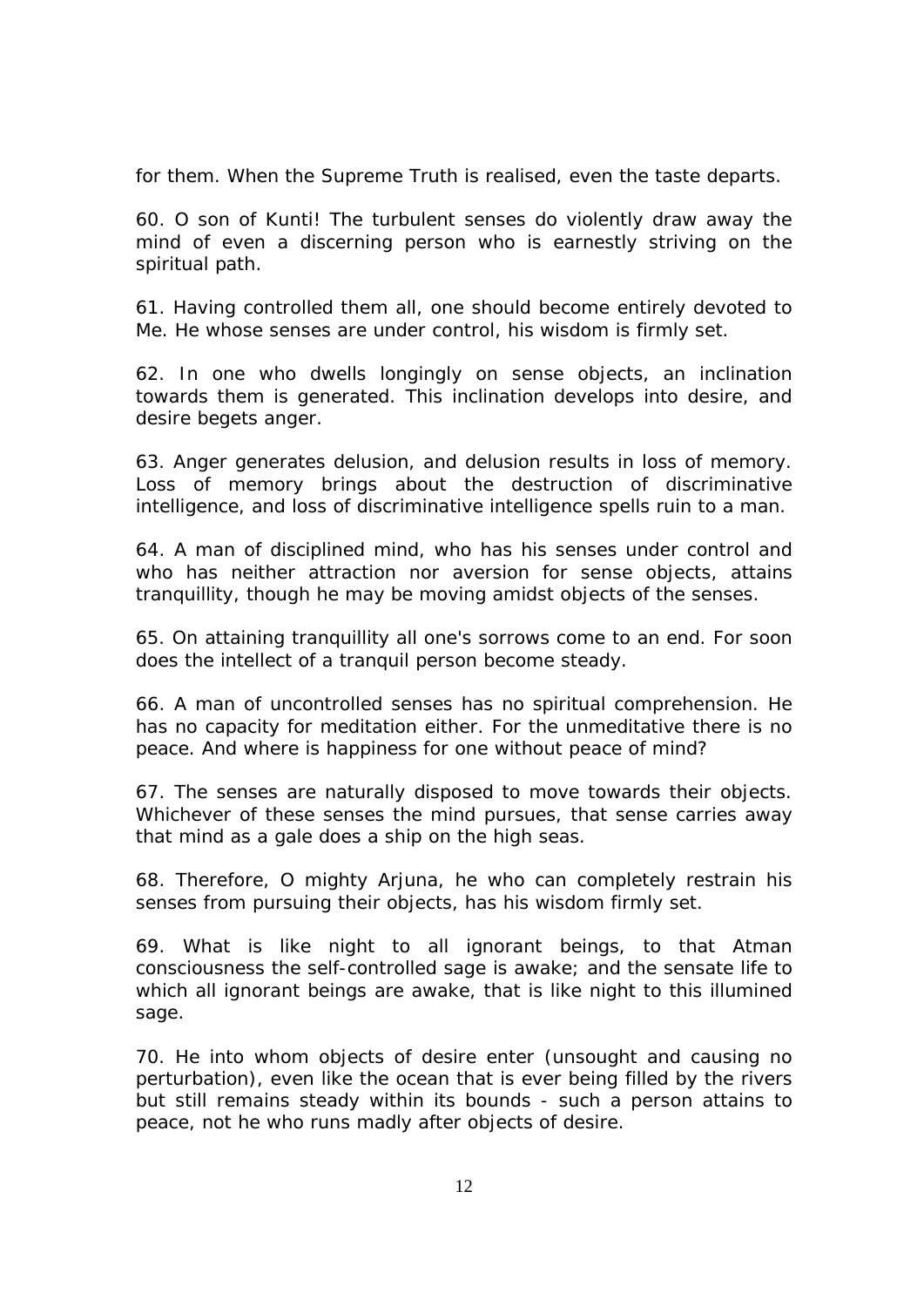for them. When the Supreme Truth is realised, even the taste departs.

60. O son of Kunti! The turbulent senses do violently draw away the mind of even a discerning person who is earnestly striving on the spiritual path.

61. Having controlled them all, one should become entirely devoted to Me. He whose senses are under control, his wisdom is firmly set.

62. In one who dwells longingly on sense objects, an inclination towards them is generated. This inclination develops into desire, and desire begets anger.

63. Anger generates delusion, and delusion results in loss of memory. Loss of memory brings about the destruction of discriminative intelligence, and loss of discriminative intelligence spells ruin to a man.

64. A man of disciplined mind, who has his senses under control and who has neither attraction nor aversion for sense objects, attains tranquillity, though he may be moving amidst objects of the senses.

65. On attaining tranquillity all one's sorrows come to an end. For soon does the intellect of a tranquil person become steady.

66. A man of uncontrolled senses has no spiritual comprehension. He has no capacity for meditation either. For the unmeditative there is no peace. And where is happiness for one without peace of mind?

67. The senses are naturally disposed to move towards their objects. Whichever of these senses the mind pursues, that sense carries away that mind as a gale does a ship on the high seas.

68. Therefore, O mighty Arjuna, he who can completely restrain his senses from pursuing their objects, has his wisdom firmly set.

69. What is like night to all ignorant beings, to that Atman consciousness the self-controlled sage is awake; and the sensate life to which all ignorant beings are awake, that is like night to this illumined sage.

70. He into whom objects of desire enter (unsought and causing no perturbation), even like the ocean that is ever being filled by the rivers but still remains steady within its bounds - such a person attains to peace, not he who runs madly after objects of desire.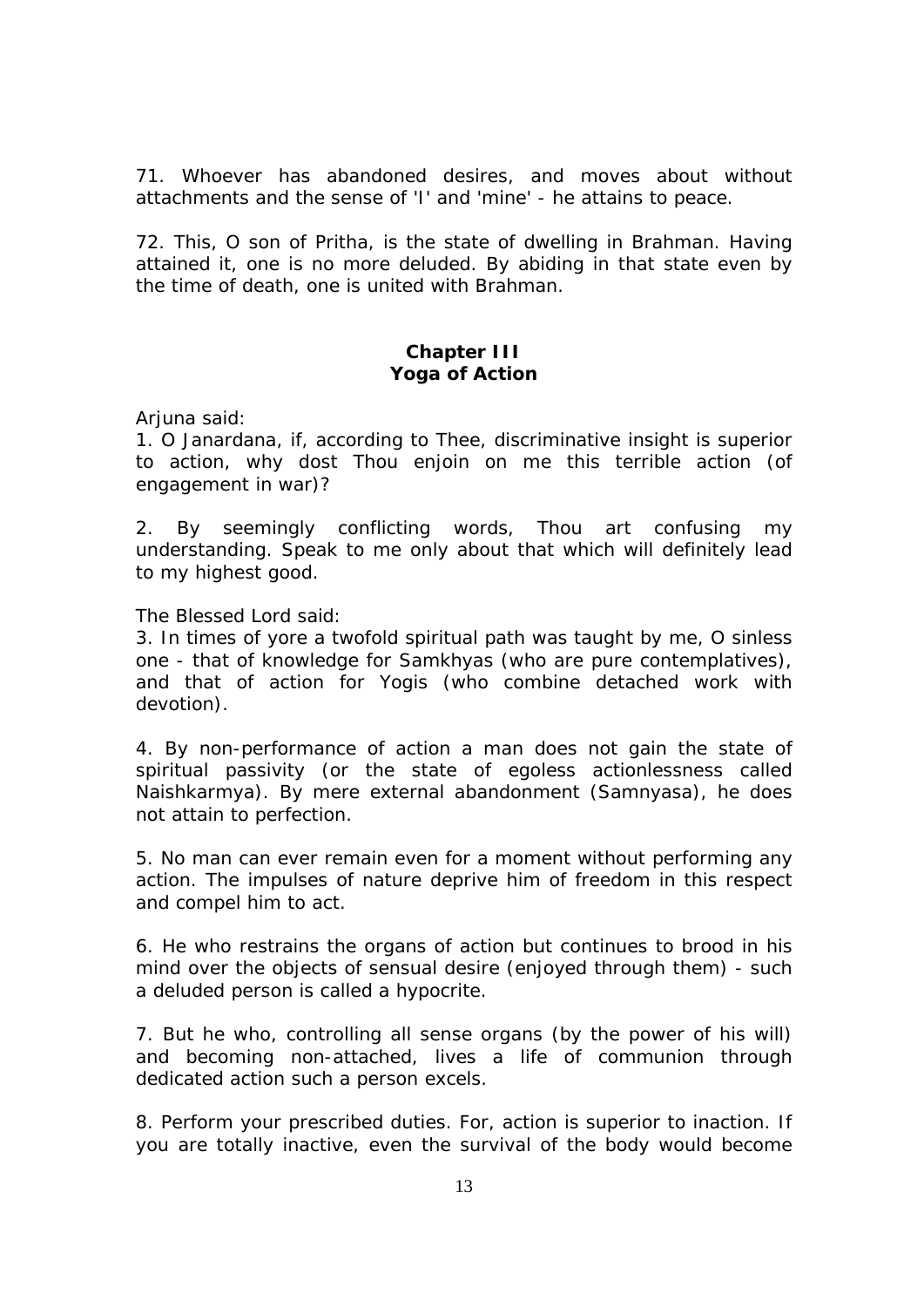71. Whoever has abandoned desires, and moves about without attachments and the sense of 'I' and 'mine' - he attains to peace.

72. This, O son of Pritha, is the state of dwelling in Brahman. Having attained it, one is no more deluded. By abiding in that state even by the time of death, one is united with Brahman.

## Chapter III
## Yoga of Action

Arjuna said:

1. O Janardana, if, according to Thee, discriminative insight is superior to action, why dost Thou enjoin on me this terrible action (of engagement in war)?

2. By seemingly conflicting words, Thou art confusing my understanding. Speak to me only about that which will definitely lead to my highest good.

The Blessed Lord said:

3. In times of yore a twofold spiritual path was taught by me, O sinless one - that of knowledge for Samkhyas (who are pure contemplatives), and that of action for Yogis (who combine detached work with devotion).

4. By non-performance of action a man does not gain the state of spiritual passivity (or the state of egoless actionlessness called Naishkarmya). By mere external abandonment (Samnyasa), he does not attain to perfection.

5. No man can ever remain even for a moment without performing any action. The impulses of nature deprive him of freedom in this respect and compel him to act.

6. He who restrains the organs of action but continues to brood in his mind over the objects of sensual desire (enjoyed through them) - such a deluded person is called a hypocrite.

7. But he who, controlling all sense organs (by the power of his will) and becoming non-attached, lives a life of communion through dedicated action such a person excels.

8. Perform your prescribed duties. For, action is superior to inaction. If you are totally inactive, even the survival of the body would become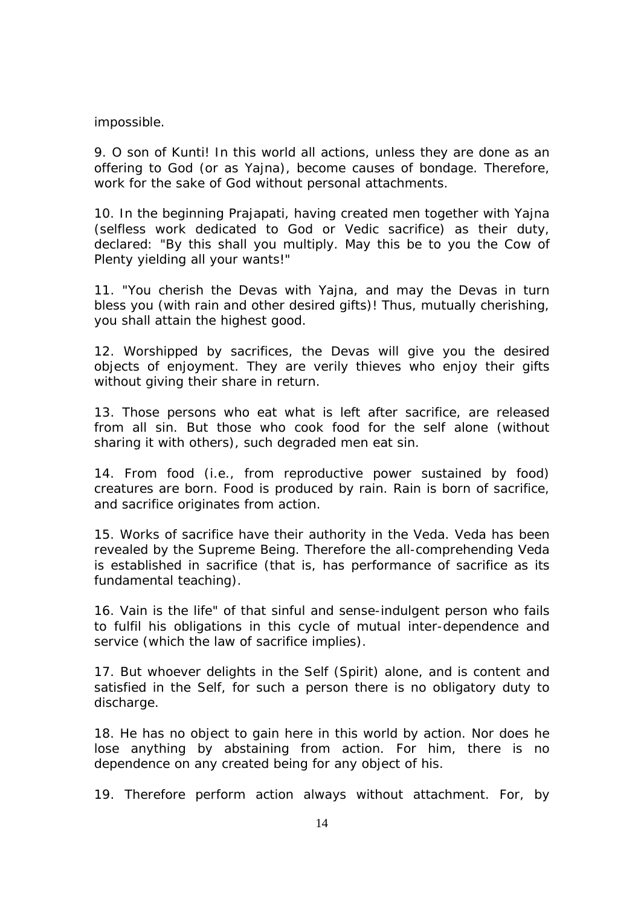impossible.

9. O son of Kunti! In this world all actions, unless they are done as an offering to God (or as Yajna), become causes of bondage. Therefore, work for the sake of God without personal attachments.

10. In the beginning Prajapati, having created men together with Yajna (selfless work dedicated to God or Vedic sacrifice) as their duty, declared: "By this shall you multiply. May this be to you the Cow of Plenty yielding all your wants!"

11. "You cherish the Devas with Yajna, and may the Devas in turn bless you (with rain and other desired gifts)! Thus, mutually cherishing, you shall attain the highest good.

12. Worshipped by sacrifices, the Devas will give you the desired objects of enjoyment. They are verily thieves who enjoy their gifts without giving their share in return.

13. Those persons who eat what is left after sacrifice, are released from all sin. But those who cook food for the self alone (without sharing it with others), such degraded men eat sin.

14. From food (i.e., from reproductive power sustained by food) creatures are born. Food is produced by rain. Rain is born of sacrifice, and sacrifice originates from action.

15. Works of sacrifice have their authority in the Veda. Veda has been revealed by the Supreme Being. Therefore the all-comprehending Veda is established in sacrifice (that is, has performance of sacrifice as its fundamental teaching).

16. Vain is the life" of that sinful and sense-indulgent person who fails to fulfil his obligations in this cycle of mutual inter-dependence and service (which the law of sacrifice implies).

17. But whoever delights in the Self (Spirit) alone, and is content and satisfied in the Self, for such a person there is no obligatory duty to discharge.

18. He has no object to gain here in this world by action. Nor does he lose anything by abstaining from action. For him, there is no dependence on any created being for any object of his.

19. Therefore perform action always without attachment. For, by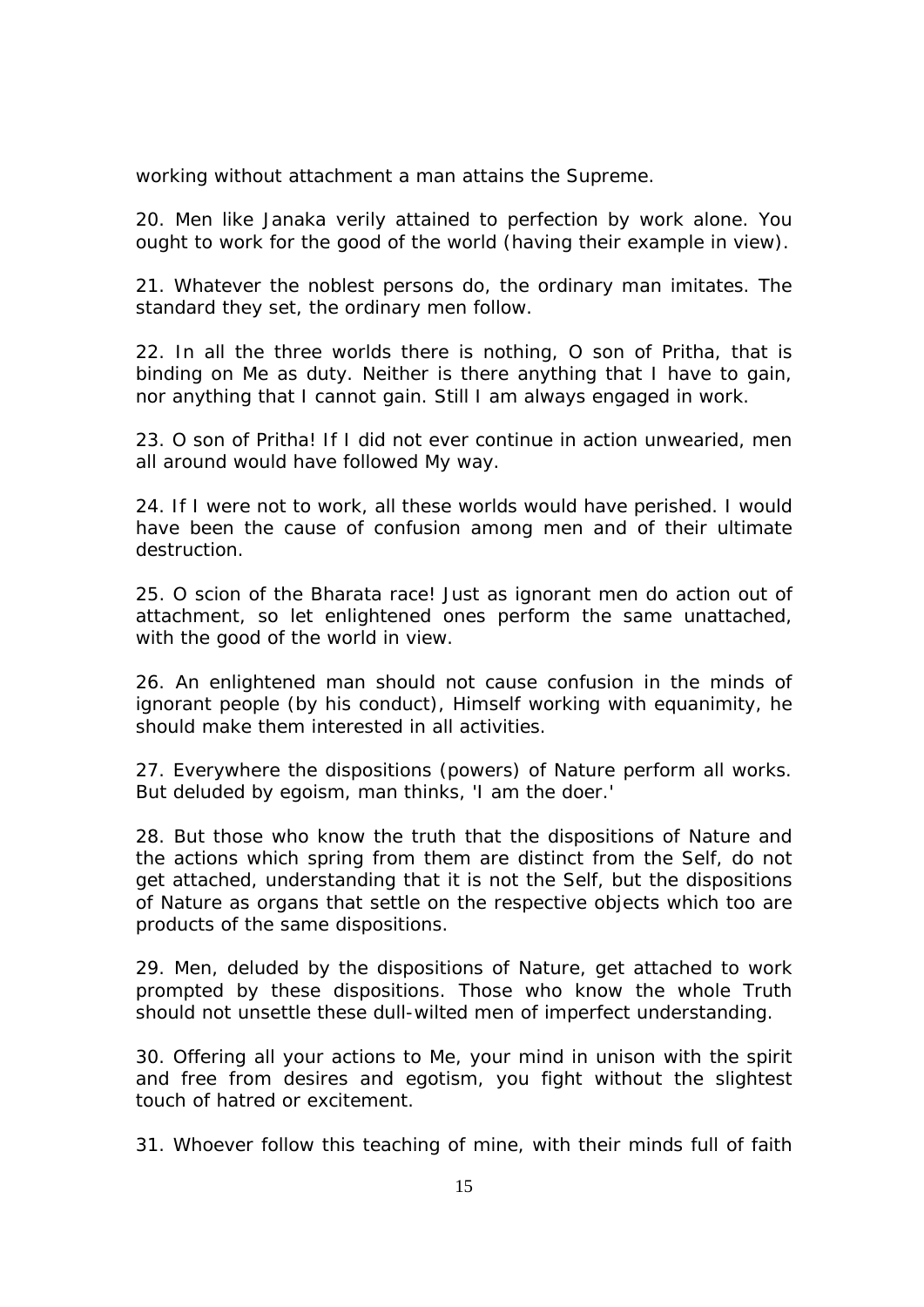working without attachment a man attains the Supreme.

20. Men like Janaka verily attained to perfection by work alone. You ought to work for the good of the world (having their example in view).

21. Whatever the noblest persons do, the ordinary man imitates. The standard they set, the ordinary men follow.

22. In all the three worlds there is nothing, O son of Pritha, that is binding on Me as duty. Neither is there anything that I have to gain, nor anything that I cannot gain. Still I am always engaged in work.

23. O son of Pritha! If I did not ever continue in action unwearied, men all around would have followed My way.

24. If I were not to work, all these worlds would have perished. I would have been the cause of confusion among men and of their ultimate destruction.

25. O scion of the Bharata race! Just as ignorant men do action out of attachment, so let enlightened ones perform the same unattached, with the good of the world in view.

26. An enlightened man should not cause confusion in the minds of ignorant people (by his conduct), Himself working with equanimity, he should make them interested in all activities.

27. Everywhere the dispositions (powers) of Nature perform all works. But deluded by egoism, man thinks, 'I am the doer.'

28. But those who know the truth that the dispositions of Nature and the actions which spring from them are distinct from the Self, do not get attached, understanding that it is not the Self, but the dispositions of Nature as organs that settle on the respective objects which too are products of the same dispositions.

29. Men, deluded by the dispositions of Nature, get attached to work prompted by these dispositions. Those who know the whole Truth should not unsettle these dull-wilted men of imperfect understanding.

30. Offering all your actions to Me, your mind in unison with the spirit and free from desires and egotism, you fight without the slightest touch of hatred or excitement.

31. Whoever follow this teaching of mine, with their minds full of faith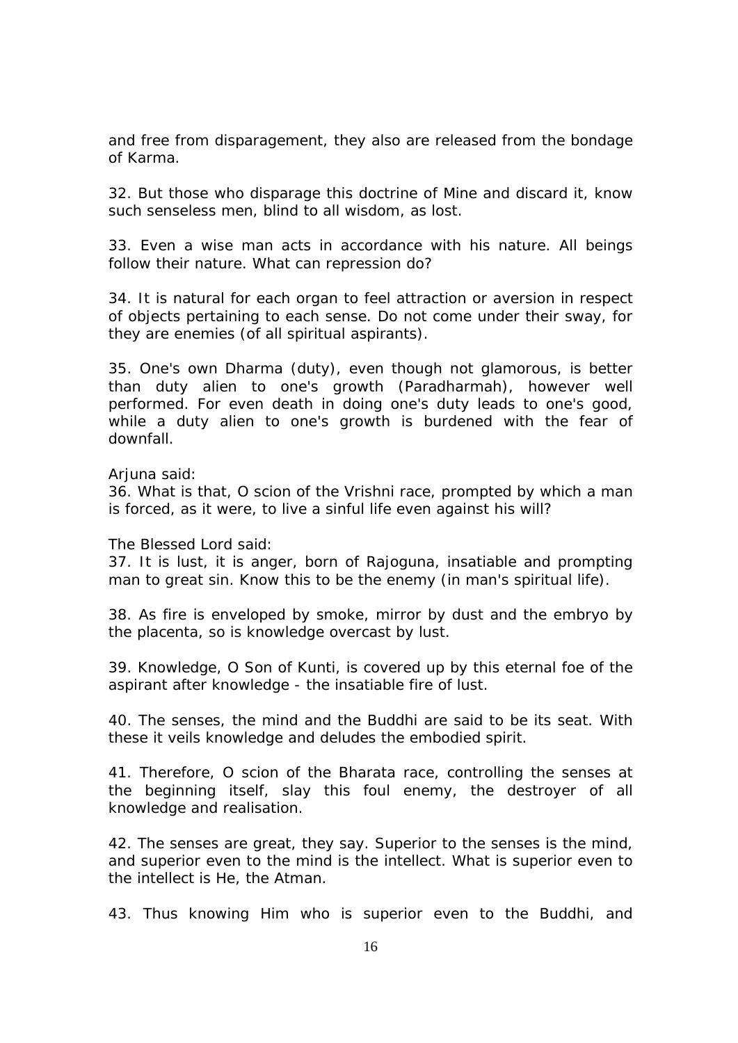and free from disparagement, they also are released from the bondage of Karma.

32. But those who disparage this doctrine of Mine and discard it, know such senseless men, blind to all wisdom, as lost.

33. Even a wise man acts in accordance with his nature. All beings follow their nature. What can repression do?

34. It is natural for each organ to feel attraction or aversion in respect of objects pertaining to each sense. Do not come under their sway, for they are enemies (of all spiritual aspirants).

35. One's own Dharma (duty), even though not glamorous, is better than duty alien to one's growth (Paradharmah), however well performed. For even death in doing one's duty leads to one's good, while a duty alien to one's growth is burdened with the fear of downfall.

Arjuna said:
36. What is that, O scion of the Vrishni race, prompted by which a man is forced, as it were, to live a sinful life even against his will?

The Blessed Lord said:
37. It is lust, it is anger, born of Rajoguna, insatiable and prompting man to great sin. Know this to be the enemy (in man's spiritual life).

38. As fire is enveloped by smoke, mirror by dust and the embryo by the placenta, so is knowledge overcast by lust.

39. Knowledge, O Son of Kunti, is covered up by this eternal foe of the aspirant after knowledge - the insatiable fire of lust.

40. The senses, the mind and the Buddhi are said to be its seat. With these it veils knowledge and deludes the embodied spirit.

41. Therefore, O scion of the Bharata race, controlling the senses at the beginning itself, slay this foul enemy, the destroyer of all knowledge and realisation.

42. The senses are great, they say. Superior to the senses is the mind, and superior even to the mind is the intellect. What is superior even to the intellect is He, the Atman.

43. Thus knowing Him who is superior even to the Buddhi, and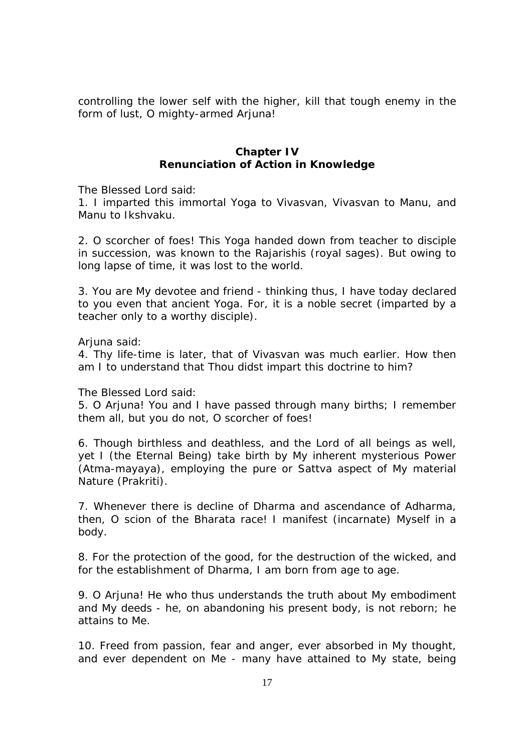controlling the lower self with the higher, kill that tough enemy in the form of lust, O mighty-armed Arjuna!

## Chapter IV
## Renunciation of Action in Knowledge

The Blessed Lord said:
1. I imparted this immortal Yoga to Vivasvan, Vivasvan to Manu, and Manu to Ikshvaku.

2. O scorcher of foes! This Yoga handed down from teacher to disciple in succession, was known to the Rajarishis (royal sages). But owing to long lapse of time, it was lost to the world.

3. You are My devotee and friend - thinking thus, I have today declared to you even that ancient Yoga. For, it is a noble secret (imparted by a teacher only to a worthy disciple).

Arjuna said:
4. Thy life-time is later, that of Vivasvan was much earlier. How then am I to understand that Thou didst impart this doctrine to him?

The Blessed Lord said:
5. O Arjuna! You and I have passed through many births; I remember them all, but you do not, O scorcher of foes!

6. Though birthless and deathless, and the Lord of all beings as well, yet I (the Eternal Being) take birth by My inherent mysterious Power (Atma-mayaya), employing the pure or Sattva aspect of My material Nature (Prakriti).

7. Whenever there is decline of Dharma and ascendance of Adharma, then, O scion of the Bharata race! I manifest (incarnate) Myself in a body.

8. For the protection of the good, for the destruction of the wicked, and for the establishment of Dharma, I am born from age to age.

9. O Arjuna! He who thus understands the truth about My embodiment and My deeds - he, on abandoning his present body, is not reborn; he attains to Me.

10. Freed from passion, fear and anger, ever absorbed in My thought, and ever dependent on Me - many have attained to My state, being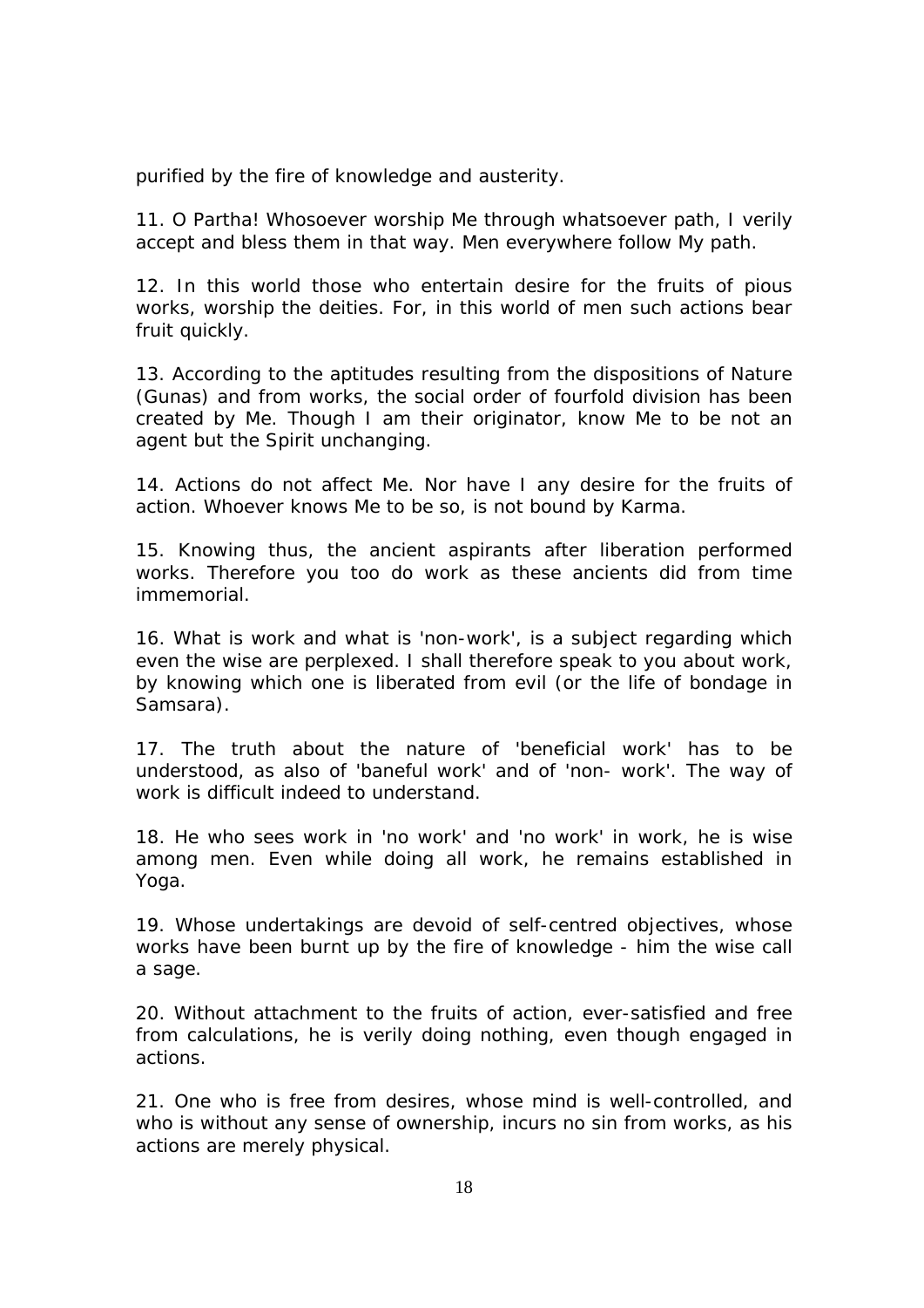purified by the fire of knowledge and austerity.

11. O Partha! Whosoever worship Me through whatsoever path, I verily accept and bless them in that way. Men everywhere follow My path.

12. In this world those who entertain desire for the fruits of pious works, worship the deities. For, in this world of men such actions bear fruit quickly.

13. According to the aptitudes resulting from the dispositions of Nature (Gunas) and from works, the social order of fourfold division has been created by Me. Though I am their originator, know Me to be not an agent but the Spirit unchanging.

14. Actions do not affect Me. Nor have I any desire for the fruits of action. Whoever knows Me to be so, is not bound by Karma.

15. Knowing thus, the ancient aspirants after liberation performed works. Therefore you too do work as these ancients did from time immemorial.

16. What is work and what is 'non-work', is a subject regarding which even the wise are perplexed. I shall therefore speak to you about work, by knowing which one is liberated from evil (or the life of bondage in Samsara).

17. The truth about the nature of 'beneficial work' has to be understood, as also of 'baneful work' and of 'non- work'. The way of work is difficult indeed to understand.

18. He who sees work in 'no work' and 'no work' in work, he is wise among men. Even while doing all work, he remains established in Yoga.

19. Whose undertakings are devoid of self-centred objectives, whose works have been burnt up by the fire of knowledge - him the wise call a sage.

20. Without attachment to the fruits of action, ever-satisfied and free from calculations, he is verily doing nothing, even though engaged in actions.

21. One who is free from desires, whose mind is well-controlled, and who is without any sense of ownership, incurs no sin from works, as his actions are merely physical.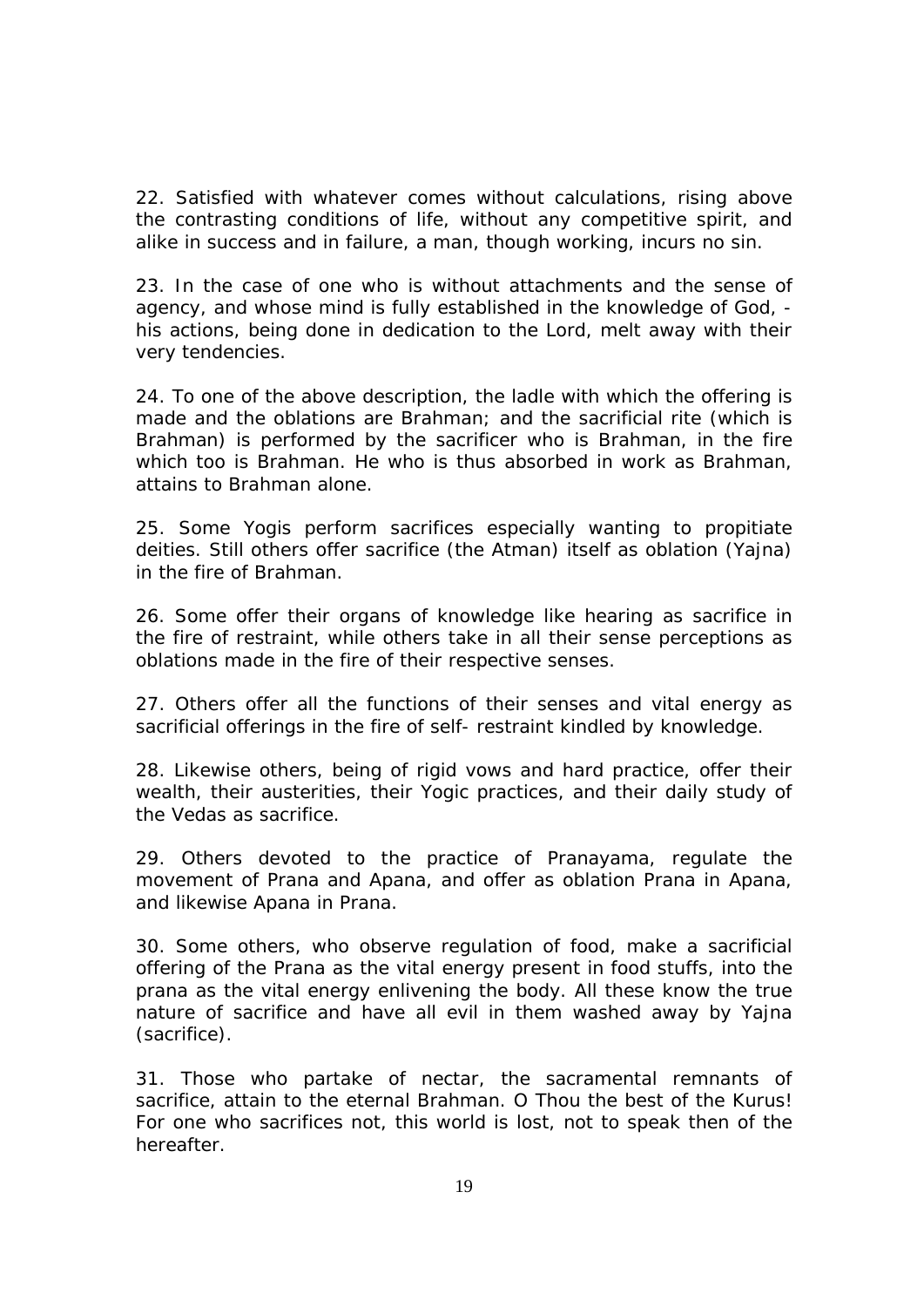22. Satisfied with whatever comes without calculations, rising above the contrasting conditions of life, without any competitive spirit, and alike in success and in failure, a man, though working, incurs no sin.

23. In the case of one who is without attachments and the sense of agency, and whose mind is fully established in the knowledge of God, - his actions, being done in dedication to the Lord, melt away with their very tendencies.

24. To one of the above description, the ladle with which the offering is made and the oblations are Brahman; and the sacrificial rite (which is Brahman) is performed by the sacrificer who is Brahman, in the fire which too is Brahman. He who is thus absorbed in work as Brahman, attains to Brahman alone.

25. Some Yogis perform sacrifices especially wanting to propitiate deities. Still others offer sacrifice (the Atman) itself as oblation (Yajna) in the fire of Brahman.

26. Some offer their organs of knowledge like hearing as sacrifice in the fire of restraint, while others take in all their sense perceptions as oblations made in the fire of their respective senses.

27. Others offer all the functions of their senses and vital energy as sacrificial offerings in the fire of self- restraint kindled by knowledge.

28. Likewise others, being of rigid vows and hard practice, offer their wealth, their austerities, their Yogic practices, and their daily study of the Vedas as sacrifice.

29. Others devoted to the practice of Pranayama, regulate the movement of Prana and Apana, and offer as oblation Prana in Apana, and likewise Apana in Prana.

30. Some others, who observe regulation of food, make a sacrificial offering of the Prana as the vital energy present in food stuffs, into the prana as the vital energy enlivening the body. All these know the true nature of sacrifice and have all evil in them washed away by Yajna (sacrifice).

31. Those who partake of nectar, the sacramental remnants of sacrifice, attain to the eternal Brahman. O Thou the best of the Kurus! For one who sacrifices not, this world is lost, not to speak then of the hereafter.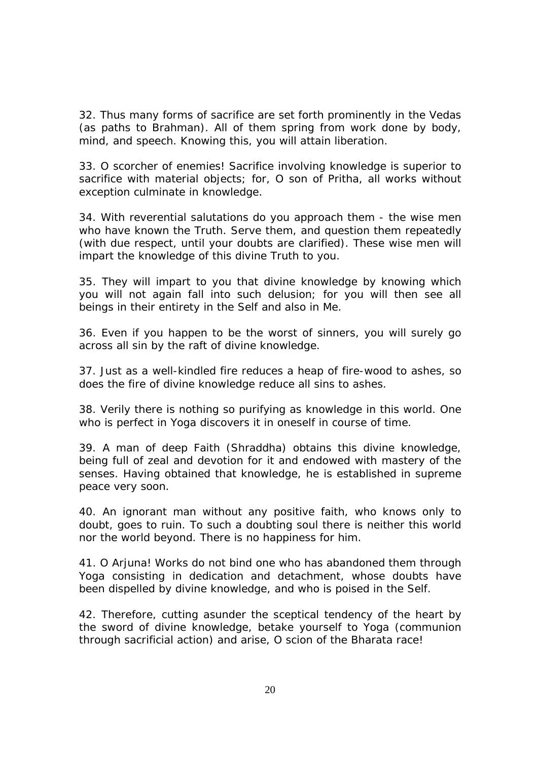32. Thus many forms of sacrifice are set forth prominently in the Vedas (as paths to Brahman). All of them spring from work done by body, mind, and speech. Knowing this, you will attain liberation.

33. O scorcher of enemies! Sacrifice involving knowledge is superior to sacrifice with material objects; for, O son of Pritha, all works without exception culminate in knowledge.

34. With reverential salutations do you approach them - the wise men who have known the Truth. Serve them, and question them repeatedly (with due respect, until your doubts are clarified). These wise men will impart the knowledge of this divine Truth to you.

35. They will impart to you that divine knowledge by knowing which you will not again fall into such delusion; for you will then see all beings in their entirety in the Self and also in Me.

36. Even if you happen to be the worst of sinners, you will surely go across all sin by the raft of divine knowledge.

37. Just as a well-kindled fire reduces a heap of fire-wood to ashes, so does the fire of divine knowledge reduce all sins to ashes.

38. Verily there is nothing so purifying as knowledge in this world. One who is perfect in Yoga discovers it in oneself in course of time.

39. A man of deep Faith (Shraddha) obtains this divine knowledge, being full of zeal and devotion for it and endowed with mastery of the senses. Having obtained that knowledge, he is established in supreme peace very soon.

40. An ignorant man without any positive faith, who knows only to doubt, goes to ruin. To such a doubting soul there is neither this world nor the world beyond. There is no happiness for him.

41. O Arjuna! Works do not bind one who has abandoned them through Yoga consisting in dedication and detachment, whose doubts have been dispelled by divine knowledge, and who is poised in the Self.

42. Therefore, cutting asunder the sceptical tendency of the heart by the sword of divine knowledge, betake yourself to Yoga (communion through sacrificial action) and arise, O scion of the Bharata race!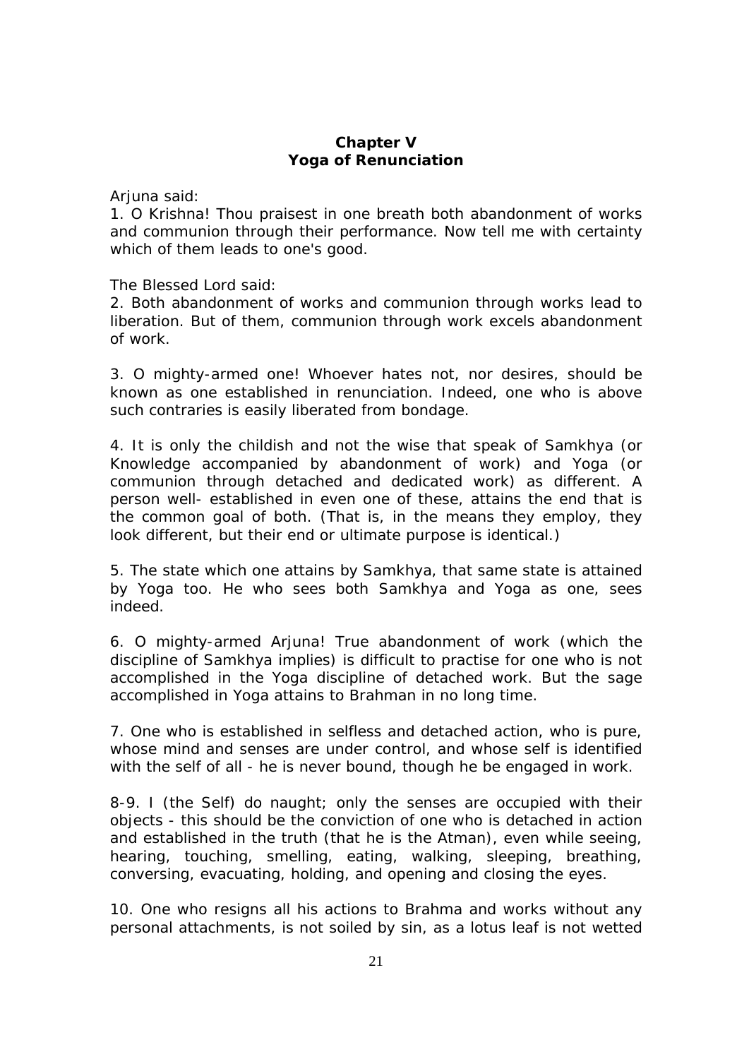## Chapter V
## Yoga of Renunciation

Arjuna said:

1. O Krishna! Thou praisest in one breath both abandonment of works and communion through their performance. Now tell me with certainty which of them leads to one's good.

The Blessed Lord said:

2. Both abandonment of works and communion through works lead to liberation. But of them, communion through work excels abandonment of work.

3. O mighty-armed one! Whoever hates not, nor desires, should be known as one established in renunciation. Indeed, one who is above such contraries is easily liberated from bondage.

4. It is only the childish and not the wise that speak of Samkhya (or Knowledge accompanied by abandonment of work) and Yoga (or communion through detached and dedicated work) as different. A person well- established in even one of these, attains the end that is the common goal of both. (That is, in the means they employ, they look different, but their end or ultimate purpose is identical.)

5. The state which one attains by Samkhya, that same state is attained by Yoga too. He who sees both Samkhya and Yoga as one, sees indeed.

6. O mighty-armed Arjuna! True abandonment of work (which the discipline of Samkhya implies) is difficult to practise for one who is not accomplished in the Yoga discipline of detached work. But the sage accomplished in Yoga attains to Brahman in no long time.

7. One who is established in selfless and detached action, who is pure, whose mind and senses are under control, and whose self is identified with the self of all - he is never bound, though he be engaged in work.

8-9. I (the Self) do naught; only the senses are occupied with their objects - this should be the conviction of one who is detached in action and established in the truth (that he is the Atman), even while seeing, hearing, touching, smelling, eating, walking, sleeping, breathing, conversing, evacuating, holding, and opening and closing the eyes.

10. One who resigns all his actions to Brahma and works without any personal attachments, is not soiled by sin, as a lotus leaf is not wetted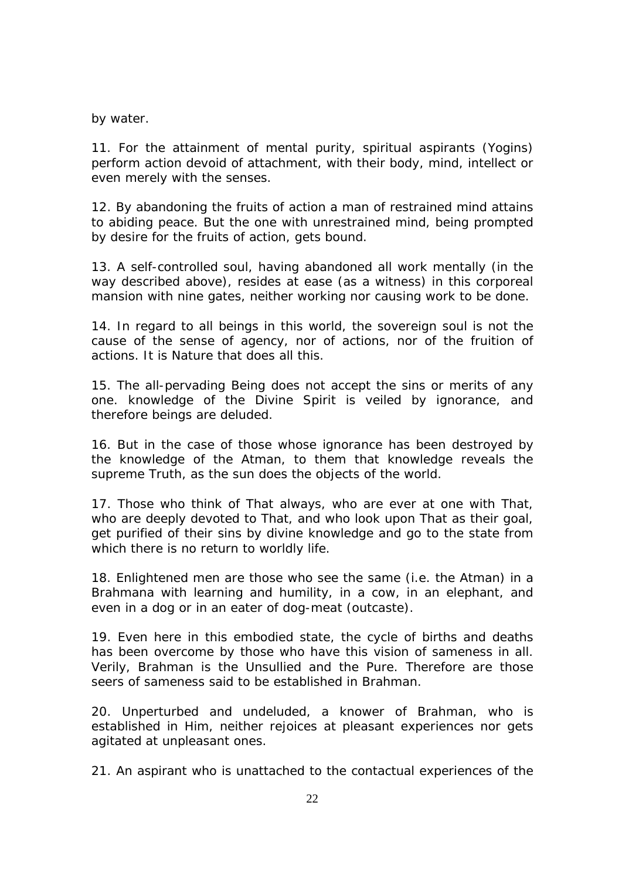by water.

11. For the attainment of mental purity, spiritual aspirants (Yogins) perform action devoid of attachment, with their body, mind, intellect or even merely with the senses.

12. By abandoning the fruits of action a man of restrained mind attains to abiding peace. But the one with unrestrained mind, being prompted by desire for the fruits of action, gets bound.

13. A self-controlled soul, having abandoned all work mentally (in the way described above), resides at ease (as a witness) in this corporeal mansion with nine gates, neither working nor causing work to be done.

14. In regard to all beings in this world, the sovereign soul is not the cause of the sense of agency, nor of actions, nor of the fruition of actions. It is Nature that does all this.

15. The all-pervading Being does not accept the sins or merits of any one. knowledge of the Divine Spirit is veiled by ignorance, and therefore beings are deluded.

16. But in the case of those whose ignorance has been destroyed by the knowledge of the Atman, to them that knowledge reveals the supreme Truth, as the sun does the objects of the world.

17. Those who think of That always, who are ever at one with That, who are deeply devoted to That, and who look upon That as their goal, get purified of their sins by divine knowledge and go to the state from which there is no return to worldly life.

18. Enlightened men are those who see the same (i.e. the Atman) in a Brahmana with learning and humility, in a cow, in an elephant, and even in a dog or in an eater of dog-meat (outcaste).

19. Even here in this embodied state, the cycle of births and deaths has been overcome by those who have this vision of sameness in all. Verily, Brahman is the Unsullied and the Pure. Therefore are those seers of sameness said to be established in Brahman.

20. Unperturbed and undeluded, a knower of Brahman, who is established in Him, neither rejoices at pleasant experiences nor gets agitated at unpleasant ones.

21. An aspirant who is unattached to the contactual experiences of the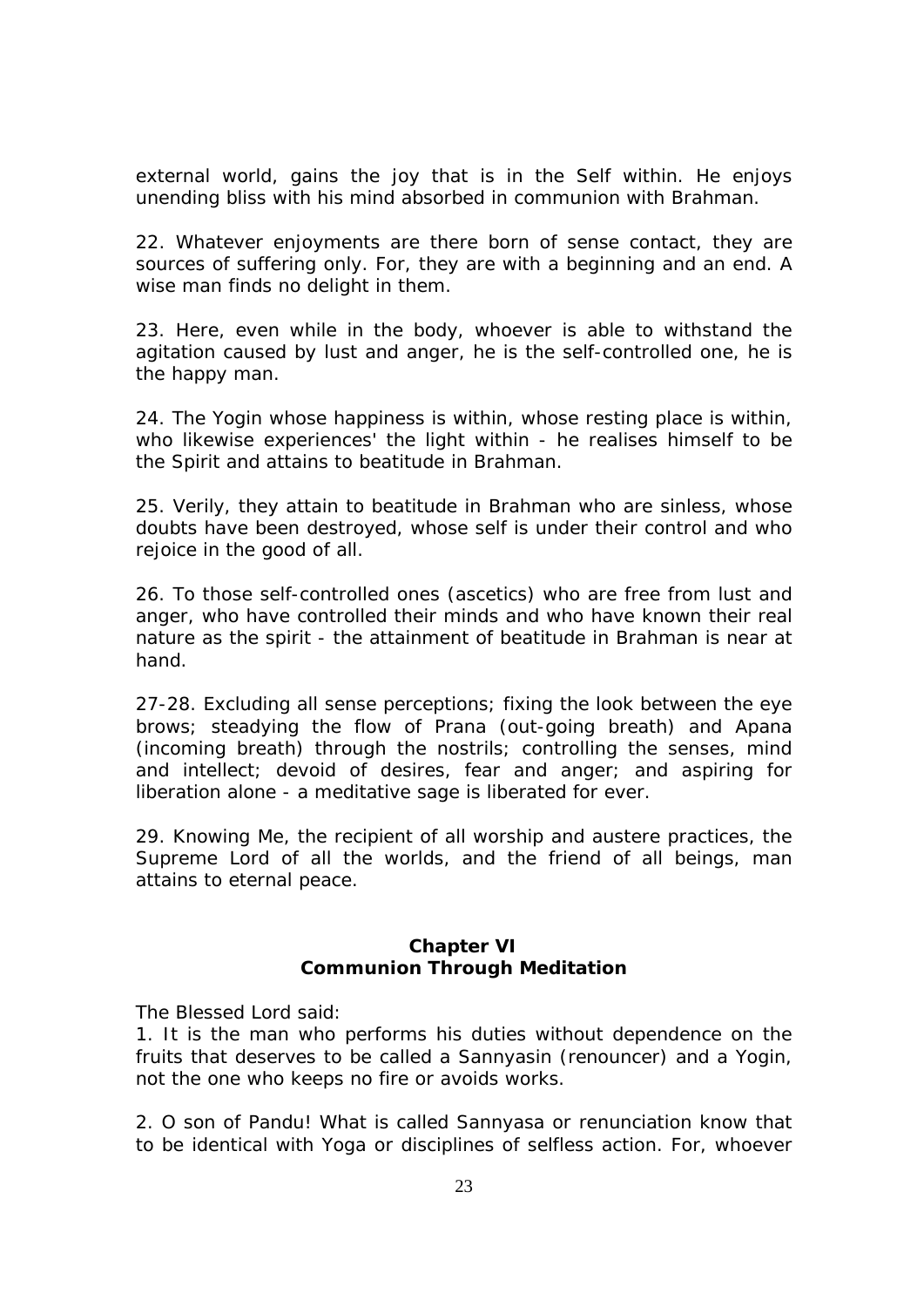external world, gains the joy that is in the Self within. He enjoys unending bliss with his mind absorbed in communion with Brahman.

22. Whatever enjoyments are there born of sense contact, they are sources of suffering only. For, they are with a beginning and an end. A wise man finds no delight in them.

23. Here, even while in the body, whoever is able to withstand the agitation caused by lust and anger, he is the self-controlled one, he is the happy man.

24. The Yogin whose happiness is within, whose resting place is within, who likewise experiences' the light within - he realises himself to be the Spirit and attains to beatitude in Brahman.

25. Verily, they attain to beatitude in Brahman who are sinless, whose doubts have been destroyed, whose self is under their control and who rejoice in the good of all.

26. To those self-controlled ones (ascetics) who are free from lust and anger, who have controlled their minds and who have known their real nature as the spirit - the attainment of beatitude in Brahman is near at hand.

27-28. Excluding all sense perceptions; fixing the look between the eye brows; steadying the flow of Prana (out-going breath) and Apana (incoming breath) through the nostrils; controlling the senses, mind and intellect; devoid of desires, fear and anger; and aspiring for liberation alone - a meditative sage is liberated for ever.

29. Knowing Me, the recipient of all worship and austere practices, the Supreme Lord of all the worlds, and the friend of all beings, man attains to eternal peace.

## Chapter VI
## Communion Through Meditation

The Blessed Lord said:

1. It is the man who performs his duties without dependence on the fruits that deserves to be called a Sannyasin (renouncer) and a Yogin, not the one who keeps no fire or avoids works.

2. O son of Pandu! What is called Sannyasa or renunciation know that to be identical with Yoga or disciplines of selfless action. For, whoever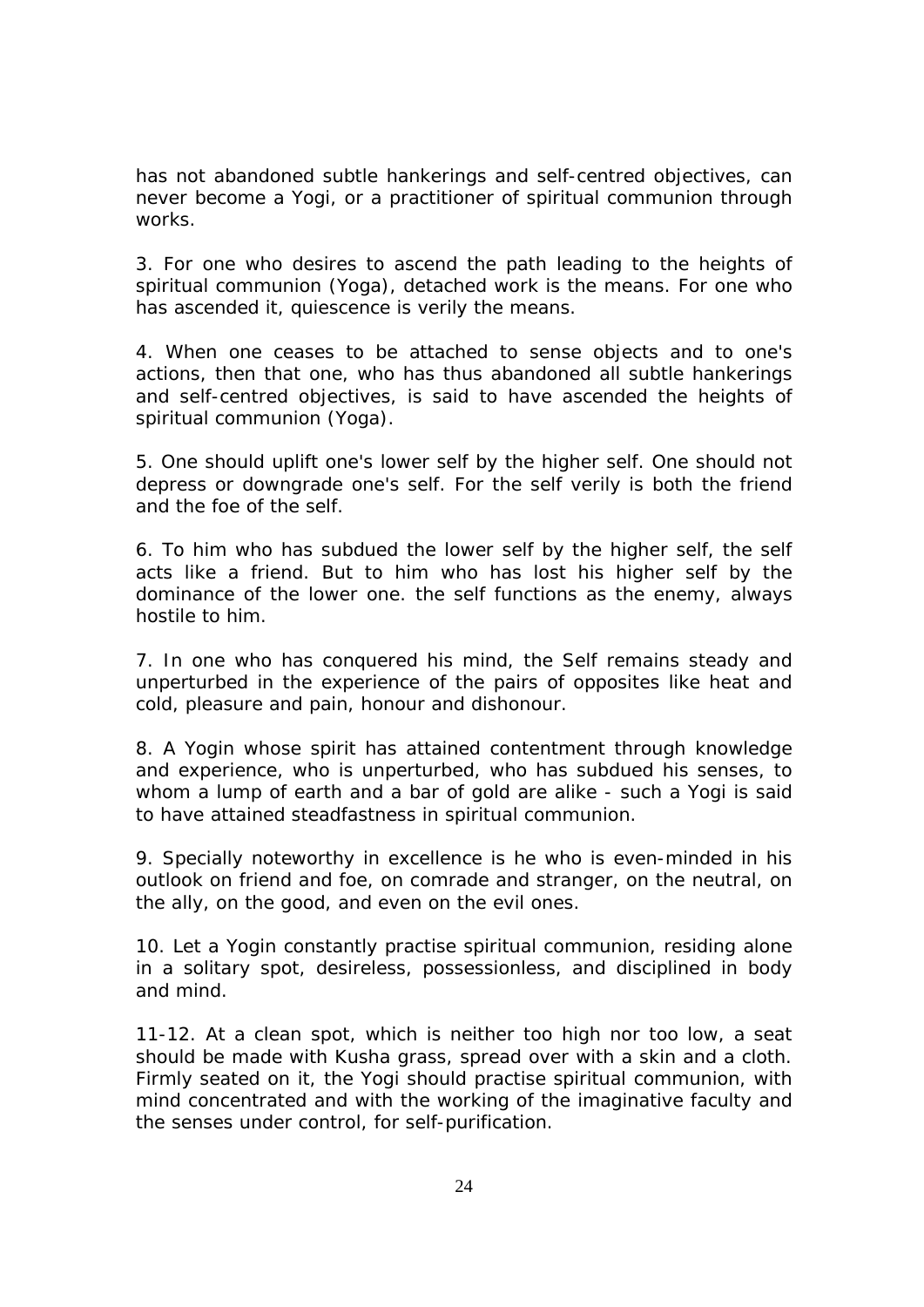has not abandoned subtle hankerings and self-centred objectives, can never become a Yogi, or a practitioner of spiritual communion through works.

3. For one who desires to ascend the path leading to the heights of spiritual communion (Yoga), detached work is the means. For one who has ascended it, quiescence is verily the means.

4. When one ceases to be attached to sense objects and to one's actions, then that one, who has thus abandoned all subtle hankerings and self-centred objectives, is said to have ascended the heights of spiritual communion (Yoga).

5. One should uplift one's lower self by the higher self. One should not depress or downgrade one's self. For the self verily is both the friend and the foe of the self.

6. To him who has subdued the lower self by the higher self, the self acts like a friend. But to him who has lost his higher self by the dominance of the lower one. the self functions as the enemy, always hostile to him.

7. In one who has conquered his mind, the Self remains steady and unperturbed in the experience of the pairs of opposites like heat and cold, pleasure and pain, honour and dishonour.

8. A Yogin whose spirit has attained contentment through knowledge and experience, who is unperturbed, who has subdued his senses, to whom a lump of earth and a bar of gold are alike - such a Yogi is said to have attained steadfastness in spiritual communion.

9. Specially noteworthy in excellence is he who is even-minded in his outlook on friend and foe, on comrade and stranger, on the neutral, on the ally, on the good, and even on the evil ones.

10. Let a Yogin constantly practise spiritual communion, residing alone in a solitary spot, desireless, possessionless, and disciplined in body and mind.

11-12. At a clean spot, which is neither too high nor too low, a seat should be made with Kusha grass, spread over with a skin and a cloth. Firmly seated on it, the Yogi should practise spiritual communion, with mind concentrated and with the working of the imaginative faculty and the senses under control, for self-purification.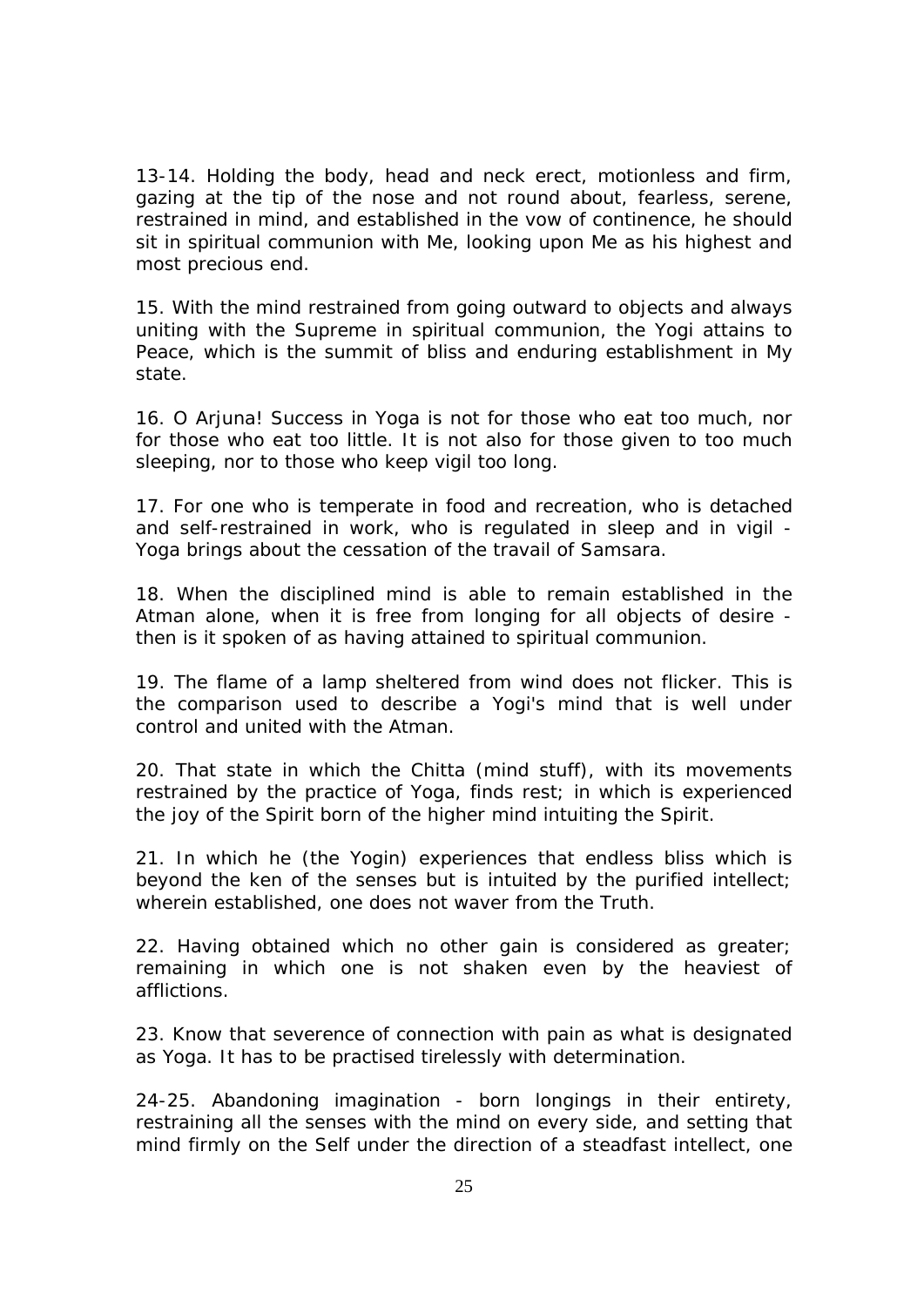13-14. Holding the body, head and neck erect, motionless and firm, gazing at the tip of the nose and not round about, fearless, serene, restrained in mind, and established in the vow of continence, he should sit in spiritual communion with Me, looking upon Me as his highest and most precious end.

15. With the mind restrained from going outward to objects and always uniting with the Supreme in spiritual communion, the Yogi attains to Peace, which is the summit of bliss and enduring establishment in My state.

16. O Arjuna! Success in Yoga is not for those who eat too much, nor for those who eat too little. It is not also for those given to too much sleeping, nor to those who keep vigil too long.

17. For one who is temperate in food and recreation, who is detached and self-restrained in work, who is regulated in sleep and in vigil - Yoga brings about the cessation of the travail of Samsara.

18. When the disciplined mind is able to remain established in the Atman alone, when it is free from longing for all objects of desire - then is it spoken of as having attained to spiritual communion.

19. The flame of a lamp sheltered from wind does not flicker. This is the comparison used to describe a Yogi's mind that is well under control and united with the Atman.

20. That state in which the Chitta (mind stuff), with its movements restrained by the practice of Yoga, finds rest; in which is experienced the joy of the Spirit born of the higher mind intuiting the Spirit.

21. In which he (the Yogin) experiences that endless bliss which is beyond the ken of the senses but is intuited by the purified intellect; wherein established, one does not waver from the Truth.

22. Having obtained which no other gain is considered as greater; remaining in which one is not shaken even by the heaviest of afflictions.

23. Know that severence of connection with pain as what is designated as Yoga. It has to be practised tirelessly with determination.

24-25. Abandoning imagination - born longings in their entirety, restraining all the senses with the mind on every side, and setting that mind firmly on the Self under the direction of a steadfast intellect, one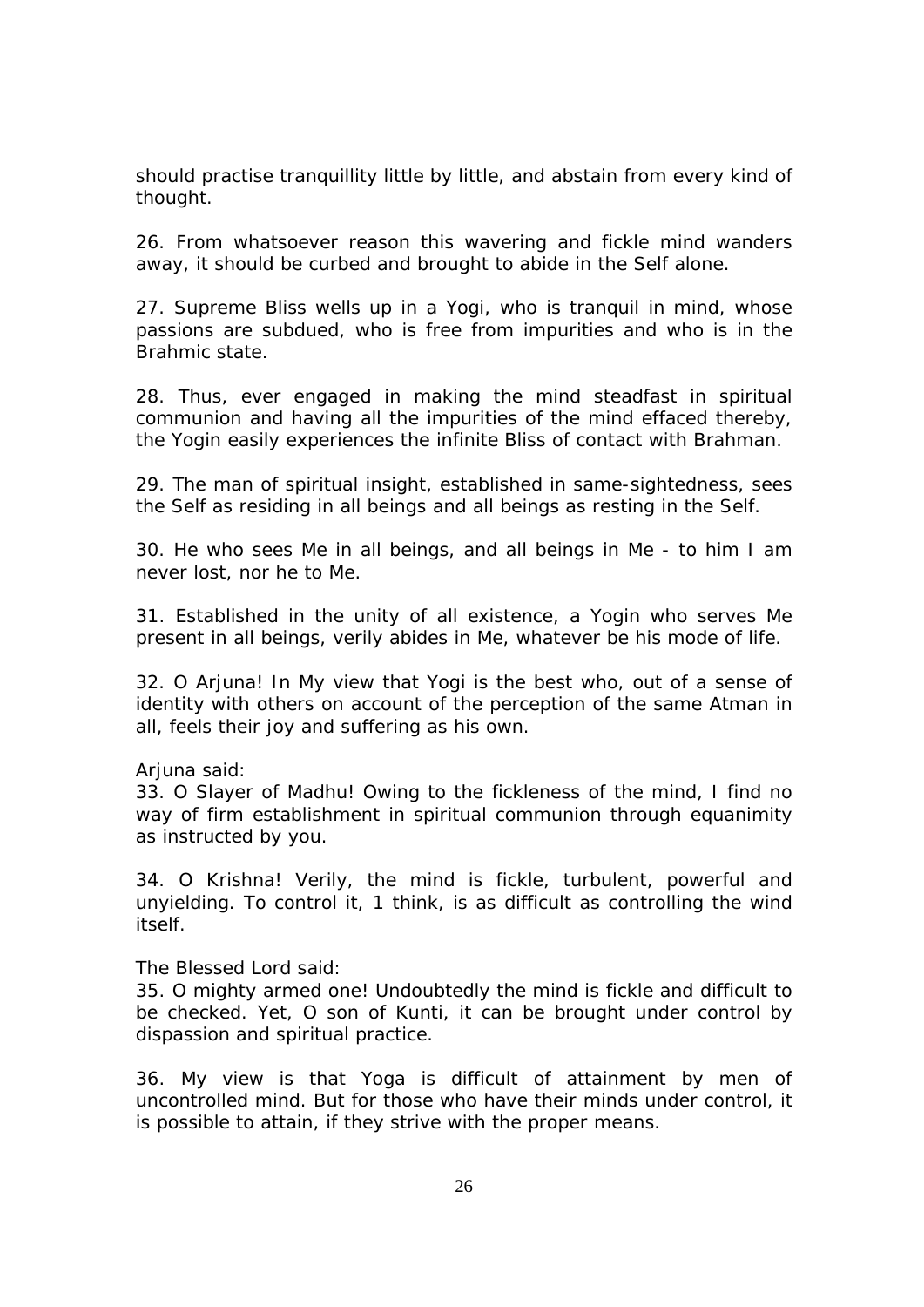should practise tranquillity little by little, and abstain from every kind of thought.

26. From whatsoever reason this wavering and fickle mind wanders away, it should be curbed and brought to abide in the Self alone.

27. Supreme Bliss wells up in a Yogi, who is tranquil in mind, whose passions are subdued, who is free from impurities and who is in the Brahmic state.

28. Thus, ever engaged in making the mind steadfast in spiritual communion and having all the impurities of the mind effaced thereby, the Yogin easily experiences the infinite Bliss of contact with Brahman.

29. The man of spiritual insight, established in same-sightedness, sees the Self as residing in all beings and all beings as resting in the Self.

30. He who sees Me in all beings, and all beings in Me - to him I am never lost, nor he to Me.

31. Established in the unity of all existence, a Yogin who serves Me present in all beings, verily abides in Me, whatever be his mode of life.

32. O Arjuna! In My view that Yogi is the best who, out of a sense of identity with others on account of the perception of the same Atman in all, feels their joy and suffering as his own.

Arjuna said:
33. O Slayer of Madhu! Owing to the fickleness of the mind, I find no way of firm establishment in spiritual communion through equanimity as instructed by you.

34. O Krishna! Verily, the mind is fickle, turbulent, powerful and unyielding. To control it, 1 think, is as difficult as controlling the wind itself.

The Blessed Lord said:
35. O mighty armed one! Undoubtedly the mind is fickle and difficult to be checked. Yet, O son of Kunti, it can be brought under control by dispassion and spiritual practice.

36. My view is that Yoga is difficult of attainment by men of uncontrolled mind. But for those who have their minds under control, it is possible to attain, if they strive with the proper means.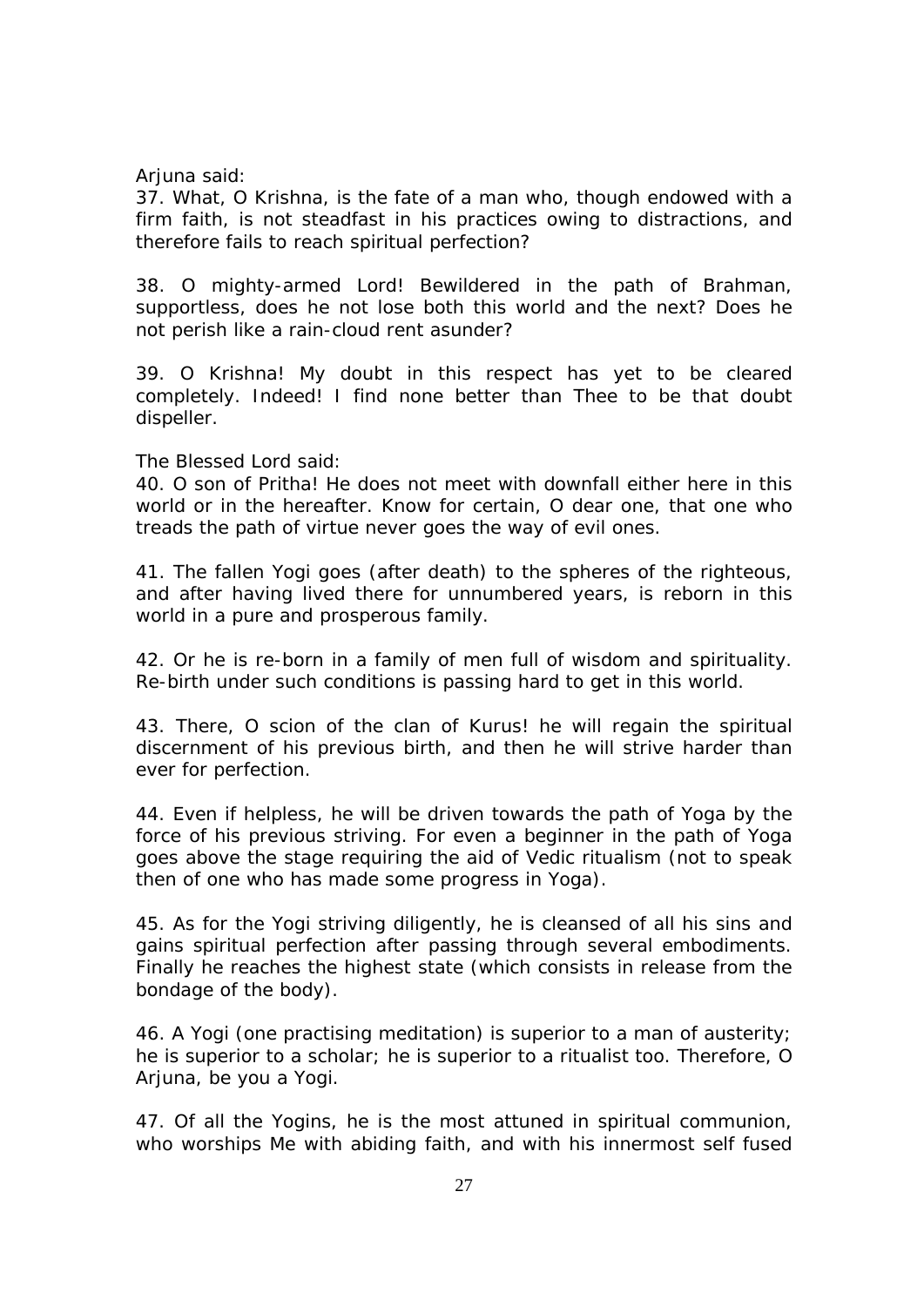Arjuna said:

37. What, O Krishna, is the fate of a man who, though endowed with a firm faith, is not steadfast in his practices owing to distractions, and therefore fails to reach spiritual perfection?

38. O mighty-armed Lord! Bewildered in the path of Brahman, supportless, does he not lose both this world and the next? Does he not perish like a rain-cloud rent asunder?

39. O Krishna! My doubt in this respect has yet to be cleared completely. Indeed! I find none better than Thee to be that doubt dispeller.

The Blessed Lord said:

40. O son of Pritha! He does not meet with downfall either here in this world or in the hereafter. Know for certain, O dear one, that one who treads the path of virtue never goes the way of evil ones.

41. The fallen Yogi goes (after death) to the spheres of the righteous, and after having lived there for unnumbered years, is reborn in this world in a pure and prosperous family.

42. Or he is re-born in a family of men full of wisdom and spirituality. Re-birth under such conditions is passing hard to get in this world.

43. There, O scion of the clan of Kurus! he will regain the spiritual discernment of his previous birth, and then he will strive harder than ever for perfection.

44. Even if helpless, he will be driven towards the path of Yoga by the force of his previous striving. For even a beginner in the path of Yoga goes above the stage requiring the aid of Vedic ritualism (not to speak then of one who has made some progress in Yoga).

45. As for the Yogi striving diligently, he is cleansed of all his sins and gains spiritual perfection after passing through several embodiments. Finally he reaches the highest state (which consists in release from the bondage of the body).

46. A Yogi (one practising meditation) is superior to a man of austerity; he is superior to a scholar; he is superior to a ritualist too. Therefore, O Arjuna, be you a Yogi.

47. Of all the Yogins, he is the most attuned in spiritual communion, who worships Me with abiding faith, and with his innermost self fused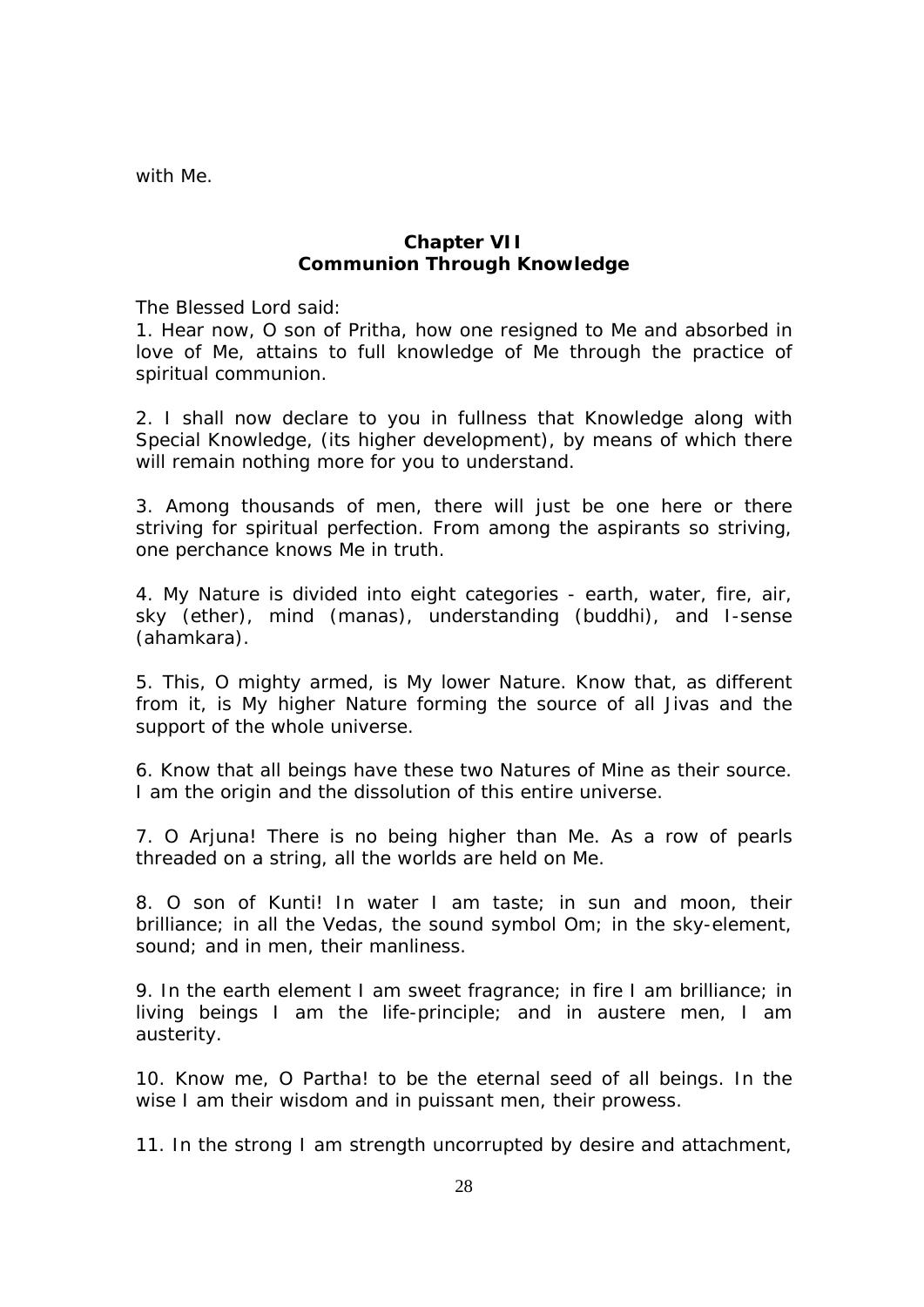with Me.

## Chapter VII
## Communion Through Knowledge

The Blessed Lord said:

1. Hear now, O son of Pritha, how one resigned to Me and absorbed in love of Me, attains to full knowledge of Me through the practice of spiritual communion.

2. I shall now declare to you in fullness that Knowledge along with Special Knowledge, (its higher development), by means of which there will remain nothing more for you to understand.

3. Among thousands of men, there will just be one here or there striving for spiritual perfection. From among the aspirants so striving, one perchance knows Me in truth.

4. My Nature is divided into eight categories - earth, water, fire, air, sky (ether), mind (manas), understanding (buddhi), and I-sense (ahamkara).

5. This, O mighty armed, is My lower Nature. Know that, as different from it, is My higher Nature forming the source of all Jivas and the support of the whole universe.

6. Know that all beings have these two Natures of Mine as their source. I am the origin and the dissolution of this entire universe.

7. O Arjuna! There is no being higher than Me. As a row of pearls threaded on a string, all the worlds are held on Me.

8. O son of Kunti! In water I am taste; in sun and moon, their brilliance; in all the Vedas, the sound symbol Om; in the sky-element, sound; and in men, their manliness.

9. In the earth element I am sweet fragrance; in fire I am brilliance; in living beings I am the life-principle; and in austere men, I am austerity.

10. Know me, O Partha! to be the eternal seed of all beings. In the wise I am their wisdom and in puissant men, their prowess.

11. In the strong I am strength uncorrupted by desire and attachment,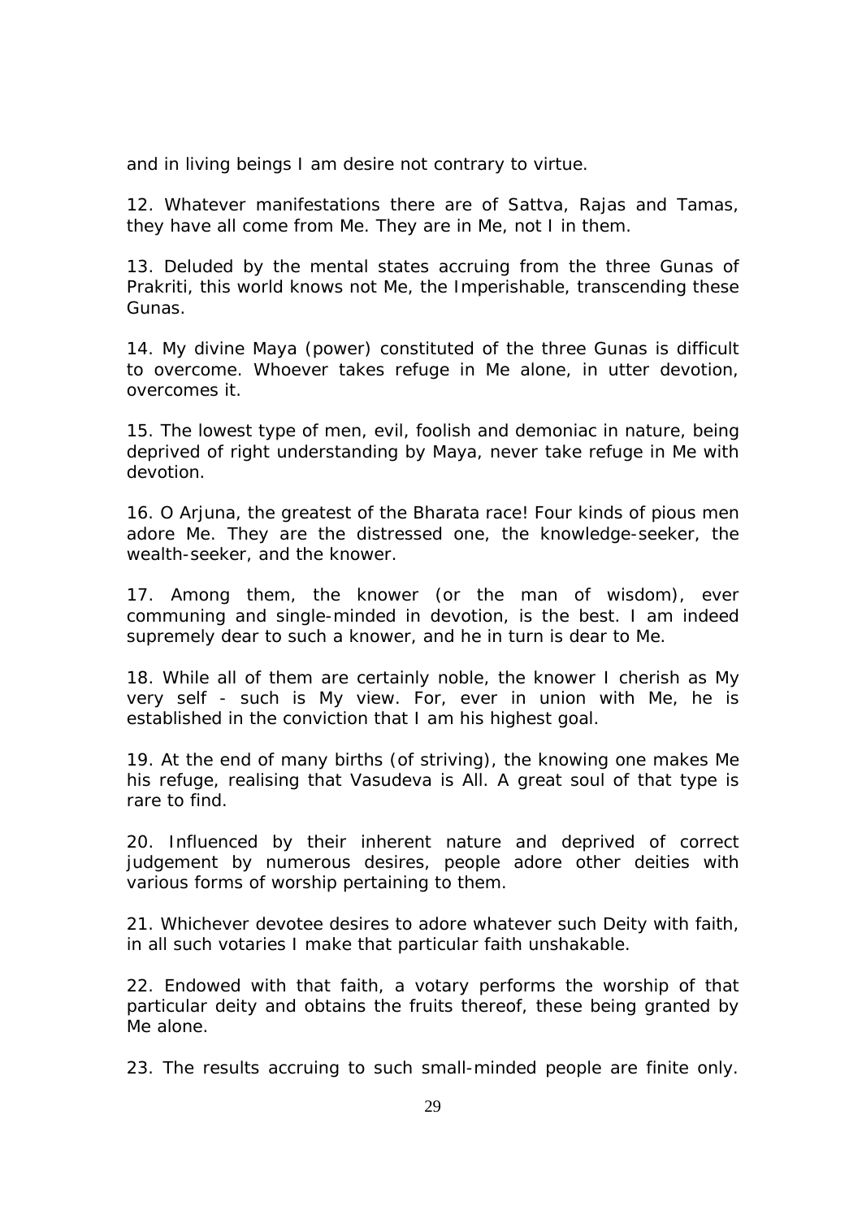and in living beings I am desire not contrary to virtue.

12. Whatever manifestations there are of Sattva, Rajas and Tamas, they have all come from Me. They are in Me, not I in them.

13. Deluded by the mental states accruing from the three Gunas of Prakriti, this world knows not Me, the Imperishable, transcending these Gunas.

14. My divine Maya (power) constituted of the three Gunas is difficult to overcome. Whoever takes refuge in Me alone, in utter devotion, overcomes it.

15. The lowest type of men, evil, foolish and demoniac in nature, being deprived of right understanding by Maya, never take refuge in Me with devotion.

16. O Arjuna, the greatest of the Bharata race! Four kinds of pious men adore Me. They are the distressed one, the knowledge-seeker, the wealth-seeker, and the knower.

17. Among them, the knower (or the man of wisdom), ever communing and single-minded in devotion, is the best. I am indeed supremely dear to such a knower, and he in turn is dear to Me.

18. While all of them are certainly noble, the knower I cherish as My very self - such is My view. For, ever in union with Me, he is established in the conviction that I am his highest goal.

19. At the end of many births (of striving), the knowing one makes Me his refuge, realising that Vasudeva is All. A great soul of that type is rare to find.

20. Influenced by their inherent nature and deprived of correct judgement by numerous desires, people adore other deities with various forms of worship pertaining to them.

21. Whichever devotee desires to adore whatever such Deity with faith, in all such votaries I make that particular faith unshakable.

22. Endowed with that faith, a votary performs the worship of that particular deity and obtains the fruits thereof, these being granted by Me alone.

23. The results accruing to such small-minded people are finite only.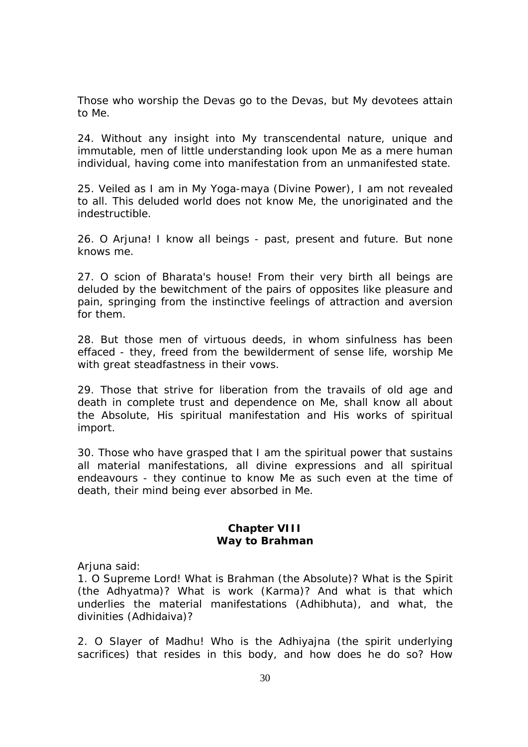Those who worship the Devas go to the Devas, but My devotees attain to Me.

24. Without any insight into My transcendental nature, unique and immutable, men of little understanding look upon Me as a mere human individual, having come into manifestation from an unmanifested state.

25. Veiled as I am in My Yoga-maya (Divine Power), I am not revealed to all. This deluded world does not know Me, the unoriginated and the indestructible.

26. O Arjuna! I know all beings - past, present and future. But none knows me.

27. O scion of Bharata's house! From their very birth all beings are deluded by the bewitchment of the pairs of opposites like pleasure and pain, springing from the instinctive feelings of attraction and aversion for them.

28. But those men of virtuous deeds, in whom sinfulness has been effaced - they, freed from the bewilderment of sense life, worship Me with great steadfastness in their vows.

29. Those that strive for liberation from the travails of old age and death in complete trust and dependence on Me, shall know all about the Absolute, His spiritual manifestation and His works of spiritual import.

30. Those who have grasped that I am the spiritual power that sustains all material manifestations, all divine expressions and all spiritual endeavours - they continue to know Me as such even at the time of death, their mind being ever absorbed in Me.

## Chapter VIII
## Way to Brahman

Arjuna said:
1. O Supreme Lord! What is Brahman (the Absolute)? What is the Spirit (the Adhyatma)? What is work (Karma)? And what is that which underlies the material manifestations (Adhibhuta), and what, the divinities (Adhidaiva)?

2. O Slayer of Madhu! Who is the Adhiyajna (the spirit underlying sacrifices) that resides in this body, and how does he do so? How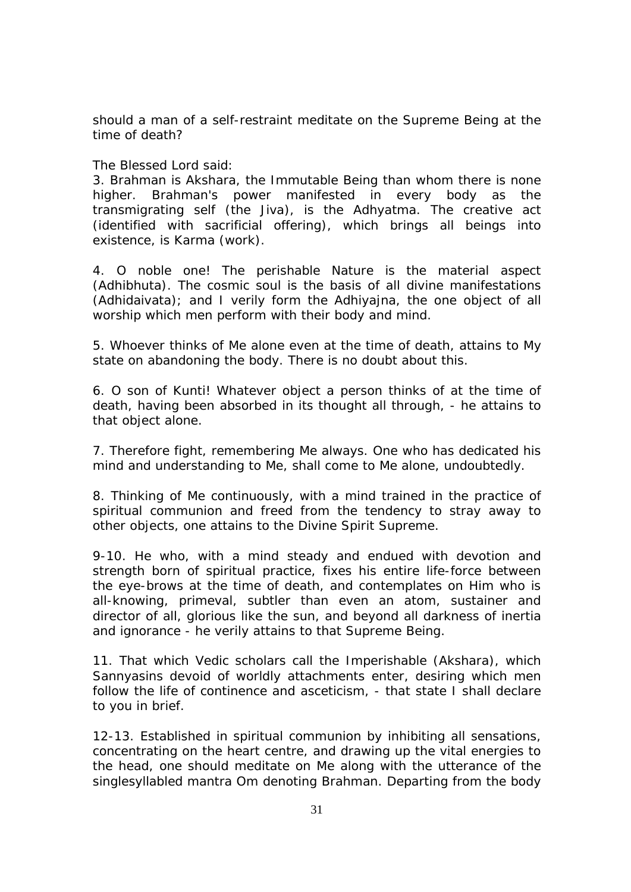should a man of a self-restraint meditate on the Supreme Being at the time of death?

The Blessed Lord said:
3. Brahman is Akshara, the Immutable Being than whom there is none higher. Brahman's power manifested in every body as the transmigrating self (the Jiva), is the Adhyatma. The creative act (identified with sacrificial offering), which brings all beings into existence, is Karma (work).

4. O noble one! The perishable Nature is the material aspect (Adhibhuta). The cosmic soul is the basis of all divine manifestations (Adhidaivata); and I verily form the Adhiyajna, the one object of all worship which men perform with their body and mind.

5. Whoever thinks of Me alone even at the time of death, attains to My state on abandoning the body. There is no doubt about this.

6. O son of Kunti! Whatever object a person thinks of at the time of death, having been absorbed in its thought all through, - he attains to that object alone.

7. Therefore fight, remembering Me always. One who has dedicated his mind and understanding to Me, shall come to Me alone, undoubtedly.

8. Thinking of Me continuously, with a mind trained in the practice of spiritual communion and freed from the tendency to stray away to other objects, one attains to the Divine Spirit Supreme.

9-10. He who, with a mind steady and endued with devotion and strength born of spiritual practice, fixes his entire life-force between the eye-brows at the time of death, and contemplates on Him who is all-knowing, primeval, subtler than even an atom, sustainer and director of all, glorious like the sun, and beyond all darkness of inertia and ignorance - he verily attains to that Supreme Being.

11. That which Vedic scholars call the Imperishable (Akshara), which Sannyasins devoid of worldly attachments enter, desiring which men follow the life of continence and asceticism, - that state I shall declare to you in brief.

12-13. Established in spiritual communion by inhibiting all sensations, concentrating on the heart centre, and drawing up the vital energies to the head, one should meditate on Me along with the utterance of the singlesyllabled mantra Om denoting Brahman. Departing from the body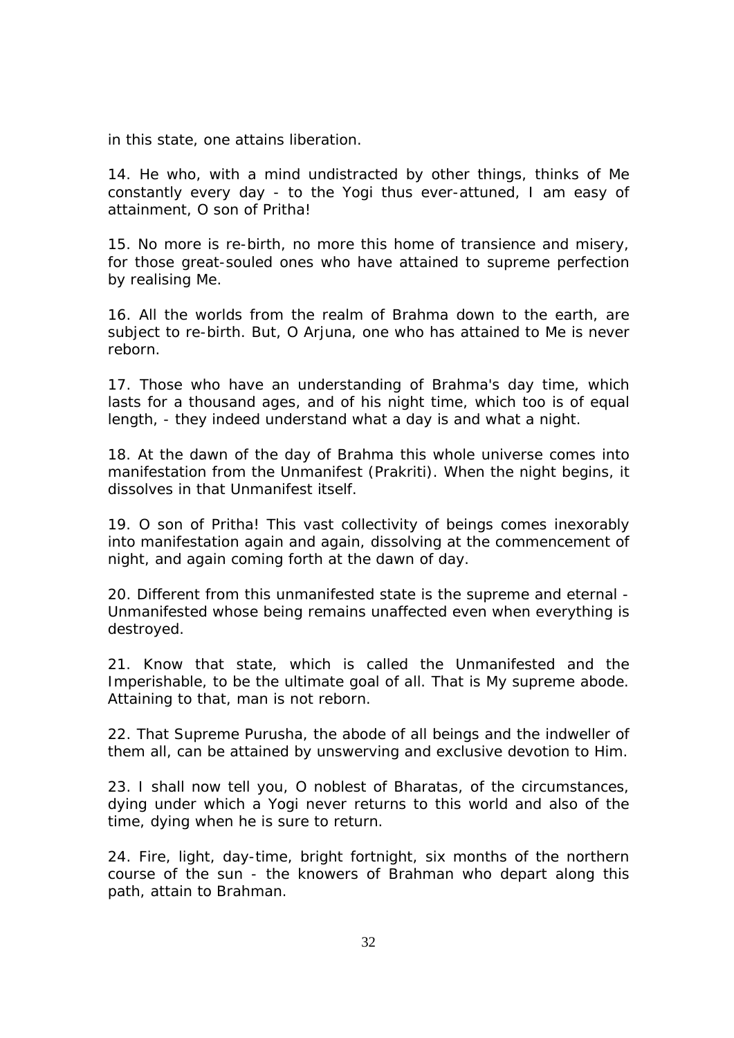in this state, one attains liberation.

14. He who, with a mind undistracted by other things, thinks of Me constantly every day - to the Yogi thus ever-attuned, I am easy of attainment, O son of Pritha!

15. No more is re-birth, no more this home of transience and misery, for those great-souled ones who have attained to supreme perfection by realising Me.

16. All the worlds from the realm of Brahma down to the earth, are subject to re-birth. But, O Arjuna, one who has attained to Me is never reborn.

17. Those who have an understanding of Brahma's day time, which lasts for a thousand ages, and of his night time, which too is of equal length, - they indeed understand what a day is and what a night.

18. At the dawn of the day of Brahma this whole universe comes into manifestation from the Unmanifest (Prakriti). When the night begins, it dissolves in that Unmanifest itself.

19. O son of Pritha! This vast collectivity of beings comes inexorably into manifestation again and again, dissolving at the commencement of night, and again coming forth at the dawn of day.

20. Different from this unmanifested state is the supreme and eternal - Unmanifested whose being remains unaffected even when everything is destroyed.

21. Know that state, which is called the Unmanifested and the Imperishable, to be the ultimate goal of all. That is My supreme abode. Attaining to that, man is not reborn.

22. That Supreme Purusha, the abode of all beings and the indweller of them all, can be attained by unswerving and exclusive devotion to Him.

23. I shall now tell you, O noblest of Bharatas, of the circumstances, dying under which a Yogi never returns to this world and also of the time, dying when he is sure to return.

24. Fire, light, day-time, bright fortnight, six months of the northern course of the sun - the knowers of Brahman who depart along this path, attain to Brahman.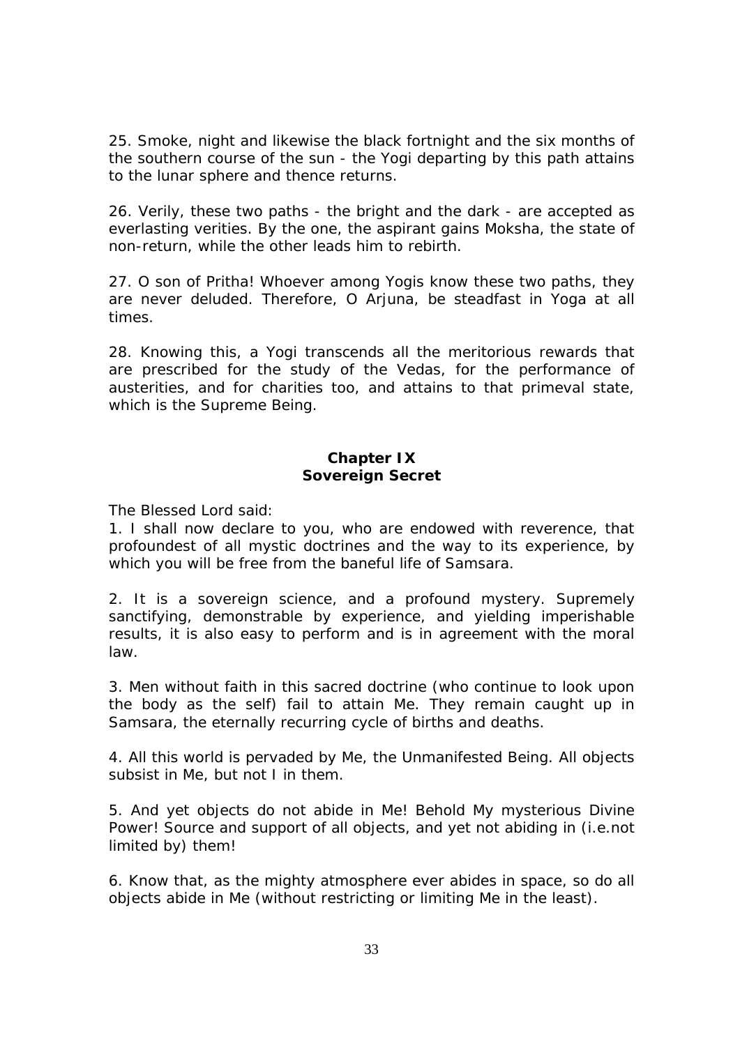25. Smoke, night and likewise the black fortnight and the six months of the southern course of the sun - the Yogi departing by this path attains to the lunar sphere and thence returns.

26. Verily, these two paths - the bright and the dark - are accepted as everlasting verities. By the one, the aspirant gains Moksha, the state of non-return, while the other leads him to rebirth.

27. O son of Pritha! Whoever among Yogis know these two paths, they are never deluded. Therefore, O Arjuna, be steadfast in Yoga at all times.

28. Knowing this, a Yogi transcends all the meritorious rewards that are prescribed for the study of the Vedas, for the performance of austerities, and for charities too, and attains to that primeval state, which is the Supreme Being.

## Chapter IX
## Sovereign Secret

The Blessed Lord said:

1. I shall now declare to you, who are endowed with reverence, that profoundest of all mystic doctrines and the way to its experience, by which you will be free from the baneful life of Samsara.

2. It is a sovereign science, and a profound mystery. Supremely sanctifying, demonstrable by experience, and yielding imperishable results, it is also easy to perform and is in agreement with the moral law.

3. Men without faith in this sacred doctrine (who continue to look upon the body as the self) fail to attain Me. They remain caught up in Samsara, the eternally recurring cycle of births and deaths.

4. All this world is pervaded by Me, the Unmanifested Being. All objects subsist in Me, but not I in them.

5. And yet objects do not abide in Me! Behold My mysterious Divine Power! Source and support of all objects, and yet not abiding in (i.e.not limited by) them!

6. Know that, as the mighty atmosphere ever abides in space, so do all objects abide in Me (without restricting or limiting Me in the least).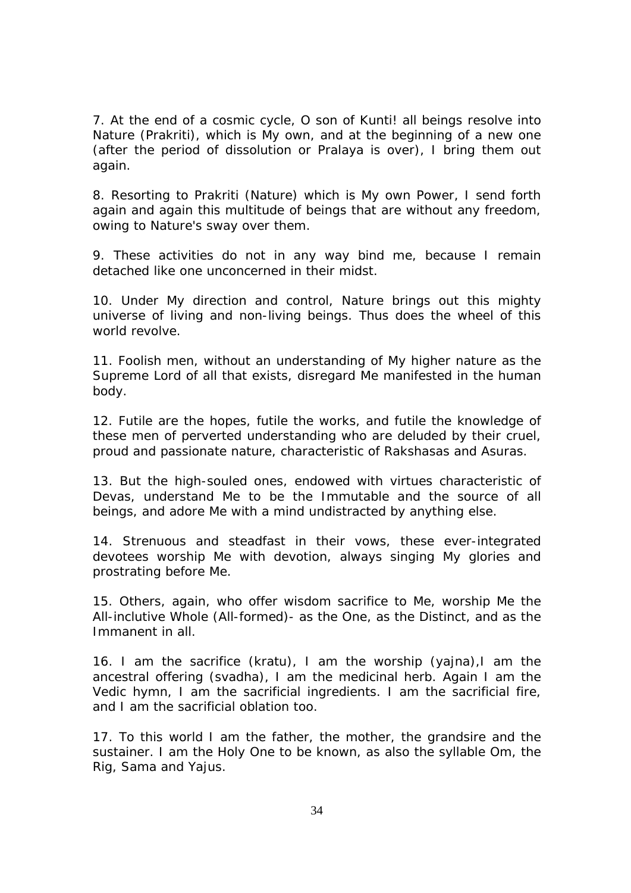7. At the end of a cosmic cycle, O son of Kunti! all beings resolve into Nature (Prakriti), which is My own, and at the beginning of a new one (after the period of dissolution or Pralaya is over), I bring them out again.

8. Resorting to Prakriti (Nature) which is My own Power, I send forth again and again this multitude of beings that are without any freedom, owing to Nature's sway over them.

9. These activities do not in any way bind me, because I remain detached like one unconcerned in their midst.

10. Under My direction and control, Nature brings out this mighty universe of living and non-living beings. Thus does the wheel of this world revolve.

11. Foolish men, without an understanding of My higher nature as the Supreme Lord of all that exists, disregard Me manifested in the human body.

12. Futile are the hopes, futile the works, and futile the knowledge of these men of perverted understanding who are deluded by their cruel, proud and passionate nature, characteristic of Rakshasas and Asuras.

13. But the high-souled ones, endowed with virtues characteristic of Devas, understand Me to be the Immutable and the source of all beings, and adore Me with a mind undistracted by anything else.

14. Strenuous and steadfast in their vows, these ever-integrated devotees worship Me with devotion, always singing My glories and prostrating before Me.

15. Others, again, who offer wisdom sacrifice to Me, worship Me the All-inclutive Whole (All-formed)- as the One, as the Distinct, and as the Immanent in all.

16. I am the sacrifice (kratu), I am the worship (yajna),I am the ancestral offering (svadha), I am the medicinal herb. Again I am the Vedic hymn, I am the sacrificial ingredients. I am the sacrificial fire, and I am the sacrificial oblation too.

17. To this world I am the father, the mother, the grandsire and the sustainer. I am the Holy One to be known, as also the syllable Om, the Rig, Sama and Yajus.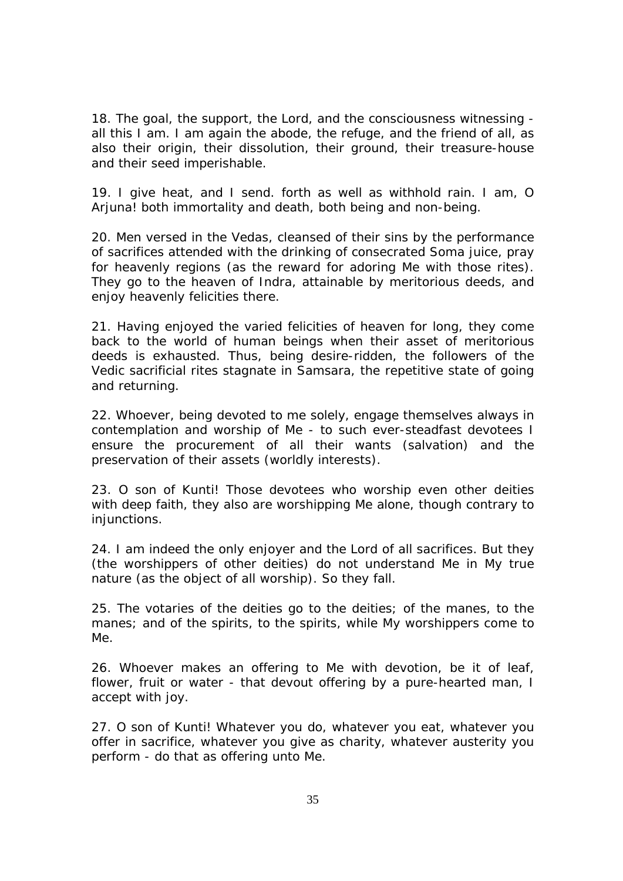18. The goal, the support, the Lord, and the consciousness witnessing - all this I am. I am again the abode, the refuge, and the friend of all, as also their origin, their dissolution, their ground, their treasure-house and their seed imperishable.

19. I give heat, and I send. forth as well as withhold rain. I am, O Arjuna! both immortality and death, both being and non-being.

20. Men versed in the Vedas, cleansed of their sins by the performance of sacrifices attended with the drinking of consecrated Soma juice, pray for heavenly regions (as the reward for adoring Me with those rites). They go to the heaven of Indra, attainable by meritorious deeds, and enjoy heavenly felicities there.

21. Having enjoyed the varied felicities of heaven for long, they come back to the world of human beings when their asset of meritorious deeds is exhausted. Thus, being desire-ridden, the followers of the Vedic sacrificial rites stagnate in Samsara, the repetitive state of going and returning.

22. Whoever, being devoted to me solely, engage themselves always in contemplation and worship of Me - to such ever-steadfast devotees I ensure the procurement of all their wants (salvation) and the preservation of their assets (worldly interests).

23. O son of Kunti! Those devotees who worship even other deities with deep faith, they also are worshipping Me alone, though contrary to injunctions.

24. I am indeed the only enjoyer and the Lord of all sacrifices. But they (the worshippers of other deities) do not understand Me in My true nature (as the object of all worship). So they fall.

25. The votaries of the deities go to the deities; of the manes, to the manes; and of the spirits, to the spirits, while My worshippers come to Me.

26. Whoever makes an offering to Me with devotion, be it of leaf, flower, fruit or water - that devout offering by a pure-hearted man, I accept with joy.

27. O son of Kunti! Whatever you do, whatever you eat, whatever you offer in sacrifice, whatever you give as charity, whatever austerity you perform - do that as offering unto Me.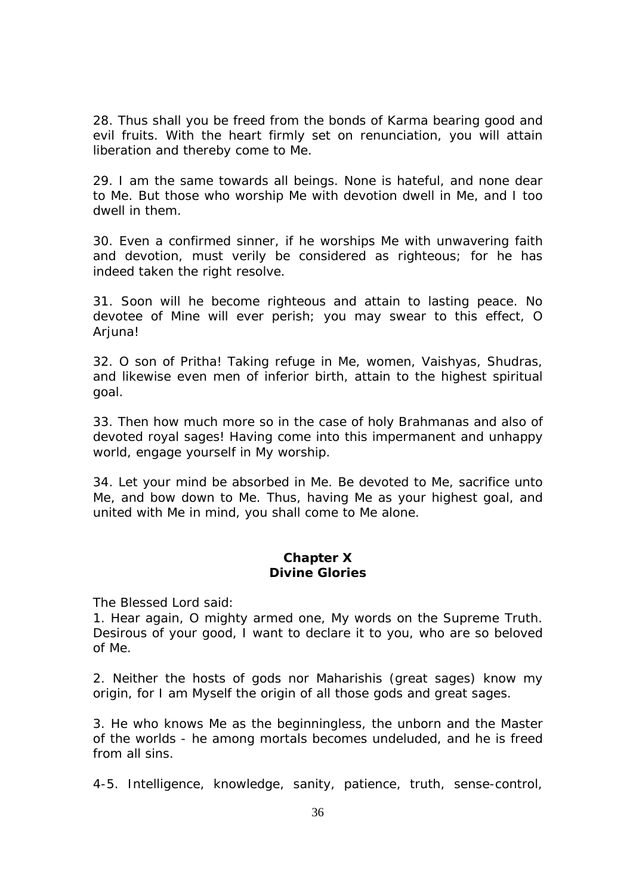28. Thus shall you be freed from the bonds of Karma bearing good and evil fruits. With the heart firmly set on renunciation, you will attain liberation and thereby come to Me.

29. I am the same towards all beings. None is hateful, and none dear to Me. But those who worship Me with devotion dwell in Me, and I too dwell in them.

30. Even a confirmed sinner, if he worships Me with unwavering faith and devotion, must verily be considered as righteous; for he has indeed taken the right resolve.

31. Soon will he become righteous and attain to lasting peace. No devotee of Mine will ever perish; you may swear to this effect, O Arjuna!

32. O son of Pritha! Taking refuge in Me, women, Vaishyas, Shudras, and likewise even men of inferior birth, attain to the highest spiritual goal.

33. Then how much more so in the case of holy Brahmanas and also of devoted royal sages! Having come into this impermanent and unhappy world, engage yourself in My worship.

34. Let your mind be absorbed in Me. Be devoted to Me, sacrifice unto Me, and bow down to Me. Thus, having Me as your highest goal, and united with Me in mind, you shall come to Me alone.

## Chapter X
## Divine Glories

The Blessed Lord said:

1. Hear again, O mighty armed one, My words on the Supreme Truth. Desirous of your good, I want to declare it to you, who are so beloved of Me.

2. Neither the hosts of gods nor Maharishis (great sages) know my origin, for I am Myself the origin of all those gods and great sages.

3. He who knows Me as the beginningless, the unborn and the Master of the worlds - he among mortals becomes undeluded, and he is freed from all sins.

4-5. Intelligence, knowledge, sanity, patience, truth, sense-control,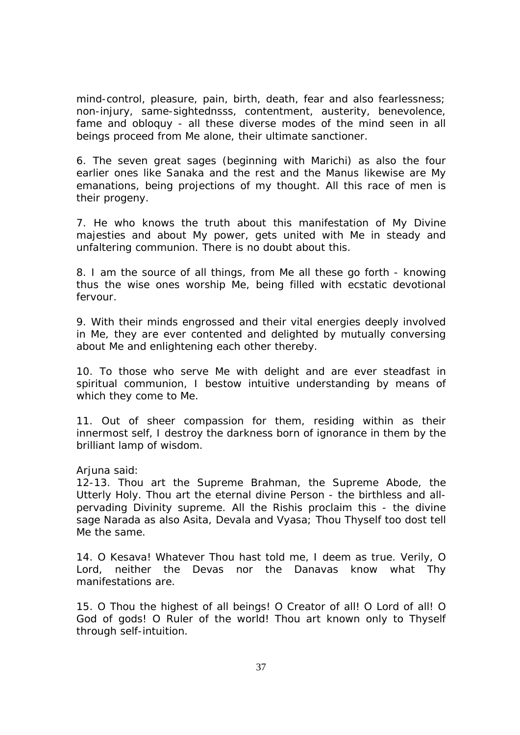mind-control, pleasure, pain, birth, death, fear and also fearlessness; non-injury, same-sightednsss, contentment, austerity, benevolence, fame and obloquy - all these diverse modes of the mind seen in all beings proceed from Me alone, their ultimate sanctioner.

6. The seven great sages (beginning with Marichi) as also the four earlier ones like Sanaka and the rest and the Manus likewise are My emanations, being projections of my thought. All this race of men is their progeny.

7. He who knows the truth about this manifestation of My Divine majesties and about My power, gets united with Me in steady and unfaltering communion. There is no doubt about this.

8. I am the source of all things, from Me all these go forth - knowing thus the wise ones worship Me, being filled with ecstatic devotional fervour.

9. With their minds engrossed and their vital energies deeply involved in Me, they are ever contented and delighted by mutually conversing about Me and enlightening each other thereby.

10. To those who serve Me with delight and are ever steadfast in spiritual communion, I bestow intuitive understanding by means of which they come to Me.

11. Out of sheer compassion for them, residing within as their innermost self, I destroy the darkness born of ignorance in them by the brilliant lamp of wisdom.

Arjuna said:
12-13. Thou art the Supreme Brahman, the Supreme Abode, the Utterly Holy. Thou art the eternal divine Person - the birthless and all-pervading Divinity supreme. All the Rishis proclaim this - the divine sage Narada as also Asita, Devala and Vyasa; Thou Thyself too dost tell Me the same.

14. O Kesava! Whatever Thou hast told me, I deem as true. Verily, O Lord, neither the Devas nor the Danavas know what Thy manifestations are.

15. O Thou the highest of all beings! O Creator of all! O Lord of all! O God of gods! O Ruler of the world! Thou art known only to Thyself through self-intuition.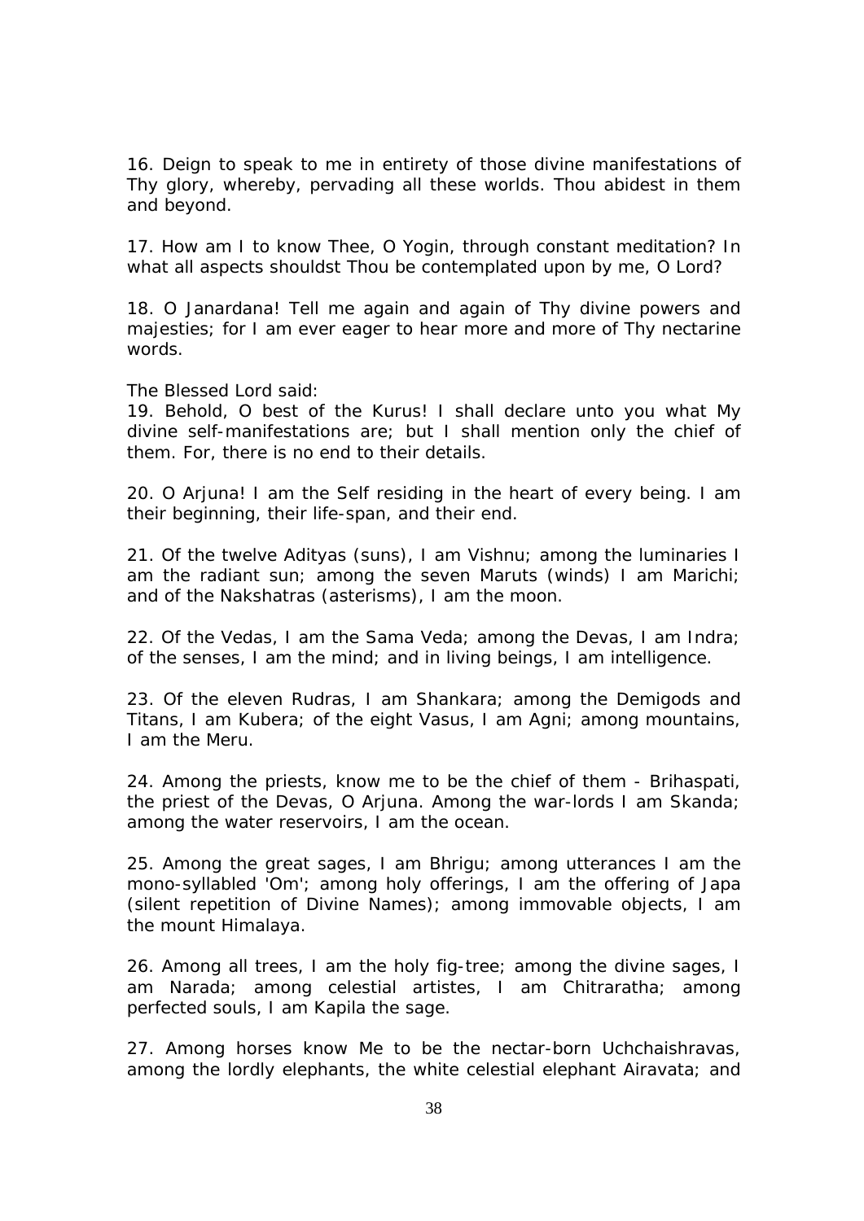16. Deign to speak to me in entirety of those divine manifestations of Thy glory, whereby, pervading all these worlds. Thou abidest in them and beyond.

17. How am I to know Thee, O Yogin, through constant meditation? In what all aspects shouldst Thou be contemplated upon by me, O Lord?

18. O Janardana! Tell me again and again of Thy divine powers and majesties; for I am ever eager to hear more and more of Thy nectarine words.

The Blessed Lord said:
19. Behold, O best of the Kurus! I shall declare unto you what My divine self-manifestations are; but I shall mention only the chief of them. For, there is no end to their details.

20. O Arjuna! I am the Self residing in the heart of every being. I am their beginning, their life-span, and their end.

21. Of the twelve Adityas (suns), I am Vishnu; among the luminaries I am the radiant sun; among the seven Maruts (winds) I am Marichi; and of the Nakshatras (asterisms), I am the moon.

22. Of the Vedas, I am the Sama Veda; among the Devas, I am Indra; of the senses, I am the mind; and in living beings, I am intelligence.

23. Of the eleven Rudras, I am Shankara; among the Demigods and Titans, I am Kubera; of the eight Vasus, I am Agni; among mountains, I am the Meru.

24. Among the priests, know me to be the chief of them - Brihaspati, the priest of the Devas, O Arjuna. Among the war-lords I am Skanda; among the water reservoirs, I am the ocean.

25. Among the great sages, I am Bhrigu; among utterances I am the mono-syllabled 'Om'; among holy offerings, I am the offering of Japa (silent repetition of Divine Names); among immovable objects, I am the mount Himalaya.

26. Among all trees, I am the holy fig-tree; among the divine sages, I am Narada; among celestial artistes, I am Chitraratha; among perfected souls, I am Kapila the sage.

27. Among horses know Me to be the nectar-born Uchchaishravas, among the lordly elephants, the white celestial elephant Airavata; and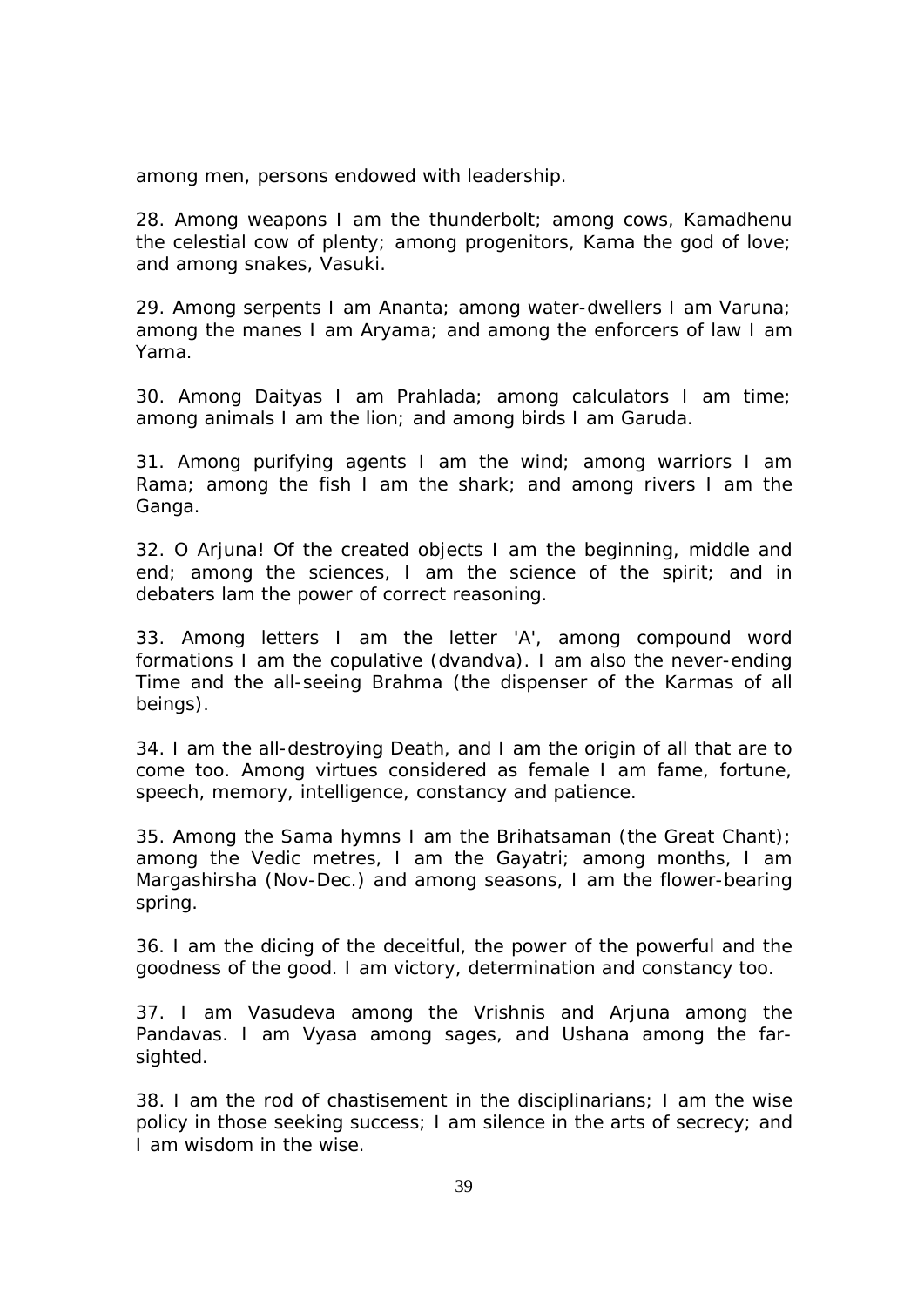among men, persons endowed with leadership.

28. Among weapons I am the thunderbolt; among cows, Kamadhenu the celestial cow of plenty; among progenitors, Kama the god of love; and among snakes, Vasuki.

29. Among serpents I am Ananta; among water-dwellers I am Varuna; among the manes I am Aryama; and among the enforcers of law I am Yama.

30. Among Daityas I am Prahlada; among calculators I am time; among animals I am the lion; and among birds I am Garuda.

31. Among purifying agents I am the wind; among warriors I am Rama; among the fish I am the shark; and among rivers I am the Ganga.

32. O Arjuna! Of the created objects I am the beginning, middle and end; among the sciences, I am the science of the spirit; and in debaters lam the power of correct reasoning.

33. Among letters I am the letter 'A', among compound word formations I am the copulative (dvandva). I am also the never-ending Time and the all-seeing Brahma (the dispenser of the Karmas of all beings).

34. I am the all-destroying Death, and I am the origin of all that are to come too. Among virtues considered as female I am fame, fortune, speech, memory, intelligence, constancy and patience.

35. Among the Sama hymns I am the Brihatsaman (the Great Chant); among the Vedic metres, I am the Gayatri; among months, I am Margashirsha (Nov-Dec.) and among seasons, I am the flower-bearing spring.

36. I am the dicing of the deceitful, the power of the powerful and the goodness of the good. I am victory, determination and constancy too.

37. I am Vasudeva among the Vrishnis and Arjuna among the Pandavas. I am Vyasa among sages, and Ushana among the far-sighted.

38. I am the rod of chastisement in the disciplinarians; I am the wise policy in those seeking success; I am silence in the arts of secrecy; and I am wisdom in the wise.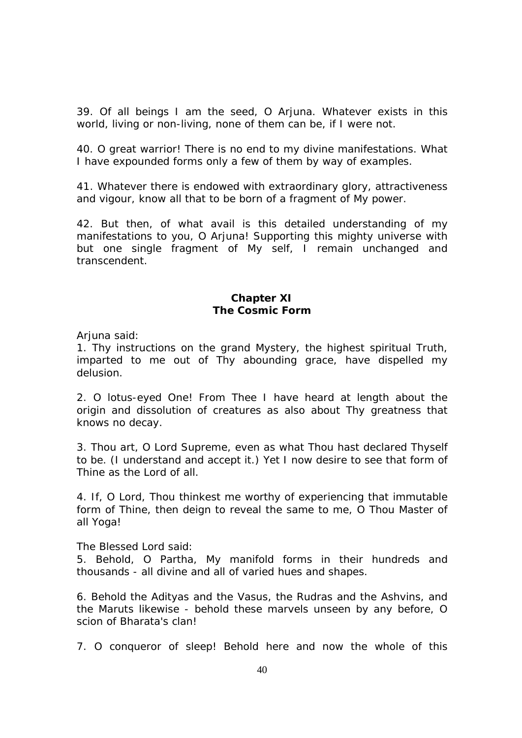39. Of all beings I am the seed, O Arjuna. Whatever exists in this world, living or non-living, none of them can be, if I were not.

40. O great warrior! There is no end to my divine manifestations. What I have expounded forms only a few of them by way of examples.

41. Whatever there is endowed with extraordinary glory, attractiveness and vigour, know all that to be born of a fragment of My power.

42. But then, of what avail is this detailed understanding of my manifestations to you, O Arjuna! Supporting this mighty universe with but one single fragment of My self, I remain unchanged and transcendent.

## Chapter XI
## The Cosmic Form

Arjuna said:
1. Thy instructions on the grand Mystery, the highest spiritual Truth, imparted to me out of Thy abounding grace, have dispelled my delusion.

2. O lotus-eyed One! From Thee I have heard at length about the origin and dissolution of creatures as also about Thy greatness that knows no decay.

3. Thou art, O Lord Supreme, even as what Thou hast declared Thyself to be. (I understand and accept it.) Yet I now desire to see that form of Thine as the Lord of all.

4. If, O Lord, Thou thinkest me worthy of experiencing that immutable form of Thine, then deign to reveal the same to me, O Thou Master of all Yoga!

The Blessed Lord said:
5. Behold, O Partha, My manifold forms in their hundreds and thousands - all divine and all of varied hues and shapes.

6. Behold the Adityas and the Vasus, the Rudras and the Ashvins, and the Maruts likewise - behold these marvels unseen by any before, O scion of Bharata's clan!

7. O conqueror of sleep! Behold here and now the whole of this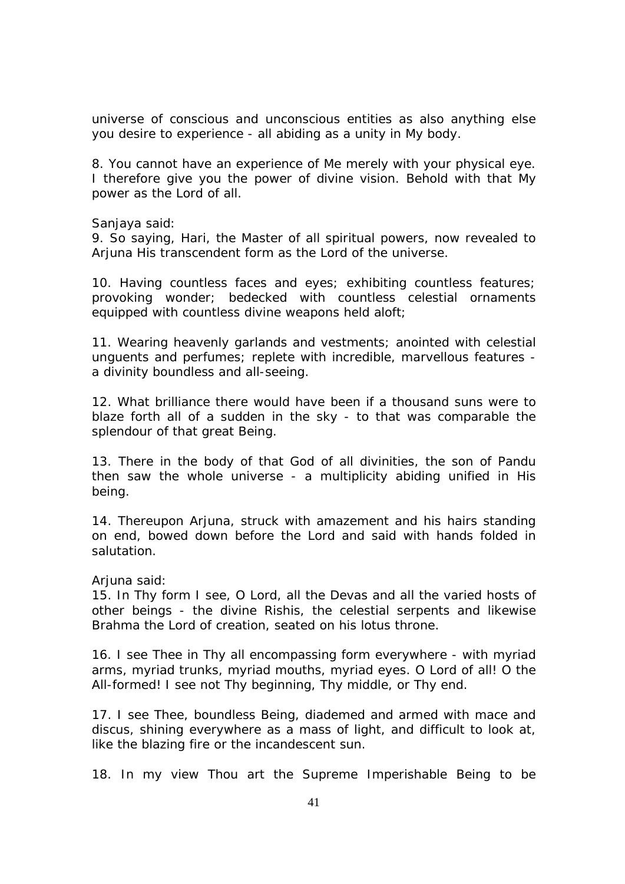universe of conscious and unconscious entities as also anything else you desire to experience - all abiding as a unity in My body.

8. You cannot have an experience of Me merely with your physical eye. I therefore give you the power of divine vision. Behold with that My power as the Lord of all.

Sanjaya said:
9. So saying, Hari, the Master of all spiritual powers, now revealed to Arjuna His transcendent form as the Lord of the universe.

10. Having countless faces and eyes; exhibiting countless features; provoking wonder; bedecked with countless celestial ornaments equipped with countless divine weapons held aloft;

11. Wearing heavenly garlands and vestments; anointed with celestial unguents and perfumes; replete with incredible, marvellous features - a divinity boundless and all-seeing.

12. What brilliance there would have been if a thousand suns were to blaze forth all of a sudden in the sky - to that was comparable the splendour of that great Being.

13. There in the body of that God of all divinities, the son of Pandu then saw the whole universe - a multiplicity abiding unified in His being.

14. Thereupon Arjuna, struck with amazement and his hairs standing on end, bowed down before the Lord and said with hands folded in salutation.

Arjuna said:
15. In Thy form I see, O Lord, all the Devas and all the varied hosts of other beings - the divine Rishis, the celestial serpents and likewise Brahma the Lord of creation, seated on his lotus throne.

16. I see Thee in Thy all encompassing form everywhere - with myriad arms, myriad trunks, myriad mouths, myriad eyes. O Lord of all! O the All-formed! I see not Thy beginning, Thy middle, or Thy end.

17. I see Thee, boundless Being, diademed and armed with mace and discus, shining everywhere as a mass of light, and difficult to look at, like the blazing fire or the incandescent sun.

18. In my view Thou art the Supreme Imperishable Being to be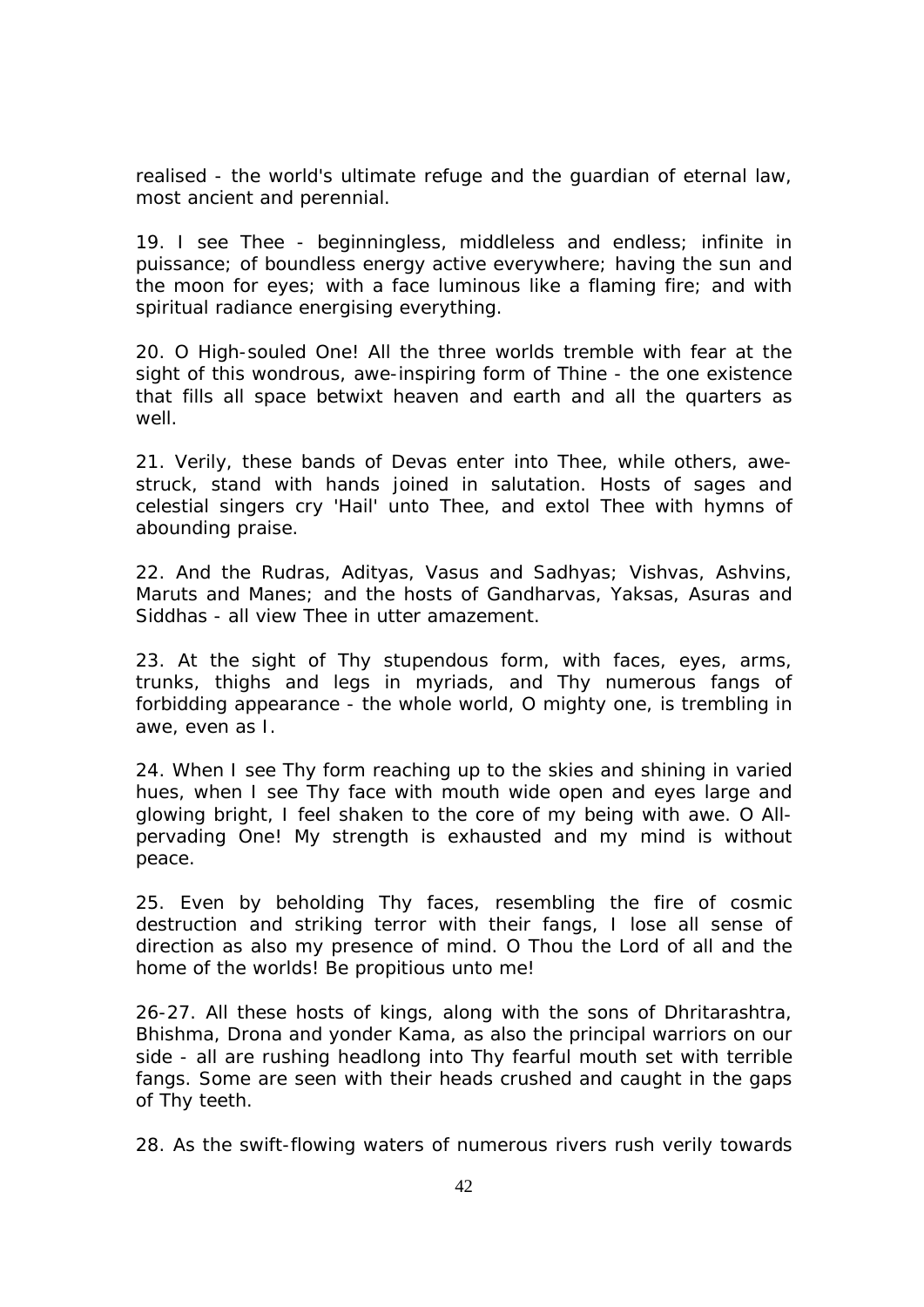realised - the world's ultimate refuge and the guardian of eternal law, most ancient and perennial.

19. I see Thee - beginningless, middleless and endless; infinite in puissance; of boundless energy active everywhere; having the sun and the moon for eyes; with a face luminous like a flaming fire; and with spiritual radiance energising everything.

20. O High-souled One! All the three worlds tremble with fear at the sight of this wondrous, awe-inspiring form of Thine - the one existence that fills all space betwixt heaven and earth and all the quarters as well.

21. Verily, these bands of Devas enter into Thee, while others, awe-struck, stand with hands joined in salutation. Hosts of sages and celestial singers cry 'Hail' unto Thee, and extol Thee with hymns of abounding praise.

22. And the Rudras, Adityas, Vasus and Sadhyas; Vishvas, Ashvins, Maruts and Manes; and the hosts of Gandharvas, Yaksas, Asuras and Siddhas - all view Thee in utter amazement.

23. At the sight of Thy stupendous form, with faces, eyes, arms, trunks, thighs and legs in myriads, and Thy numerous fangs of forbidding appearance - the whole world, O mighty one, is trembling in awe, even as I.

24. When I see Thy form reaching up to the skies and shining in varied hues, when I see Thy face with mouth wide open and eyes large and glowing bright, I feel shaken to the core of my being with awe. O All-pervading One! My strength is exhausted and my mind is without peace.

25. Even by beholding Thy faces, resembling the fire of cosmic destruction and striking terror with their fangs, I lose all sense of direction as also my presence of mind. O Thou the Lord of all and the home of the worlds! Be propitious unto me!

26-27. All these hosts of kings, along with the sons of Dhritarashtra, Bhishma, Drona and yonder Kama, as also the principal warriors on our side - all are rushing headlong into Thy fearful mouth set with terrible fangs. Some are seen with their heads crushed and caught in the gaps of Thy teeth.

28. As the swift-flowing waters of numerous rivers rush verily towards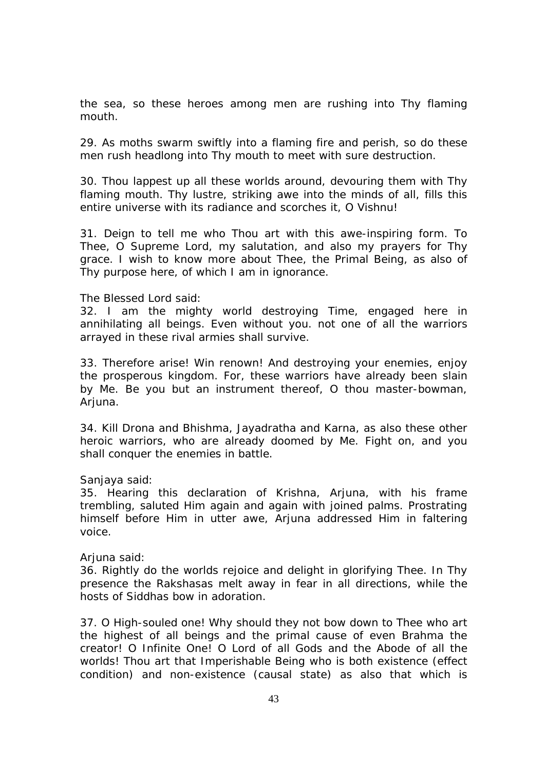the sea, so these heroes among men are rushing into Thy flaming mouth.

29. As moths swarm swiftly into a flaming fire and perish, so do these men rush headlong into Thy mouth to meet with sure destruction.

30. Thou lappest up all these worlds around, devouring them with Thy flaming mouth. Thy lustre, striking awe into the minds of all, fills this entire universe with its radiance and scorches it, O Vishnu!

31. Deign to tell me who Thou art with this awe-inspiring form. To Thee, O Supreme Lord, my salutation, and also my prayers for Thy grace. I wish to know more about Thee, the Primal Being, as also of Thy purpose here, of which I am in ignorance.

The Blessed Lord said:
32. I am the mighty world destroying Time, engaged here in annihilating all beings. Even without you. not one of all the warriors arrayed in these rival armies shall survive.

33. Therefore arise! Win renown! And destroying your enemies, enjoy the prosperous kingdom. For, these warriors have already been slain by Me. Be you but an instrument thereof, O thou master-bowman, Arjuna.

34. Kill Drona and Bhishma, Jayadratha and Karna, as also these other heroic warriors, who are already doomed by Me. Fight on, and you shall conquer the enemies in battle.

Sanjaya said:
35. Hearing this declaration of Krishna, Arjuna, with his frame trembling, saluted Him again and again with joined palms. Prostrating himself before Him in utter awe, Arjuna addressed Him in faltering voice.

Arjuna said:
36. Rightly do the worlds rejoice and delight in glorifying Thee. In Thy presence the Rakshasas melt away in fear in all directions, while the hosts of Siddhas bow in adoration.

37. O High-souled one! Why should they not bow down to Thee who art the highest of all beings and the primal cause of even Brahma the creator! O Infinite One! O Lord of all Gods and the Abode of all the worlds! Thou art that Imperishable Being who is both existence (effect condition) and non-existence (causal state) as also that which is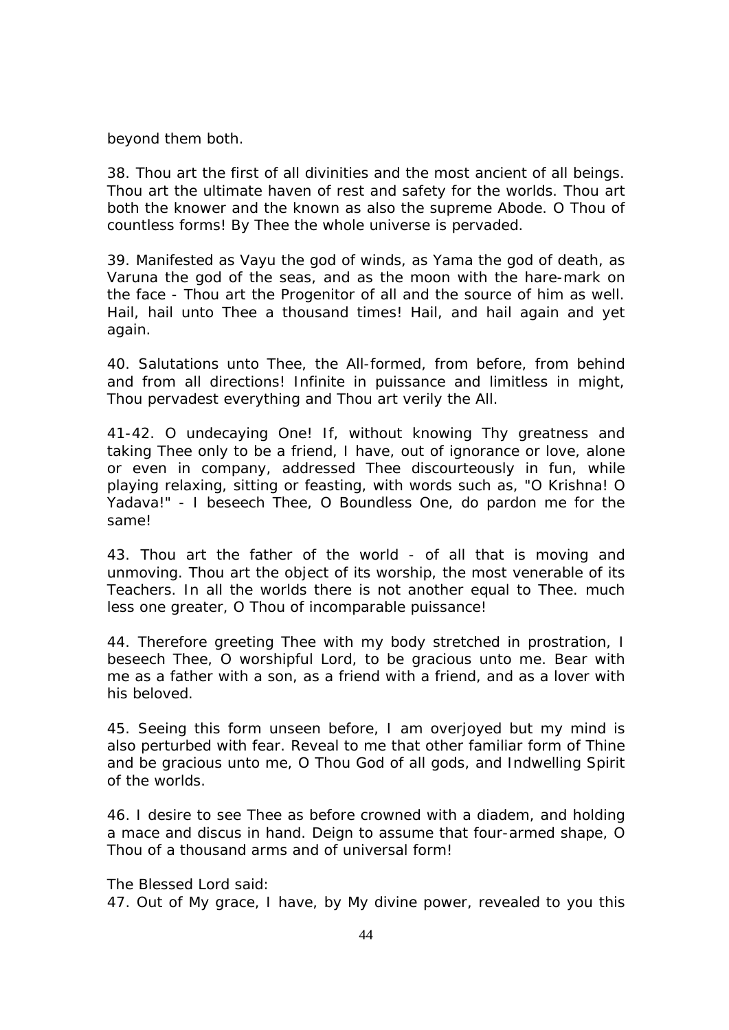beyond them both.

38. Thou art the first of all divinities and the most ancient of all beings. Thou art the ultimate haven of rest and safety for the worlds. Thou art both the knower and the known as also the supreme Abode. O Thou of countless forms! By Thee the whole universe is pervaded.

39. Manifested as Vayu the god of winds, as Yama the god of death, as Varuna the god of the seas, and as the moon with the hare-mark on the face - Thou art the Progenitor of all and the source of him as well. Hail, hail unto Thee a thousand times! Hail, and hail again and yet again.

40. Salutations unto Thee, the All-formed, from before, from behind and from all directions! Infinite in puissance and limitless in might, Thou pervadest everything and Thou art verily the All.

41-42. O undecaying One! If, without knowing Thy greatness and taking Thee only to be a friend, I have, out of ignorance or love, alone or even in company, addressed Thee discourteously in fun, while playing relaxing, sitting or feasting, with words such as, "O Krishna! O Yadava!" - I beseech Thee, O Boundless One, do pardon me for the same!

43. Thou art the father of the world - of all that is moving and unmoving. Thou art the object of its worship, the most venerable of its Teachers. In all the worlds there is not another equal to Thee. much less one greater, O Thou of incomparable puissance!

44. Therefore greeting Thee with my body stretched in prostration, I beseech Thee, O worshipful Lord, to be gracious unto me. Bear with me as a father with a son, as a friend with a friend, and as a lover with his beloved.

45. Seeing this form unseen before, I am overjoyed but my mind is also perturbed with fear. Reveal to me that other familiar form of Thine and be gracious unto me, O Thou God of all gods, and Indwelling Spirit of the worlds.

46. I desire to see Thee as before crowned with a diadem, and holding a mace and discus in hand. Deign to assume that four-armed shape, O Thou of a thousand arms and of universal form!

The Blessed Lord said:
47. Out of My grace, I have, by My divine power, revealed to you this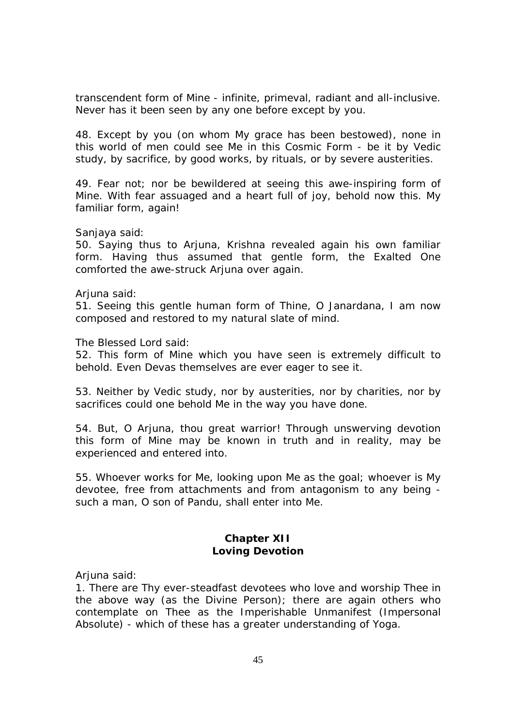transcendent form of Mine - infinite, primeval, radiant and all-inclusive. Never has it been seen by any one before except by you.

48. Except by you (on whom My grace has been bestowed), none in this world of men could see Me in this Cosmic Form - be it by Vedic study, by sacrifice, by good works, by rituals, or by severe austerities.

49. Fear not; nor be bewildered at seeing this awe-inspiring form of Mine. With fear assuaged and a heart full of joy, behold now this. My familiar form, again!

Sanjaya said:
50. Saying thus to Arjuna, Krishna revealed again his own familiar form. Having thus assumed that gentle form, the Exalted One comforted the awe-struck Arjuna over again.

Arjuna said:
51. Seeing this gentle human form of Thine, O Janardana, I am now composed and restored to my natural slate of mind.

The Blessed Lord said:
52. This form of Mine which you have seen is extremely difficult to behold. Even Devas themselves are ever eager to see it.

53. Neither by Vedic study, nor by austerities, nor by charities, nor by sacrifices could one behold Me in the way you have done.

54. But, O Arjuna, thou great warrior! Through unswerving devotion this form of Mine may be known in truth and in reality, may be experienced and entered into.

55. Whoever works for Me, looking upon Me as the goal; whoever is My devotee, free from attachments and from antagonism to any being - such a man, O son of Pandu, shall enter into Me.

## Chapter XII
## Loving Devotion

Arjuna said:
1. There are Thy ever-steadfast devotees who love and worship Thee in the above way (as the Divine Person); there are again others who contemplate on Thee as the Imperishable Unmanifest (Impersonal Absolute) - which of these has a greater understanding of Yoga.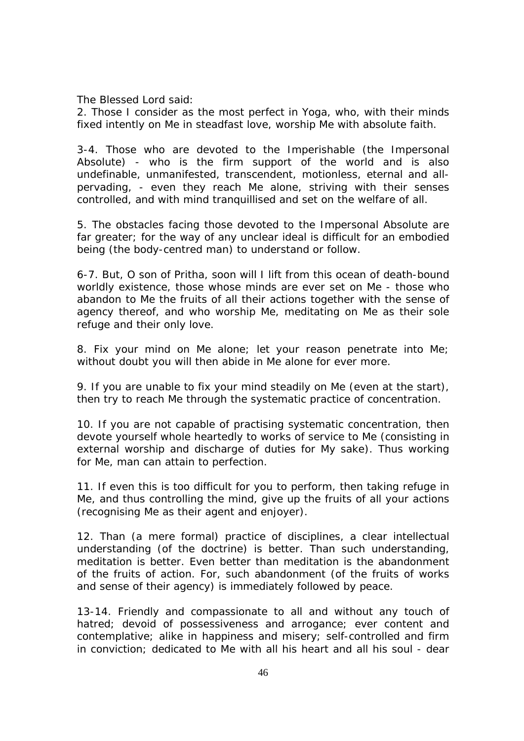The Blessed Lord said:

2. Those I consider as the most perfect in Yoga, who, with their minds fixed intently on Me in steadfast love, worship Me with absolute faith.

3-4. Those who are devoted to the Imperishable (the Impersonal Absolute) - who is the firm support of the world and is also undefinable, unmanifested, transcendent, motionless, eternal and all-pervading, - even they reach Me alone, striving with their senses controlled, and with mind tranquillised and set on the welfare of all.

5. The obstacles facing those devoted to the Impersonal Absolute are far greater; for the way of any unclear ideal is difficult for an embodied being (the body-centred man) to understand or follow.

6-7. But, O son of Pritha, soon will I lift from this ocean of death-bound worldly existence, those whose minds are ever set on Me - those who abandon to Me the fruits of all their actions together with the sense of agency thereof, and who worship Me, meditating on Me as their sole refuge and their only love.

8. Fix your mind on Me alone; let your reason penetrate into Me; without doubt you will then abide in Me alone for ever more.

9. If you are unable to fix your mind steadily on Me (even at the start), then try to reach Me through the systematic practice of concentration.

10. If you are not capable of practising systematic concentration, then devote yourself whole heartedly to works of service to Me (consisting in external worship and discharge of duties for My sake). Thus working for Me, man can attain to perfection.

11. If even this is too difficult for you to perform, then taking refuge in Me, and thus controlling the mind, give up the fruits of all your actions (recognising Me as their agent and enjoyer).

12. Than (a mere formal) practice of disciplines, a clear intellectual understanding (of the doctrine) is better. Than such understanding, meditation is better. Even better than meditation is the abandonment of the fruits of action. For, such abandonment (of the fruits of works and sense of their agency) is immediately followed by peace.

13-14. Friendly and compassionate to all and without any touch of hatred; devoid of possessiveness and arrogance; ever content and contemplative; alike in happiness and misery; self-controlled and firm in conviction; dedicated to Me with all his heart and all his soul - dear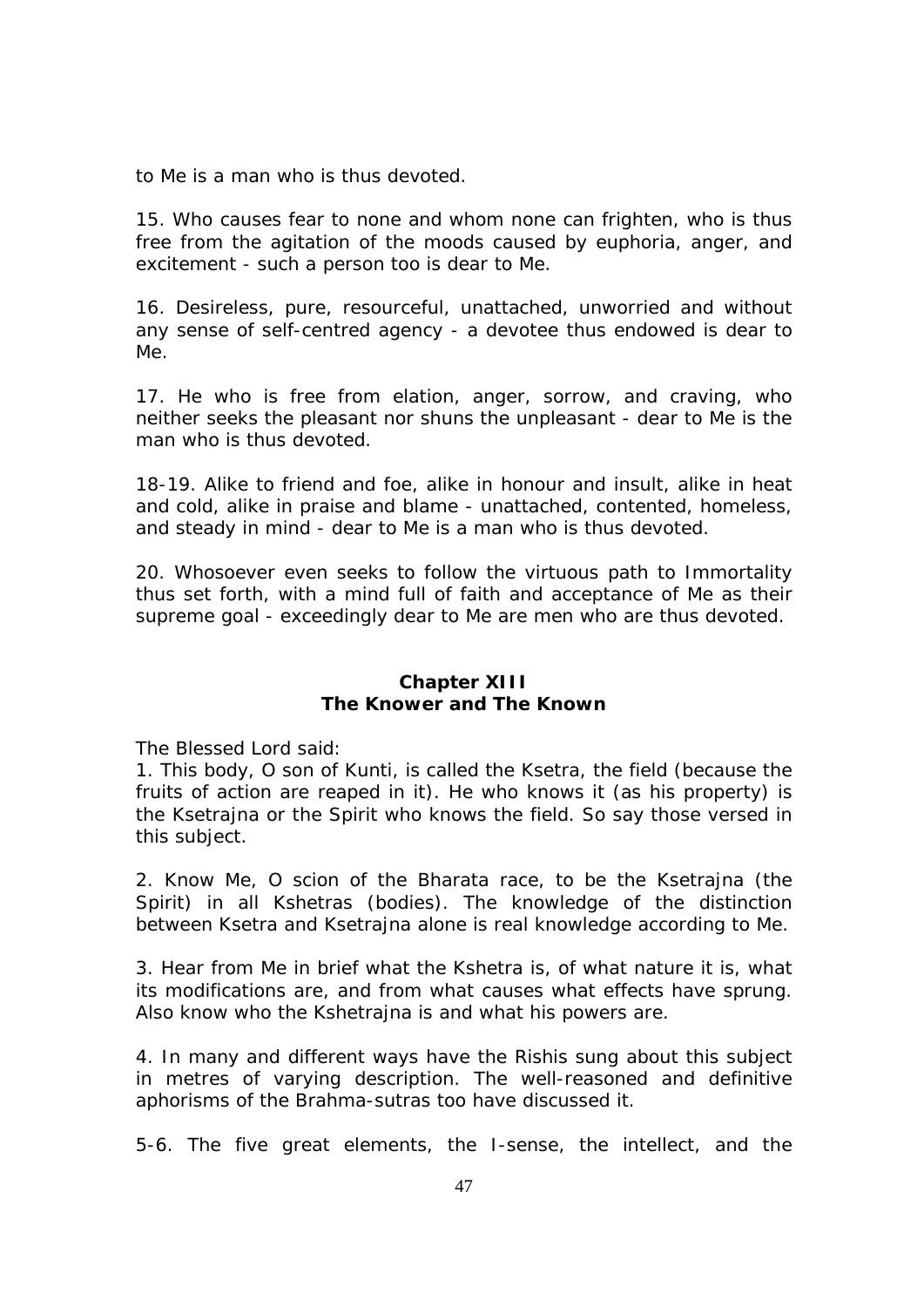to Me is a man who is thus devoted.

15. Who causes fear to none and whom none can frighten, who is thus free from the agitation of the moods caused by euphoria, anger, and excitement - such a person too is dear to Me.

16. Desireless, pure, resourceful, unattached, unworried and without any sense of self-centred agency - a devotee thus endowed is dear to Me.

17. He who is free from elation, anger, sorrow, and craving, who neither seeks the pleasant nor shuns the unpleasant - dear to Me is the man who is thus devoted.

18-19. Alike to friend and foe, alike in honour and insult, alike in heat and cold, alike in praise and blame - unattached, contented, homeless, and steady in mind - dear to Me is a man who is thus devoted.

20. Whosoever even seeks to follow the virtuous path to Immortality thus set forth, with a mind full of faith and acceptance of Me as their supreme goal - exceedingly dear to Me are men who are thus devoted.

## Chapter XIII
## The Knower and The Known

The Blessed Lord said:

1. This body, O son of Kunti, is called the Ksetra, the field (because the fruits of action are reaped in it). He who knows it (as his property) is the Ksetrajna or the Spirit who knows the field. So say those versed in this subject.

2. Know Me, O scion of the Bharata race, to be the Ksetrajna (the Spirit) in all Kshetras (bodies). The knowledge of the distinction between Ksetra and Ksetrajna alone is real knowledge according to Me.

3. Hear from Me in brief what the Kshetra is, of what nature it is, what its modifications are, and from what causes what effects have sprung. Also know who the Kshetrajna is and what his powers are.

4. In many and different ways have the Rishis sung about this subject in metres of varying description. The well-reasoned and definitive aphorisms of the Brahma-sutras too have discussed it.

5-6. The five great elements, the I-sense, the intellect, and the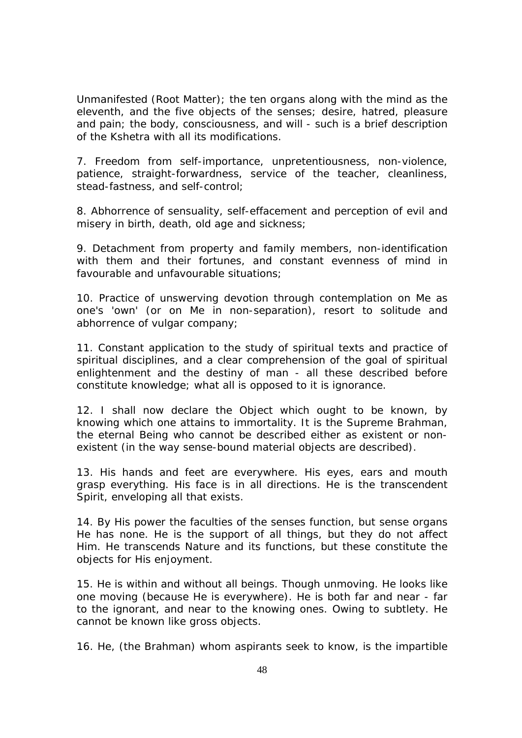Unmanifested (Root Matter); the ten organs along with the mind as the eleventh, and the five objects of the senses; desire, hatred, pleasure and pain; the body, consciousness, and will - such is a brief description of the Kshetra with all its modifications.

7. Freedom from self-importance, unpretentiousness, non-violence, patience, straight-forwardness, service of the teacher, cleanliness, stead-fastness, and self-control;

8. Abhorrence of sensuality, self-effacement and perception of evil and misery in birth, death, old age and sickness;

9. Detachment from property and family members, non-identification with them and their fortunes, and constant evenness of mind in favourable and unfavourable situations;

10. Practice of unswerving devotion through contemplation on Me as one's 'own' (or on Me in non-separation), resort to solitude and abhorrence of vulgar company;

11. Constant application to the study of spiritual texts and practice of spiritual disciplines, and a clear comprehension of the goal of spiritual enlightenment and the destiny of man - all these described before constitute knowledge; what all is opposed to it is ignorance.

12. I shall now declare the Object which ought to be known, by knowing which one attains to immortality. It is the Supreme Brahman, the eternal Being who cannot be described either as existent or non-existent (in the way sense-bound material objects are described).

13. His hands and feet are everywhere. His eyes, ears and mouth grasp everything. His face is in all directions. He is the transcendent Spirit, enveloping all that exists.

14. By His power the faculties of the senses function, but sense organs He has none. He is the support of all things, but they do not affect Him. He transcends Nature and its functions, but these constitute the objects for His enjoyment.

15. He is within and without all beings. Though unmoving. He looks like one moving (because He is everywhere). He is both far and near - far to the ignorant, and near to the knowing ones. Owing to subtlety. He cannot be known like gross objects.

16. He, (the Brahman) whom aspirants seek to know, is the impartible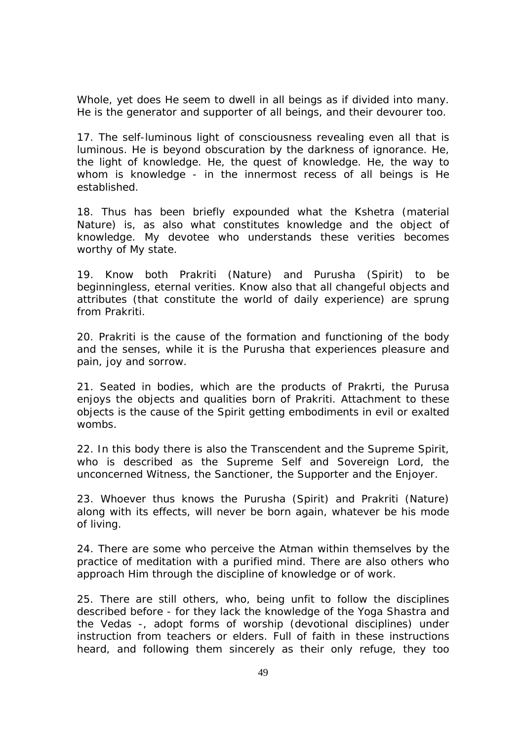Whole, yet does He seem to dwell in all beings as if divided into many. He is the generator and supporter of all beings, and their devourer too.

17. The self-luminous light of consciousness revealing even all that is luminous. He is beyond obscuration by the darkness of ignorance. He, the light of knowledge. He, the quest of knowledge. He, the way to whom is knowledge - in the innermost recess of all beings is He established.

18. Thus has been briefly expounded what the Kshetra (material Nature) is, as also what constitutes knowledge and the object of knowledge. My devotee who understands these verities becomes worthy of My state.

19. Know both Prakriti (Nature) and Purusha (Spirit) to be beginningless, eternal verities. Know also that all changeful objects and attributes (that constitute the world of daily experience) are sprung from Prakriti.

20. Prakriti is the cause of the formation and functioning of the body and the senses, while it is the Purusha that experiences pleasure and pain, joy and sorrow.

21. Seated in bodies, which are the products of Prakrti, the Purusa enjoys the objects and qualities born of Prakriti. Attachment to these objects is the cause of the Spirit getting embodiments in evil or exalted wombs.

22. In this body there is also the Transcendent and the Supreme Spirit, who is described as the Supreme Self and Sovereign Lord, the unconcerned Witness, the Sanctioner, the Supporter and the Enjoyer.

23. Whoever thus knows the Purusha (Spirit) and Prakriti (Nature) along with its effects, will never be born again, whatever be his mode of living.

24. There are some who perceive the Atman within themselves by the practice of meditation with a purified mind. There are also others who approach Him through the discipline of knowledge or of work.

25. There are still others, who, being unfit to follow the disciplines described before - for they lack the knowledge of the Yoga Shastra and the Vedas -, adopt forms of worship (devotional disciplines) under instruction from teachers or elders. Full of faith in these instructions heard, and following them sincerely as their only refuge, they too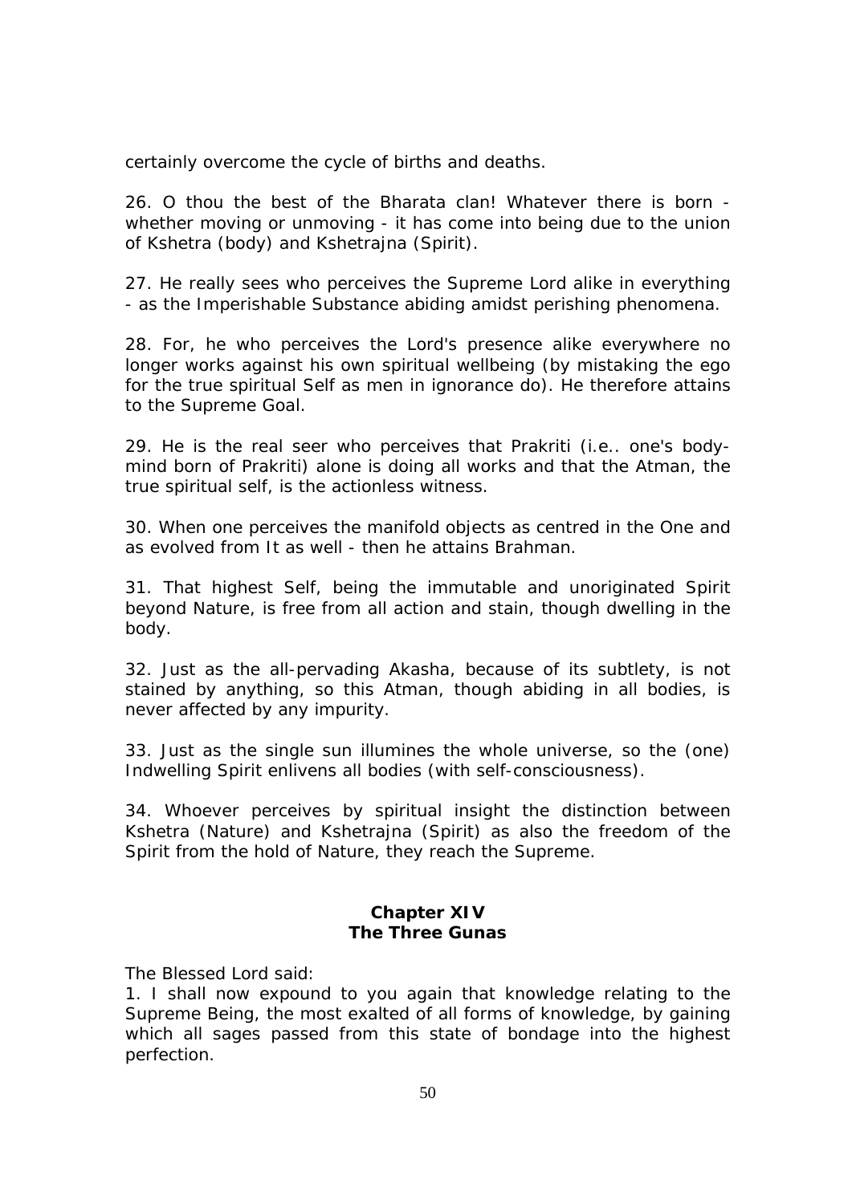certainly overcome the cycle of births and deaths.

26. O thou the best of the Bharata clan! Whatever there is born - whether moving or unmoving - it has come into being due to the union of Kshetra (body) and Kshetrajna (Spirit).

27. He really sees who perceives the Supreme Lord alike in everything - as the Imperishable Substance abiding amidst perishing phenomena.

28. For, he who perceives the Lord's presence alike everywhere no longer works against his own spiritual wellbeing (by mistaking the ego for the true spiritual Self as men in ignorance do). He therefore attains to the Supreme Goal.

29. He is the real seer who perceives that Prakriti (i.e.. one's body-mind born of Prakriti) alone is doing all works and that the Atman, the true spiritual self, is the actionless witness.

30. When one perceives the manifold objects as centred in the One and as evolved from It as well - then he attains Brahman.

31. That highest Self, being the immutable and unoriginated Spirit beyond Nature, is free from all action and stain, though dwelling in the body.

32. Just as the all-pervading Akasha, because of its subtlety, is not stained by anything, so this Atman, though abiding in all bodies, is never affected by any impurity.

33. Just as the single sun illumines the whole universe, so the (one) Indwelling Spirit enlivens all bodies (with self-consciousness).

34. Whoever perceives by spiritual insight the distinction between Kshetra (Nature) and Kshetrajna (Spirit) as also the freedom of the Spirit from the hold of Nature, they reach the Supreme.

## Chapter XIV
## The Three Gunas

The Blessed Lord said:

1. I shall now expound to you again that knowledge relating to the Supreme Being, the most exalted of all forms of knowledge, by gaining which all sages passed from this state of bondage into the highest perfection.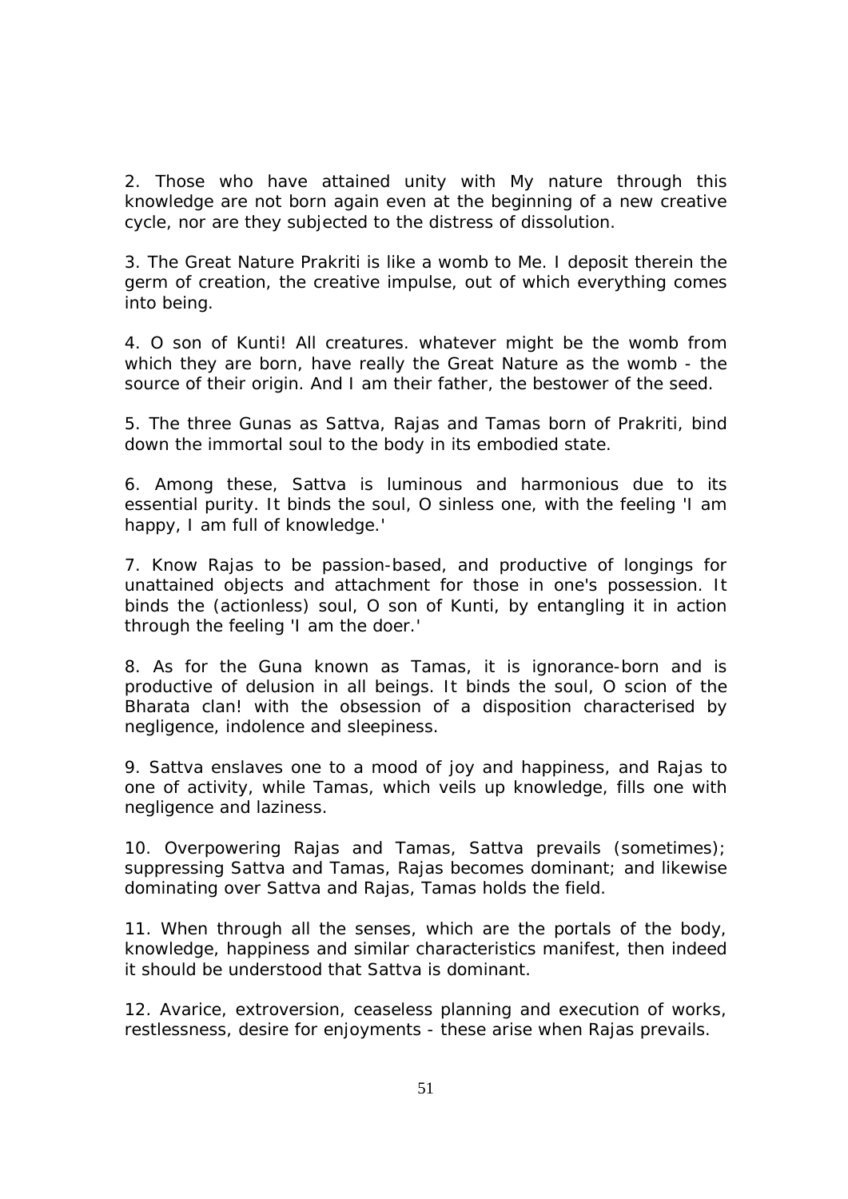2. Those who have attained unity with My nature through this knowledge are not born again even at the beginning of a new creative cycle, nor are they subjected to the distress of dissolution.

3. The Great Nature Prakriti is like a womb to Me. I deposit therein the germ of creation, the creative impulse, out of which everything comes into being.

4. O son of Kunti! All creatures. whatever might be the womb from which they are born, have really the Great Nature as the womb - the source of their origin. And I am their father, the bestower of the seed.

5. The three Gunas as Sattva, Rajas and Tamas born of Prakriti, bind down the immortal soul to the body in its embodied state.

6. Among these, Sattva is luminous and harmonious due to its essential purity. It binds the soul, O sinless one, with the feeling 'I am happy, I am full of knowledge.'

7. Know Rajas to be passion-based, and productive of longings for unattained objects and attachment for those in one's possession. It binds the (actionless) soul, O son of Kunti, by entangling it in action through the feeling 'I am the doer.'

8. As for the Guna known as Tamas, it is ignorance-born and is productive of delusion in all beings. It binds the soul, O scion of the Bharata clan! with the obsession of a disposition characterised by negligence, indolence and sleepiness.

9. Sattva enslaves one to a mood of joy and happiness, and Rajas to one of activity, while Tamas, which veils up knowledge, fills one with negligence and laziness.

10. Overpowering Rajas and Tamas, Sattva prevails (sometimes); suppressing Sattva and Tamas, Rajas becomes dominant; and likewise dominating over Sattva and Rajas, Tamas holds the field.

11. When through all the senses, which are the portals of the body, knowledge, happiness and similar characteristics manifest, then indeed it should be understood that Sattva is dominant.

12. Avarice, extroversion, ceaseless planning and execution of works, restlessness, desire for enjoyments - these arise when Rajas prevails.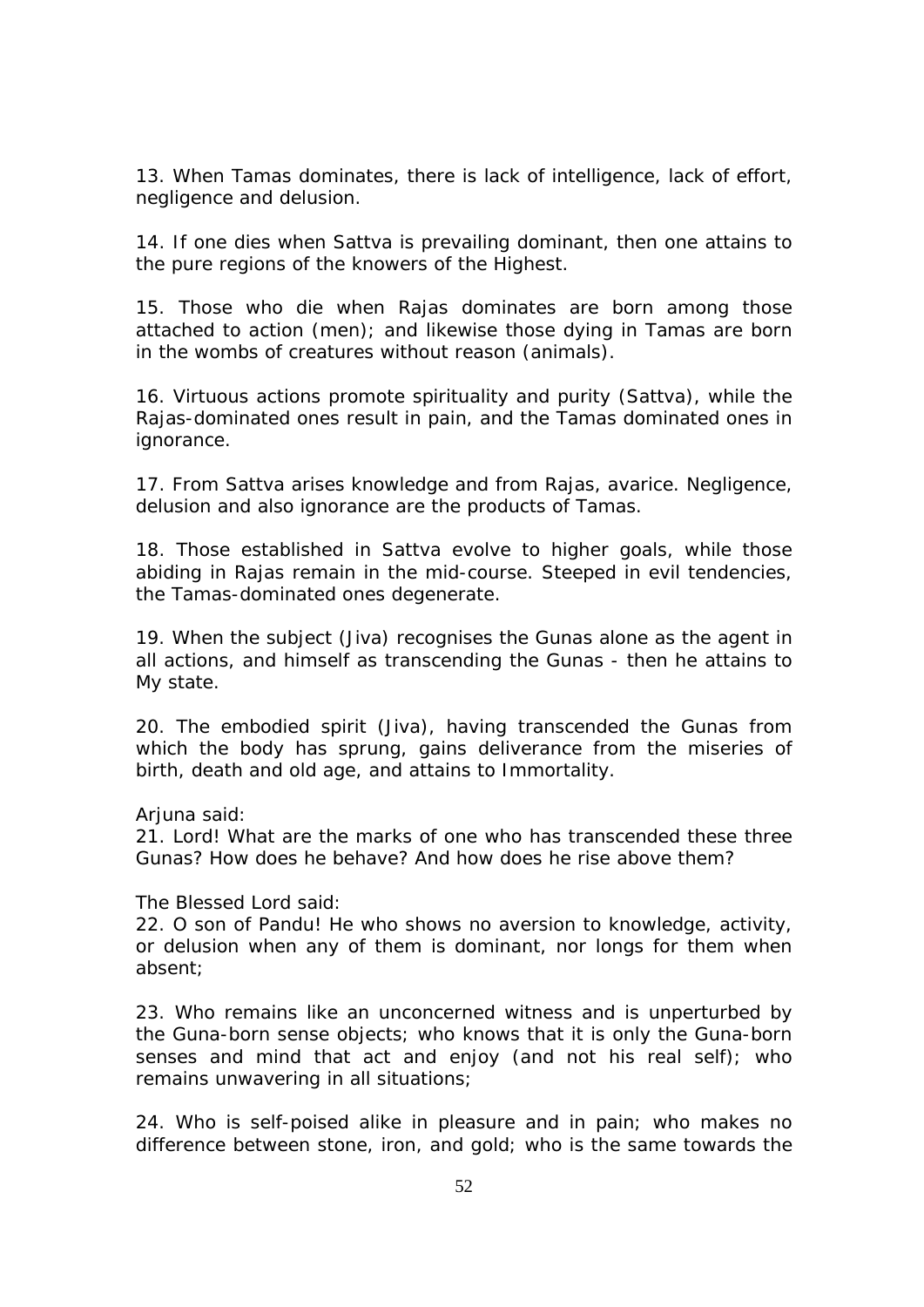13. When Tamas dominates, there is lack of intelligence, lack of effort, negligence and delusion.

14. If one dies when Sattva is prevailing dominant, then one attains to the pure regions of the knowers of the Highest.

15. Those who die when Rajas dominates are born among those attached to action (men); and likewise those dying in Tamas are born in the wombs of creatures without reason (animals).

16. Virtuous actions promote spirituality and purity (Sattva), while the Rajas-dominated ones result in pain, and the Tamas dominated ones in ignorance.

17. From Sattva arises knowledge and from Rajas, avarice. Negligence, delusion and also ignorance are the products of Tamas.

18. Those established in Sattva evolve to higher goals, while those abiding in Rajas remain in the mid-course. Steeped in evil tendencies, the Tamas-dominated ones degenerate.

19. When the subject (Jiva) recognises the Gunas alone as the agent in all actions, and himself as transcending the Gunas - then he attains to My state.

20. The embodied spirit (Jiva), having transcended the Gunas from which the body has sprung, gains deliverance from the miseries of birth, death and old age, and attains to Immortality.

Arjuna said:
21. Lord! What are the marks of one who has transcended these three Gunas? How does he behave? And how does he rise above them?

The Blessed Lord said:
22. O son of Pandu! He who shows no aversion to knowledge, activity, or delusion when any of them is dominant, nor longs for them when absent;

23. Who remains like an unconcerned witness and is unperturbed by the Guna-born sense objects; who knows that it is only the Guna-born senses and mind that act and enjoy (and not his real self); who remains unwavering in all situations;

24. Who is self-poised alike in pleasure and in pain; who makes no difference between stone, iron, and gold; who is the same towards the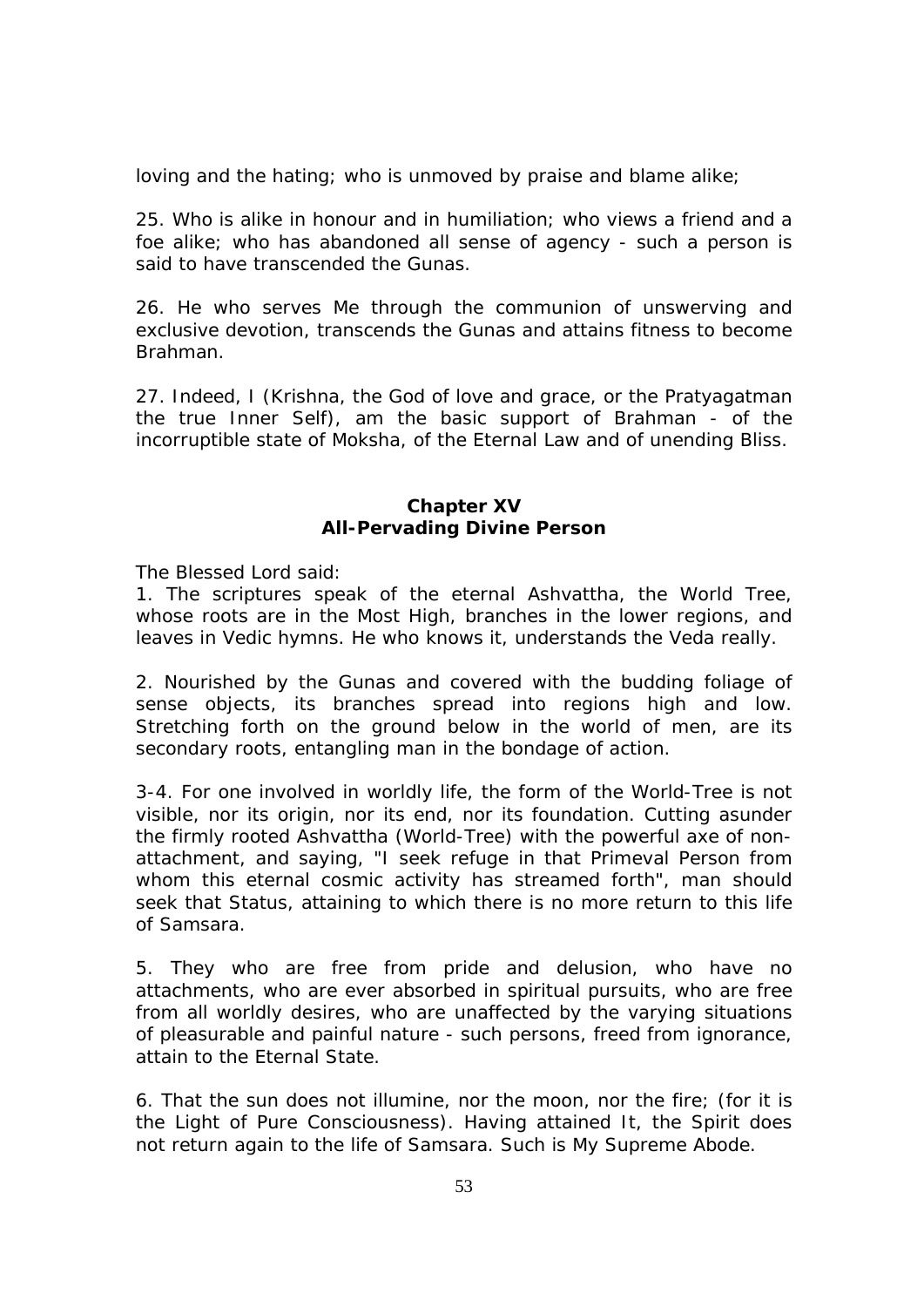loving and the hating; who is unmoved by praise and blame alike;

25. Who is alike in honour and in humiliation; who views a friend and a foe alike; who has abandoned all sense of agency - such a person is said to have transcended the Gunas.

26. He who serves Me through the communion of unswerving and exclusive devotion, transcends the Gunas and attains fitness to become Brahman.

27. Indeed, I (Krishna, the God of love and grace, or the Pratyagatman the true Inner Self), am the basic support of Brahman - of the incorruptible state of Moksha, of the Eternal Law and of unending Bliss.

## Chapter XV
## All-Pervading Divine Person

The Blessed Lord said:

1. The scriptures speak of the eternal Ashvattha, the World Tree, whose roots are in the Most High, branches in the lower regions, and leaves in Vedic hymns. He who knows it, understands the Veda really.

2. Nourished by the Gunas and covered with the budding foliage of sense objects, its branches spread into regions high and low. Stretching forth on the ground below in the world of men, are its secondary roots, entangling man in the bondage of action.

3-4. For one involved in worldly life, the form of the World-Tree is not visible, nor its origin, nor its end, nor its foundation. Cutting asunder the firmly rooted Ashvattha (World-Tree) with the powerful axe of non-attachment, and saying, "I seek refuge in that Primeval Person from whom this eternal cosmic activity has streamed forth", man should seek that Status, attaining to which there is no more return to this life of Samsara.

5. They who are free from pride and delusion, who have no attachments, who are ever absorbed in spiritual pursuits, who are free from all worldly desires, who are unaffected by the varying situations of pleasurable and painful nature - such persons, freed from ignorance, attain to the Eternal State.

6. That the sun does not illumine, nor the moon, nor the fire; (for it is the Light of Pure Consciousness). Having attained It, the Spirit does not return again to the life of Samsara. Such is My Supreme Abode.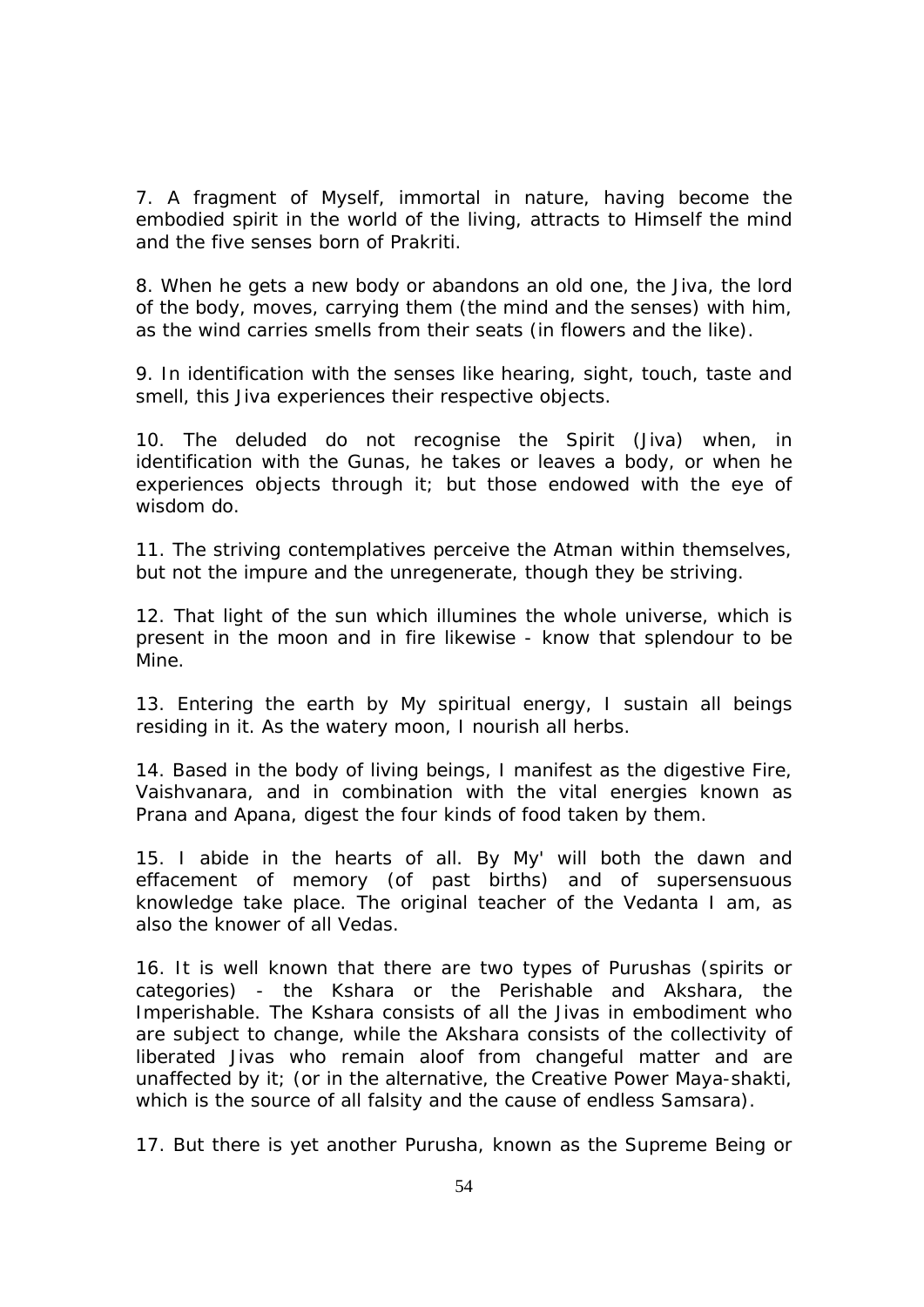7. A fragment of Myself, immortal in nature, having become the embodied spirit in the world of the living, attracts to Himself the mind and the five senses born of Prakriti.

8. When he gets a new body or abandons an old one, the Jiva, the lord of the body, moves, carrying them (the mind and the senses) with him, as the wind carries smells from their seats (in flowers and the like).

9. In identification with the senses like hearing, sight, touch, taste and smell, this Jiva experiences their respective objects.

10. The deluded do not recognise the Spirit (Jiva) when, in identification with the Gunas, he takes or leaves a body, or when he experiences objects through it; but those endowed with the eye of wisdom do.

11. The striving contemplatives perceive the Atman within themselves, but not the impure and the unregenerate, though they be striving.

12. That light of the sun which illumines the whole universe, which is present in the moon and in fire likewise - know that splendour to be Mine.

13. Entering the earth by My spiritual energy, I sustain all beings residing in it. As the watery moon, I nourish all herbs.

14. Based in the body of living beings, I manifest as the digestive Fire, Vaishvanara, and in combination with the vital energies known as Prana and Apana, digest the four kinds of food taken by them.

15. I abide in the hearts of all. By My' will both the dawn and effacement of memory (of past births) and of supersensuous knowledge take place. The original teacher of the Vedanta I am, as also the knower of all Vedas.

16. It is well known that there are two types of Purushas (spirits or categories) - the Kshara or the Perishable and Akshara, the Imperishable. The Kshara consists of all the Jivas in embodiment who are subject to change, while the Akshara consists of the collectivity of liberated Jivas who remain aloof from changeful matter and are unaffected by it; (or in the alternative, the Creative Power Maya-shakti, which is the source of all falsity and the cause of endless Samsara).

17. But there is yet another Purusha, known as the Supreme Being or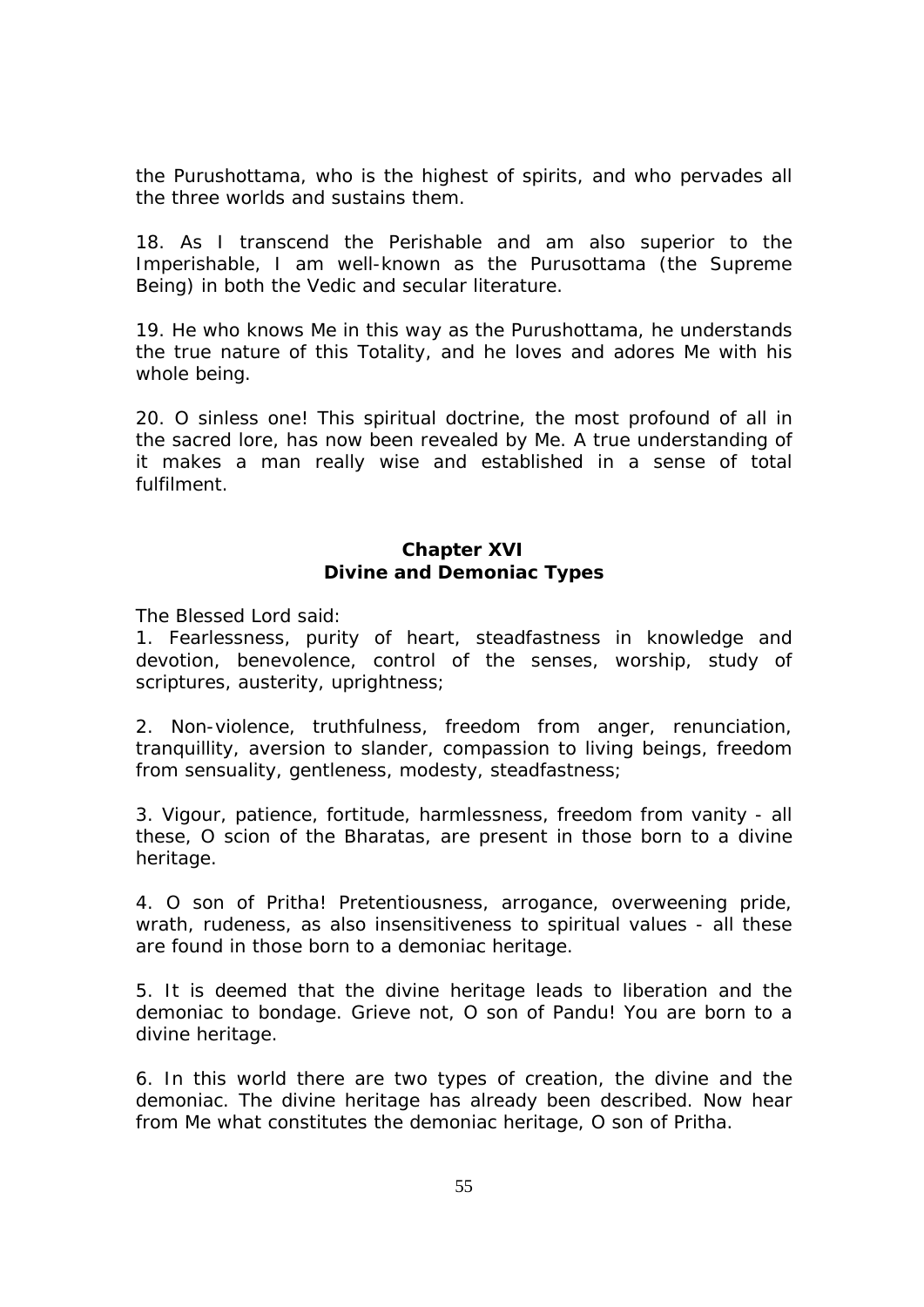the Purushottama, who is the highest of spirits, and who pervades all the three worlds and sustains them.

18. As I transcend the Perishable and am also superior to the Imperishable, I am well-known as the Purusottama (the Supreme Being) in both the Vedic and secular literature.

19. He who knows Me in this way as the Purushottama, he understands the true nature of this Totality, and he loves and adores Me with his whole being.

20. O sinless one! This spiritual doctrine, the most profound of all in the sacred lore, has now been revealed by Me. A true understanding of it makes a man really wise and established in a sense of total fulfilment.

## Chapter XVI
## Divine and Demoniac Types

The Blessed Lord said:

1. Fearlessness, purity of heart, steadfastness in knowledge and devotion, benevolence, control of the senses, worship, study of scriptures, austerity, uprightness;

2. Non-violence, truthfulness, freedom from anger, renunciation, tranquillity, aversion to slander, compassion to living beings, freedom from sensuality, gentleness, modesty, steadfastness;

3. Vigour, patience, fortitude, harmlessness, freedom from vanity - all these, O scion of the Bharatas, are present in those born to a divine heritage.

4. O son of Pritha! Pretentiousness, arrogance, overweening pride, wrath, rudeness, as also insensitiveness to spiritual values - all these are found in those born to a demoniac heritage.

5. It is deemed that the divine heritage leads to liberation and the demoniac to bondage. Grieve not, O son of Pandu! You are born to a divine heritage.

6. In this world there are two types of creation, the divine and the demoniac. The divine heritage has already been described. Now hear from Me what constitutes the demoniac heritage, O son of Pritha.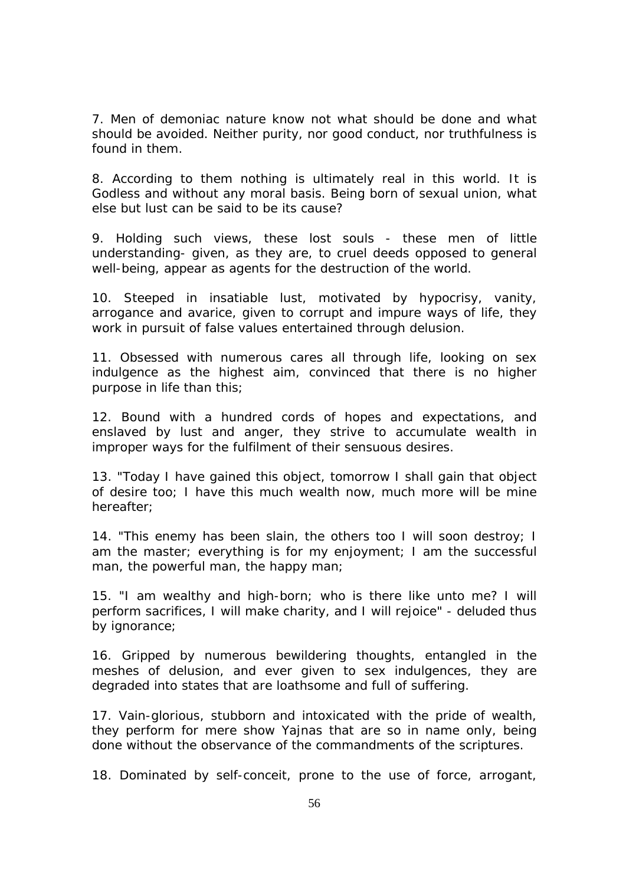7. Men of demoniac nature know not what should be done and what should be avoided. Neither purity, nor good conduct, nor truthfulness is found in them.

8. According to them nothing is ultimately real in this world. It is Godless and without any moral basis. Being born of sexual union, what else but lust can be said to be its cause?

9. Holding such views, these lost souls - these men of little understanding- given, as they are, to cruel deeds opposed to general well-being, appear as agents for the destruction of the world.

10. Steeped in insatiable lust, motivated by hypocrisy, vanity, arrogance and avarice, given to corrupt and impure ways of life, they work in pursuit of false values entertained through delusion.

11. Obsessed with numerous cares all through life, looking on sex indulgence as the highest aim, convinced that there is no higher purpose in life than this;

12. Bound with a hundred cords of hopes and expectations, and enslaved by lust and anger, they strive to accumulate wealth in improper ways for the fulfilment of their sensuous desires.

13. "Today I have gained this object, tomorrow I shall gain that object of desire too; I have this much wealth now, much more will be mine hereafter;

14. "This enemy has been slain, the others too I will soon destroy; I am the master; everything is for my enjoyment; I am the successful man, the powerful man, the happy man;

15. "I am wealthy and high-born; who is there like unto me? I will perform sacrifices, I will make charity, and I will rejoice" - deluded thus by ignorance;

16. Gripped by numerous bewildering thoughts, entangled in the meshes of delusion, and ever given to sex indulgences, they are degraded into states that are loathsome and full of suffering.

17. Vain-glorious, stubborn and intoxicated with the pride of wealth, they perform for mere show Yajnas that are so in name only, being done without the observance of the commandments of the scriptures.

18. Dominated by self-conceit, prone to the use of force, arrogant,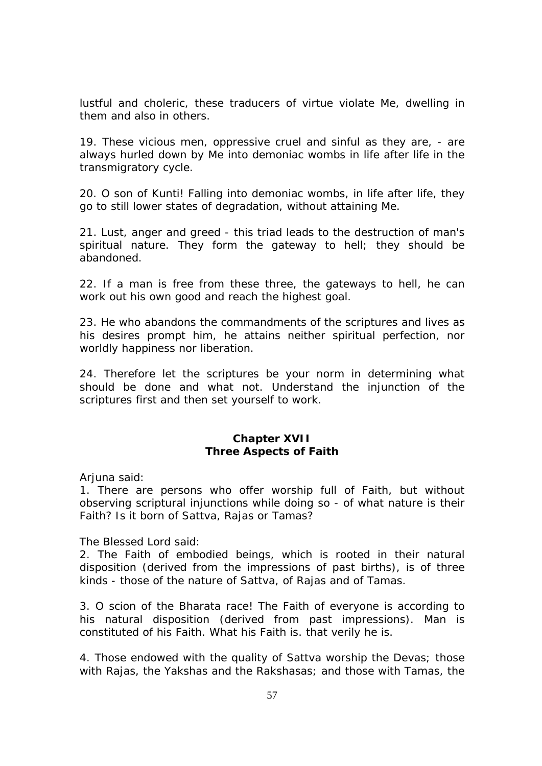lustful and choleric, these traducers of virtue violate Me, dwelling in them and also in others.

19. These vicious men, oppressive cruel and sinful as they are, - are always hurled down by Me into demoniac wombs in life after life in the transmigratory cycle.

20. O son of Kunti! Falling into demoniac wombs, in life after life, they go to still lower states of degradation, without attaining Me.

21. Lust, anger and greed - this triad leads to the destruction of man's spiritual nature. They form the gateway to hell; they should be abandoned.

22. If a man is free from these three, the gateways to hell, he can work out his own good and reach the highest goal.

23. He who abandons the commandments of the scriptures and lives as his desires prompt him, he attains neither spiritual perfection, nor worldly happiness nor liberation.

24. Therefore let the scriptures be your norm in determining what should be done and what not. Understand the injunction of the scriptures first and then set yourself to work.

## Chapter XVII
## Three Aspects of Faith

Arjuna said:
1. There are persons who offer worship full of Faith, but without observing scriptural injunctions while doing so - of what nature is their Faith? Is it born of Sattva, Rajas or Tamas?

The Blessed Lord said:
2. The Faith of embodied beings, which is rooted in their natural disposition (derived from the impressions of past births), is of three kinds - those of the nature of Sattva, of Rajas and of Tamas.

3. O scion of the Bharata race! The Faith of everyone is according to his natural disposition (derived from past impressions). Man is constituted of his Faith. What his Faith is. that verily he is.

4. Those endowed with the quality of Sattva worship the Devas; those with Rajas, the Yakshas and the Rakshasas; and those with Tamas, the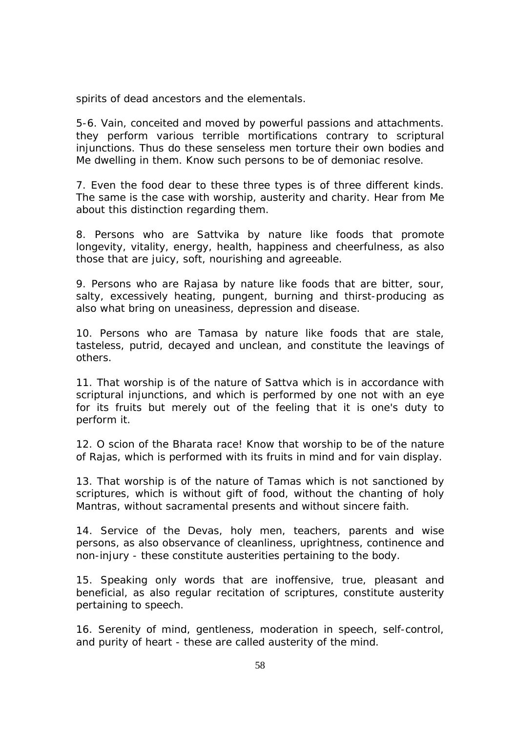spirits of dead ancestors and the elementals.

5-6. Vain, conceited and moved by powerful passions and attachments. they perform various terrible mortifications contrary to scriptural injunctions. Thus do these senseless men torture their own bodies and Me dwelling in them. Know such persons to be of demoniac resolve.

7. Even the food dear to these three types is of three different kinds. The same is the case with worship, austerity and charity. Hear from Me about this distinction regarding them.

8. Persons who are Sattvika by nature like foods that promote longevity, vitality, energy, health, happiness and cheerfulness, as also those that are juicy, soft, nourishing and agreeable.

9. Persons who are Rajasa by nature like foods that are bitter, sour, salty, excessively heating, pungent, burning and thirst-producing as also what bring on uneasiness, depression and disease.

10. Persons who are Tamasa by nature like foods that are stale, tasteless, putrid, decayed and unclean, and constitute the leavings of others.

11. That worship is of the nature of Sattva which is in accordance with scriptural injunctions, and which is performed by one not with an eye for its fruits but merely out of the feeling that it is one's duty to perform it.

12. O scion of the Bharata race! Know that worship to be of the nature of Rajas, which is performed with its fruits in mind and for vain display.

13. That worship is of the nature of Tamas which is not sanctioned by scriptures, which is without gift of food, without the chanting of holy Mantras, without sacramental presents and without sincere faith.

14. Service of the Devas, holy men, teachers, parents and wise persons, as also observance of cleanliness, uprightness, continence and non-injury - these constitute austerities pertaining to the body.

15. Speaking only words that are inoffensive, true, pleasant and beneficial, as also regular recitation of scriptures, constitute austerity pertaining to speech.

16. Serenity of mind, gentleness, moderation in speech, self-control, and purity of heart - these are called austerity of the mind.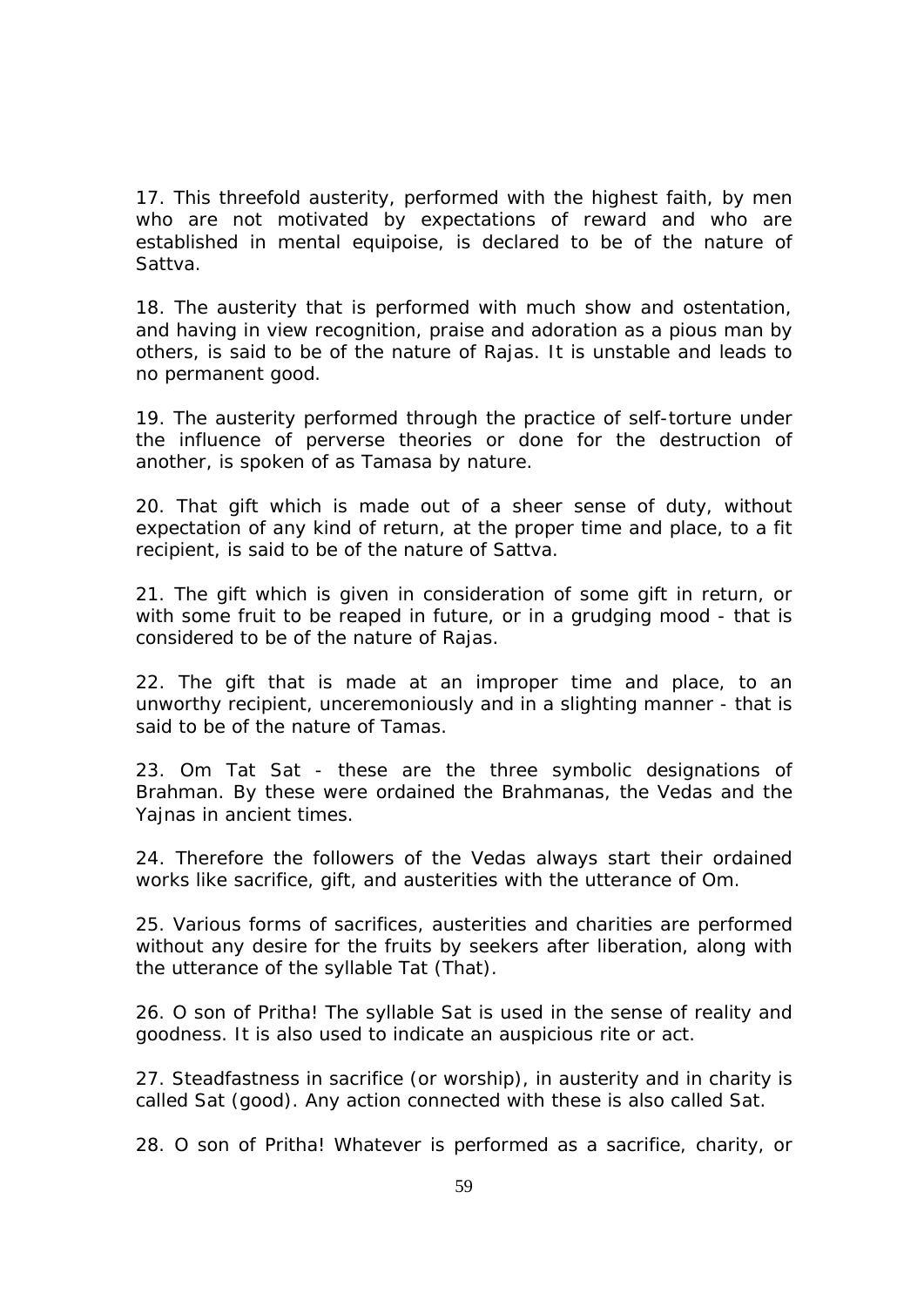17. This threefold austerity, performed with the highest faith, by men who are not motivated by expectations of reward and who are established in mental equipoise, is declared to be of the nature of Sattva.

18. The austerity that is performed with much show and ostentation, and having in view recognition, praise and adoration as a pious man by others, is said to be of the nature of Rajas. It is unstable and leads to no permanent good.

19. The austerity performed through the practice of self-torture under the influence of perverse theories or done for the destruction of another, is spoken of as Tamasa by nature.

20. That gift which is made out of a sheer sense of duty, without expectation of any kind of return, at the proper time and place, to a fit recipient, is said to be of the nature of Sattva.

21. The gift which is given in consideration of some gift in return, or with some fruit to be reaped in future, or in a grudging mood - that is considered to be of the nature of Rajas.

22. The gift that is made at an improper time and place, to an unworthy recipient, unceremoniously and in a slighting manner - that is said to be of the nature of Tamas.

23. Om Tat Sat - these are the three symbolic designations of Brahman. By these were ordained the Brahmanas, the Vedas and the Yajnas in ancient times.

24. Therefore the followers of the Vedas always start their ordained works like sacrifice, gift, and austerities with the utterance of Om.

25. Various forms of sacrifices, austerities and charities are performed without any desire for the fruits by seekers after liberation, along with the utterance of the syllable Tat (That).

26. O son of Pritha! The syllable Sat is used in the sense of reality and goodness. It is also used to indicate an auspicious rite or act.

27. Steadfastness in sacrifice (or worship), in austerity and in charity is called Sat (good). Any action connected with these is also called Sat.

28. O son of Pritha! Whatever is performed as a sacrifice, charity, or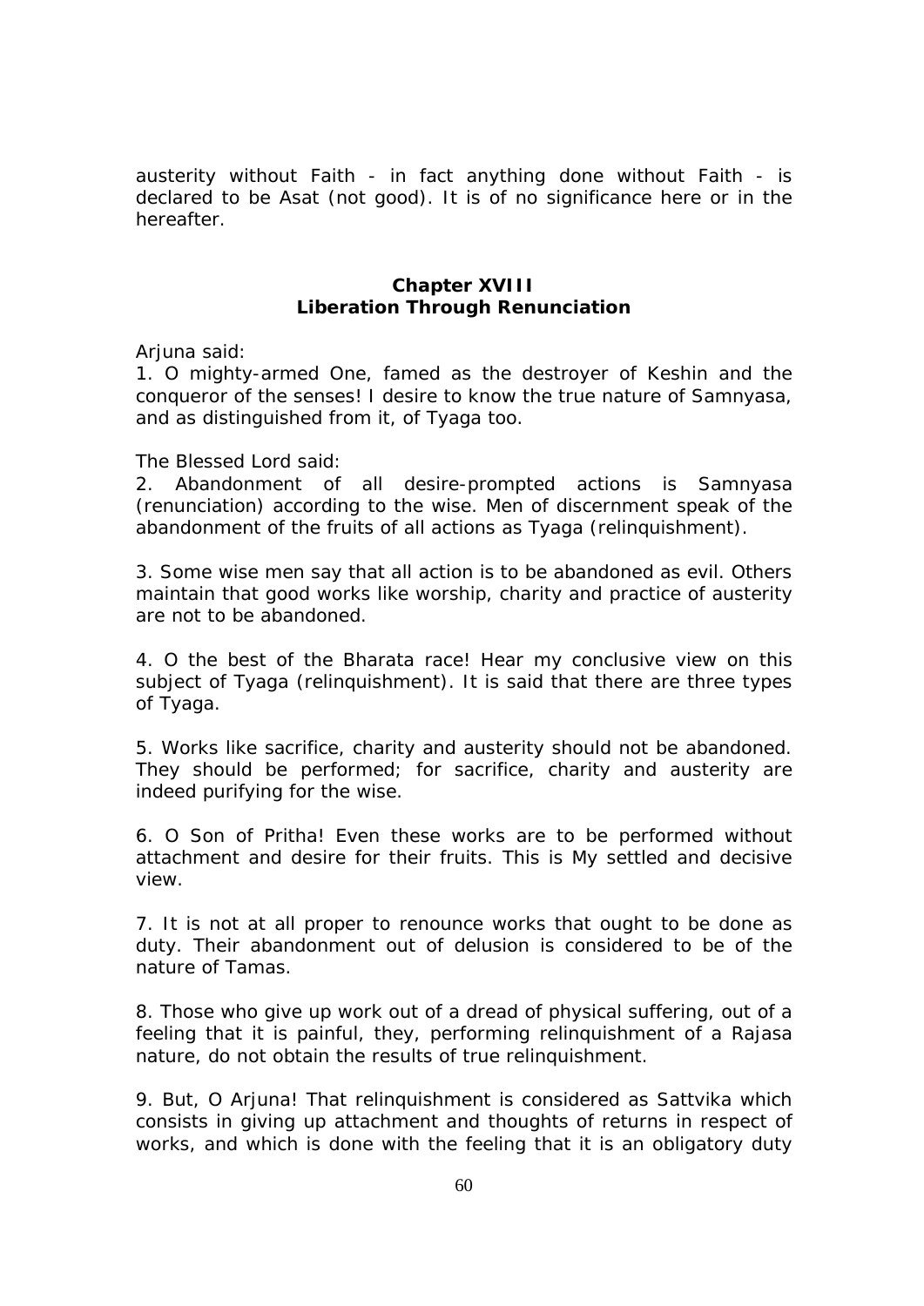austerity without Faith - in fact anything done without Faith - is declared to be Asat (not good). It is of no significance here or in the hereafter.

## Chapter XVIII
## Liberation Through Renunciation

Arjuna said:
1. O mighty-armed One, famed as the destroyer of Keshin and the conqueror of the senses! I desire to know the true nature of Samnyasa, and as distinguished from it, of Tyaga too.

The Blessed Lord said:
2. Abandonment of all desire-prompted actions is Samnyasa (renunciation) according to the wise. Men of discernment speak of the abandonment of the fruits of all actions as Tyaga (relinquishment).

3. Some wise men say that all action is to be abandoned as evil. Others maintain that good works like worship, charity and practice of austerity are not to be abandoned.

4. O the best of the Bharata race! Hear my conclusive view on this subject of Tyaga (relinquishment). It is said that there are three types of Tyaga.

5. Works like sacrifice, charity and austerity should not be abandoned. They should be performed; for sacrifice, charity and austerity are indeed purifying for the wise.

6. O Son of Pritha! Even these works are to be performed without attachment and desire for their fruits. This is My settled and decisive view.

7. It is not at all proper to renounce works that ought to be done as duty. Their abandonment out of delusion is considered to be of the nature of Tamas.

8. Those who give up work out of a dread of physical suffering, out of a feeling that it is painful, they, performing relinquishment of a Rajasa nature, do not obtain the results of true relinquishment.

9. But, O Arjuna! That relinquishment is considered as Sattvika which consists in giving up attachment and thoughts of returns in respect of works, and which is done with the feeling that it is an obligatory duty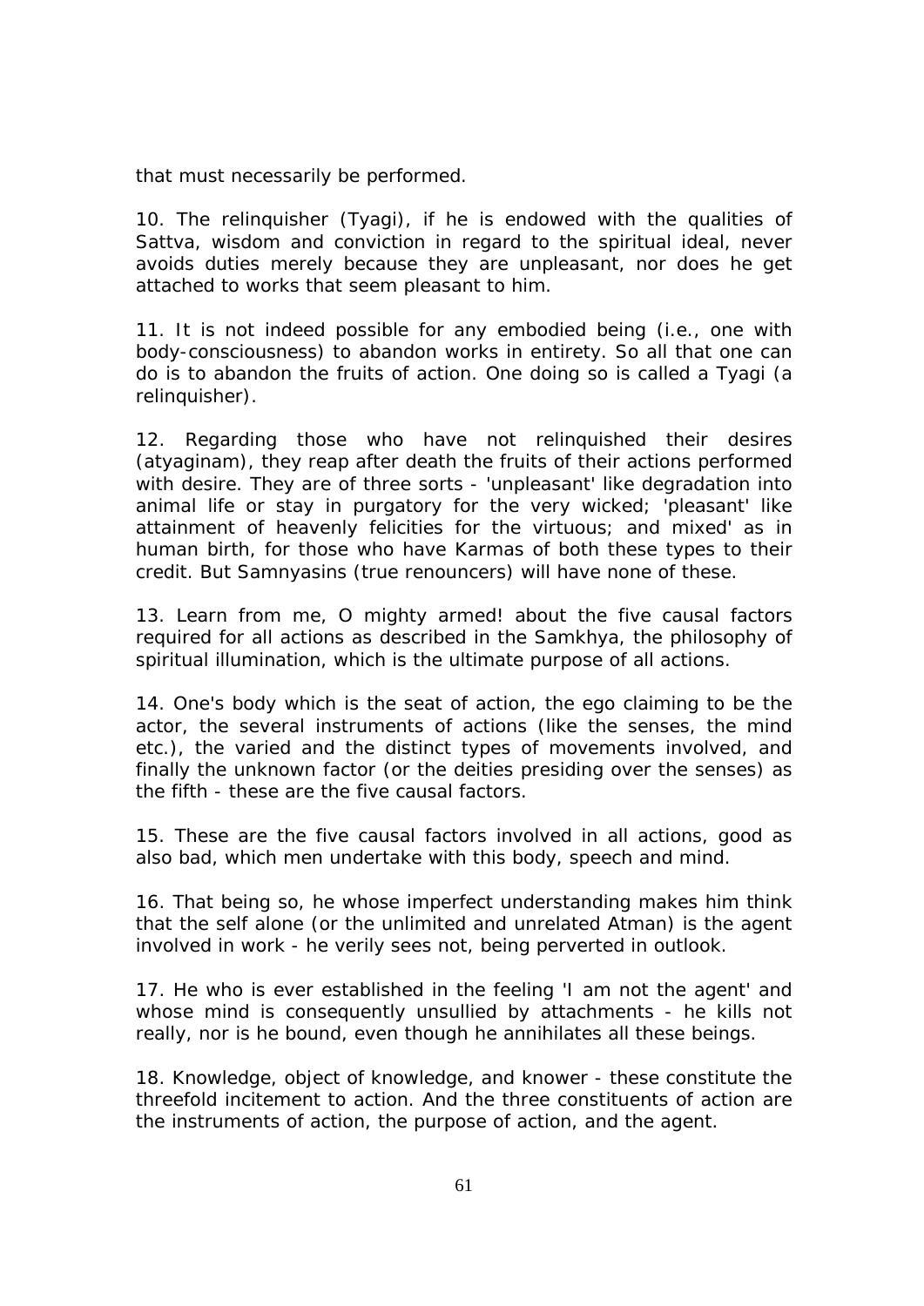that must necessarily be performed.

10. The relinquisher (Tyagi), if he is endowed with the qualities of Sattva, wisdom and conviction in regard to the spiritual ideal, never avoids duties merely because they are unpleasant, nor does he get attached to works that seem pleasant to him.

11. It is not indeed possible for any embodied being (i.e., one with body-consciousness) to abandon works in entirety. So all that one can do is to abandon the fruits of action. One doing so is called a Tyagi (a relinquisher).

12. Regarding those who have not relinquished their desires (atyaginam), they reap after death the fruits of their actions performed with desire. They are of three sorts - 'unpleasant' like degradation into animal life or stay in purgatory for the very wicked; 'pleasant' like attainment of heavenly felicities for the virtuous; and mixed' as in human birth, for those who have Karmas of both these types to their credit. But Samnyasins (true renouncers) will have none of these.

13. Learn from me, O mighty armed! about the five causal factors required for all actions as described in the Samkhya, the philosophy of spiritual illumination, which is the ultimate purpose of all actions.

14. One's body which is the seat of action, the ego claiming to be the actor, the several instruments of actions (like the senses, the mind etc.), the varied and the distinct types of movements involved, and finally the unknown factor (or the deities presiding over the senses) as the fifth - these are the five causal factors.

15. These are the five causal factors involved in all actions, good as also bad, which men undertake with this body, speech and mind.

16. That being so, he whose imperfect understanding makes him think that the self alone (or the unlimited and unrelated Atman) is the agent involved in work - he verily sees not, being perverted in outlook.

17. He who is ever established in the feeling 'I am not the agent' and whose mind is consequently unsullied by attachments - he kills not really, nor is he bound, even though he annihilates all these beings.

18. Knowledge, object of knowledge, and knower - these constitute the threefold incitement to action. And the three constituents of action are the instruments of action, the purpose of action, and the agent.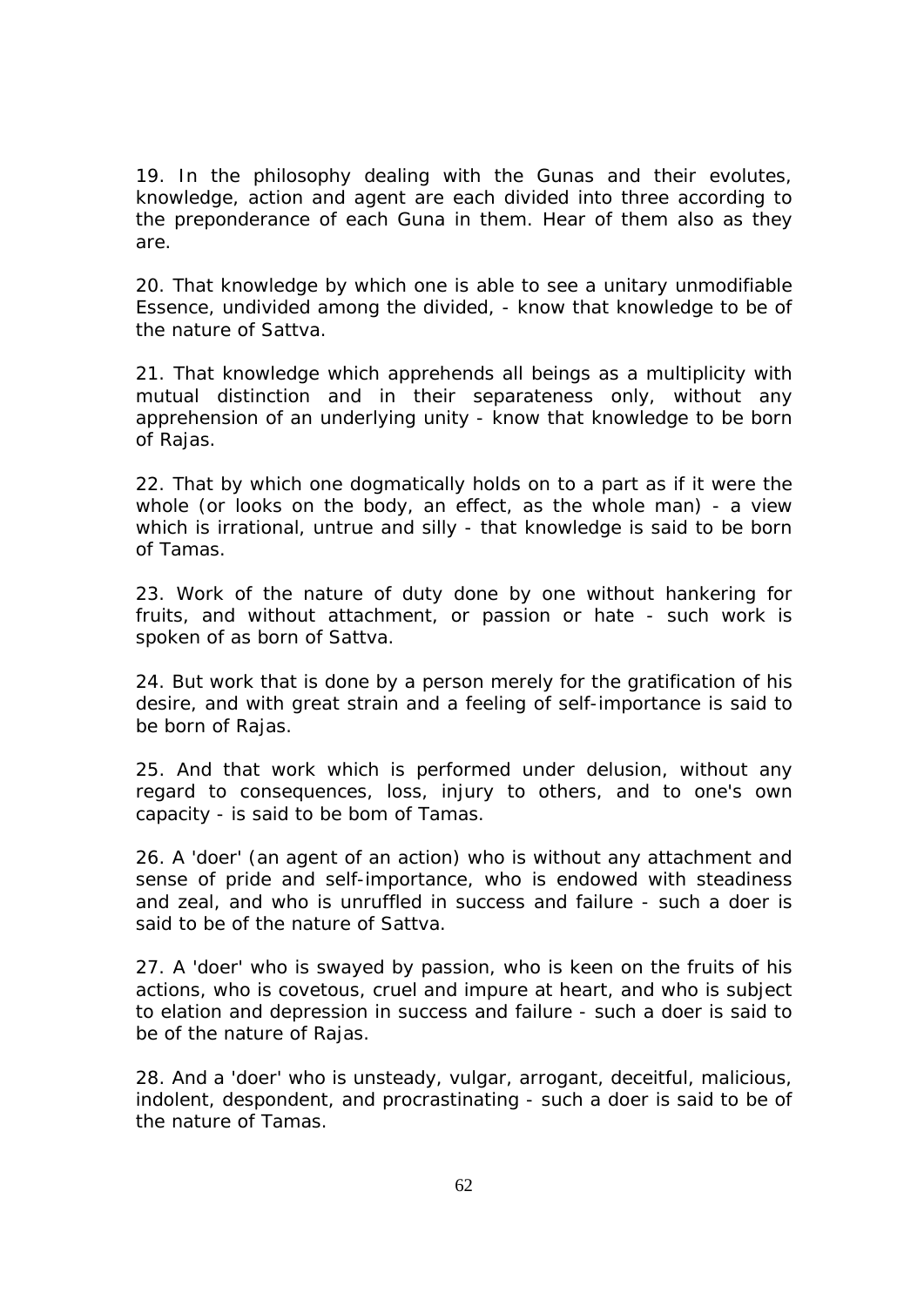19. In the philosophy dealing with the Gunas and their evolutes, knowledge, action and agent are each divided into three according to the preponderance of each Guna in them. Hear of them also as they are.

20. That knowledge by which one is able to see a unitary unmodifiable Essence, undivided among the divided, - know that knowledge to be of the nature of Sattva.

21. That knowledge which apprehends all beings as a multiplicity with mutual distinction and in their separateness only, without any apprehension of an underlying unity - know that knowledge to be born of Rajas.

22. That by which one dogmatically holds on to a part as if it were the whole (or looks on the body, an effect, as the whole man) - a view which is irrational, untrue and silly - that knowledge is said to be born of Tamas.

23. Work of the nature of duty done by one without hankering for fruits, and without attachment, or passion or hate - such work is spoken of as born of Sattva.

24. But work that is done by a person merely for the gratification of his desire, and with great strain and a feeling of self-importance is said to be born of Rajas.

25. And that work which is performed under delusion, without any regard to consequences, loss, injury to others, and to one's own capacity - is said to be bom of Tamas.

26. A 'doer' (an agent of an action) who is without any attachment and sense of pride and self-importance, who is endowed with steadiness and zeal, and who is unruffled in success and failure - such a doer is said to be of the nature of Sattva.

27. A 'doer' who is swayed by passion, who is keen on the fruits of his actions, who is covetous, cruel and impure at heart, and who is subject to elation and depression in success and failure - such a doer is said to be of the nature of Rajas.

28. And a 'doer' who is unsteady, vulgar, arrogant, deceitful, malicious, indolent, despondent, and procrastinating - such a doer is said to be of the nature of Tamas.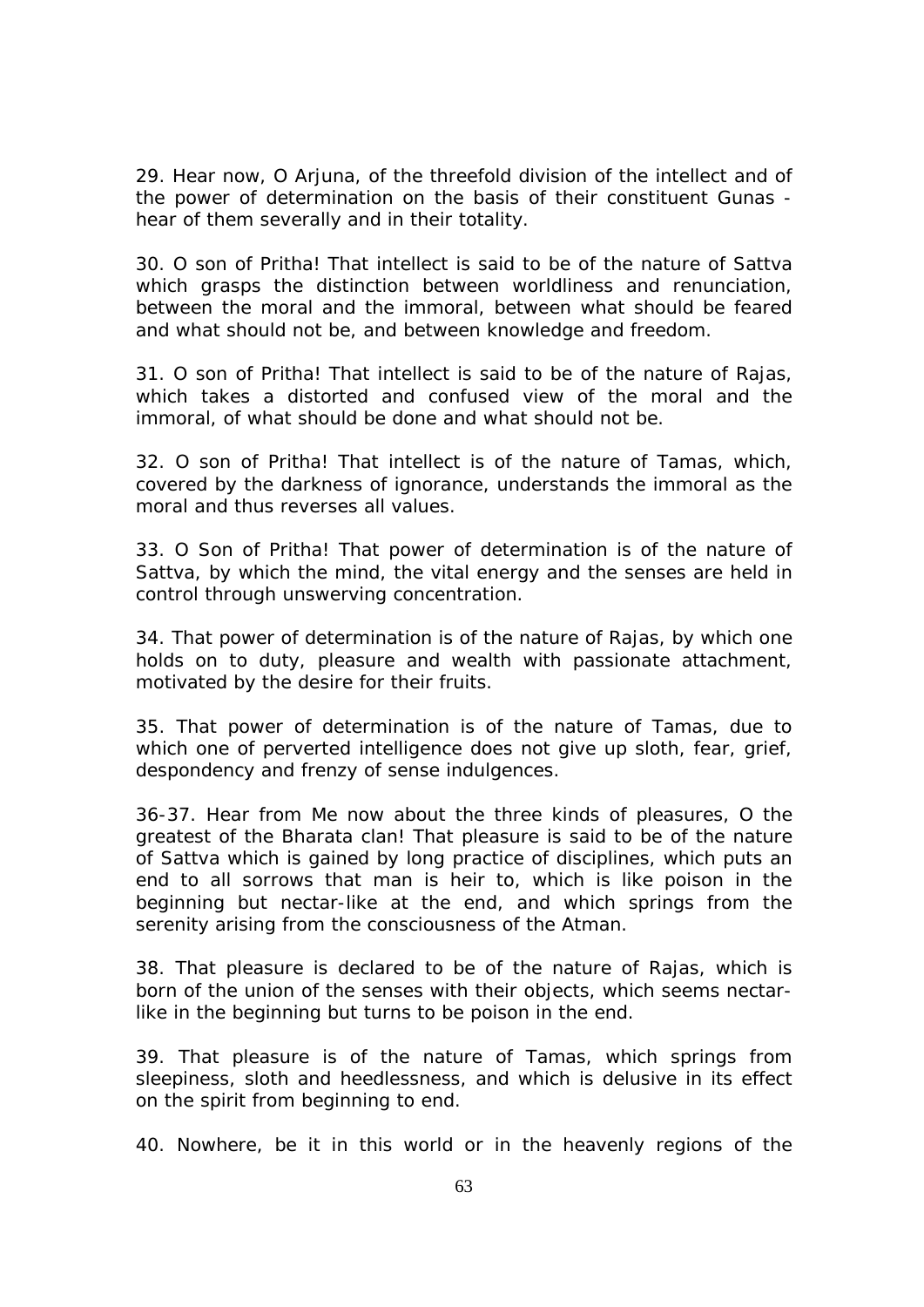29. Hear now, O Arjuna, of the threefold division of the intellect and of the power of determination on the basis of their constituent Gunas - hear of them severally and in their totality.

30. O son of Pritha! That intellect is said to be of the nature of Sattva which grasps the distinction between worldliness and renunciation, between the moral and the immoral, between what should be feared and what should not be, and between knowledge and freedom.

31. O son of Pritha! That intellect is said to be of the nature of Rajas, which takes a distorted and confused view of the moral and the immoral, of what should be done and what should not be.

32. O son of Pritha! That intellect is of the nature of Tamas, which, covered by the darkness of ignorance, understands the immoral as the moral and thus reverses all values.

33. O Son of Pritha! That power of determination is of the nature of Sattva, by which the mind, the vital energy and the senses are held in control through unswerving concentration.

34. That power of determination is of the nature of Rajas, by which one holds on to duty, pleasure and wealth with passionate attachment, motivated by the desire for their fruits.

35. That power of determination is of the nature of Tamas, due to which one of perverted intelligence does not give up sloth, fear, grief, despondency and frenzy of sense indulgences.

36-37. Hear from Me now about the three kinds of pleasures, O the greatest of the Bharata clan! That pleasure is said to be of the nature of Sattva which is gained by long practice of disciplines, which puts an end to all sorrows that man is heir to, which is like poison in the beginning but nectar-like at the end, and which springs from the serenity arising from the consciousness of the Atman.

38. That pleasure is declared to be of the nature of Rajas, which is born of the union of the senses with their objects, which seems nectar-like in the beginning but turns to be poison in the end.

39. That pleasure is of the nature of Tamas, which springs from sleepiness, sloth and heedlessness, and which is delusive in its effect on the spirit from beginning to end.

40. Nowhere, be it in this world or in the heavenly regions of the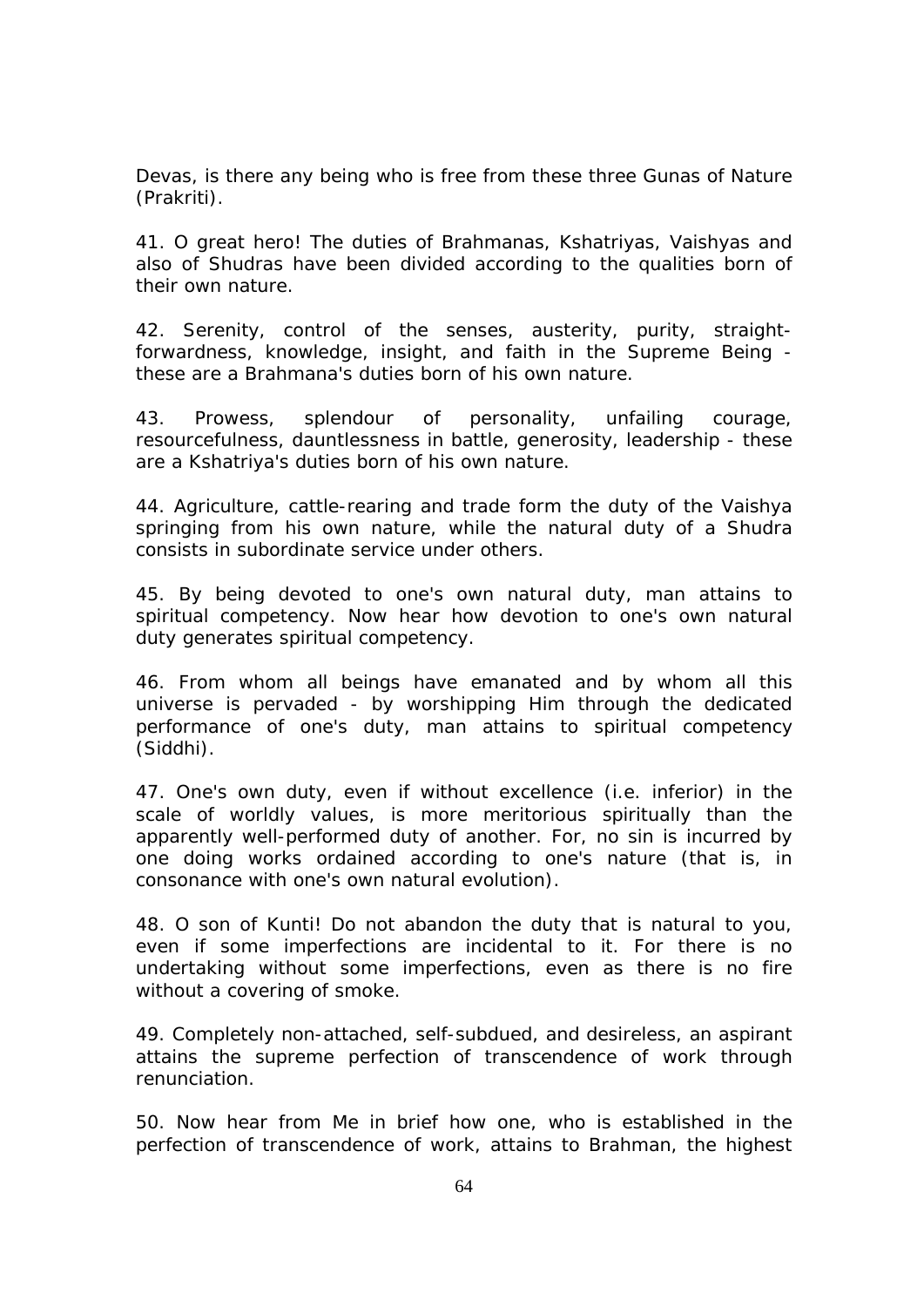Devas, is there any being who is free from these three Gunas of Nature (Prakriti).

41. O great hero! The duties of Brahmanas, Kshatriyas, Vaishyas and also of Shudras have been divided according to the qualities born of their own nature.

42. Serenity, control of the senses, austerity, purity, straight-forwardness, knowledge, insight, and faith in the Supreme Being - these are a Brahmana's duties born of his own nature.

43. Prowess, splendour of personality, unfailing courage, resourcefulness, dauntlessness in battle, generosity, leadership - these are a Kshatriya's duties born of his own nature.

44. Agriculture, cattle-rearing and trade form the duty of the Vaishya springing from his own nature, while the natural duty of a Shudra consists in subordinate service under others.

45. By being devoted to one's own natural duty, man attains to spiritual competency. Now hear how devotion to one's own natural duty generates spiritual competency.

46. From whom all beings have emanated and by whom all this universe is pervaded - by worshipping Him through the dedicated performance of one's duty, man attains to spiritual competency (Siddhi).

47. One's own duty, even if without excellence (i.e. inferior) in the scale of worldly values, is more meritorious spiritually than the apparently well-performed duty of another. For, no sin is incurred by one doing works ordained according to one's nature (that is, in consonance with one's own natural evolution).

48. O son of Kunti! Do not abandon the duty that is natural to you, even if some imperfections are incidental to it. For there is no undertaking without some imperfections, even as there is no fire without a covering of smoke.

49. Completely non-attached, self-subdued, and desireless, an aspirant attains the supreme perfection of transcendence of work through renunciation.

50. Now hear from Me in brief how one, who is established in the perfection of transcendence of work, attains to Brahman, the highest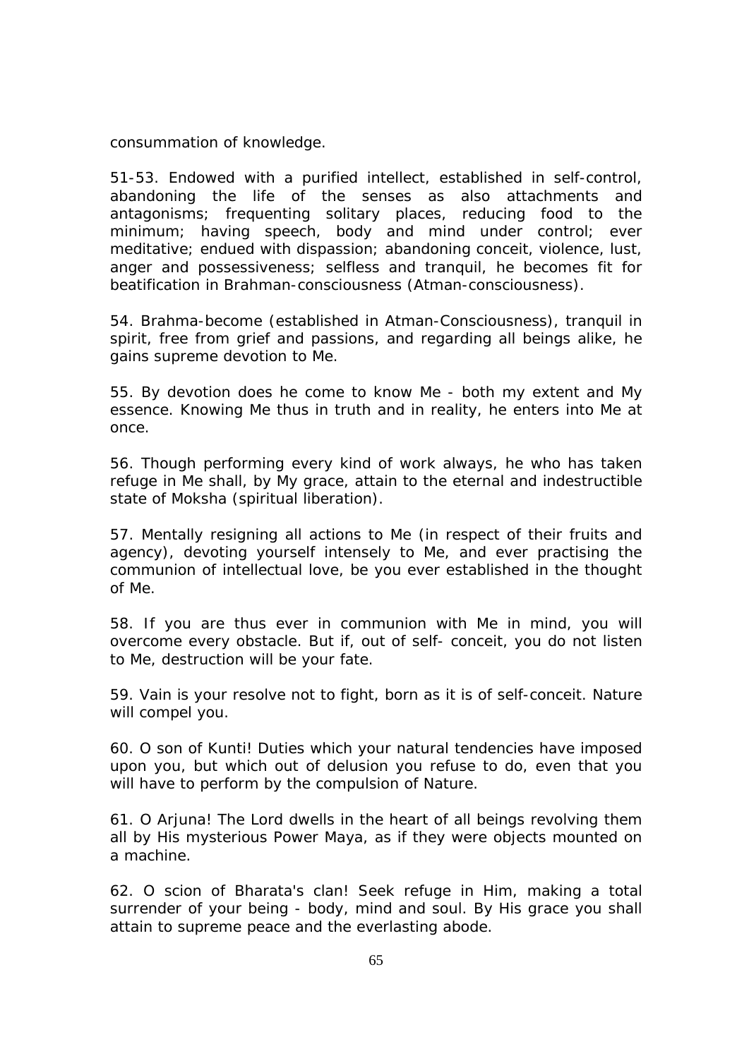consummation of knowledge.

51-53. Endowed with a purified intellect, established in self-control, abandoning the life of the senses as also attachments and antagonisms; frequenting solitary places, reducing food to the minimum; having speech, body and mind under control; ever meditative; endued with dispassion; abandoning conceit, violence, lust, anger and possessiveness; selfless and tranquil, he becomes fit for beatification in Brahman-consciousness (Atman-consciousness).

54. Brahma-become (established in Atman-Consciousness), tranquil in spirit, free from grief and passions, and regarding all beings alike, he gains supreme devotion to Me.

55. By devotion does he come to know Me - both my extent and My essence. Knowing Me thus in truth and in reality, he enters into Me at once.

56. Though performing every kind of work always, he who has taken refuge in Me shall, by My grace, attain to the eternal and indestructible state of Moksha (spiritual liberation).

57. Mentally resigning all actions to Me (in respect of their fruits and agency), devoting yourself intensely to Me, and ever practising the communion of intellectual love, be you ever established in the thought of Me.

58. If you are thus ever in communion with Me in mind, you will overcome every obstacle. But if, out of self- conceit, you do not listen to Me, destruction will be your fate.

59. Vain is your resolve not to fight, born as it is of self-conceit. Nature will compel you.

60. O son of Kunti! Duties which your natural tendencies have imposed upon you, but which out of delusion you refuse to do, even that you will have to perform by the compulsion of Nature.

61. O Arjuna! The Lord dwells in the heart of all beings revolving them all by His mysterious Power Maya, as if they were objects mounted on a machine.

62. O scion of Bharata's clan! Seek refuge in Him, making a total surrender of your being - body, mind and soul. By His grace you shall attain to supreme peace and the everlasting abode.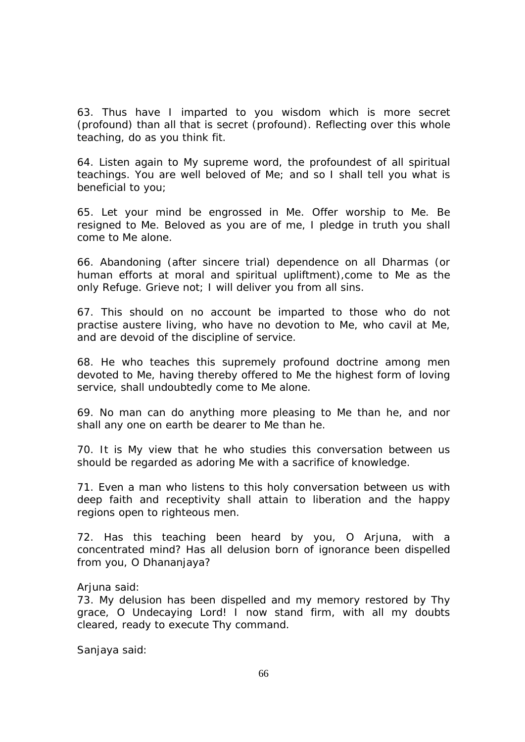63. Thus have I imparted to you wisdom which is more secret (profound) than all that is secret (profound). Reflecting over this whole teaching, do as you think fit.

64. Listen again to My supreme word, the profoundest of all spiritual teachings. You are well beloved of Me; and so I shall tell you what is beneficial to you;

65. Let your mind be engrossed in Me. Offer worship to Me. Be resigned to Me. Beloved as you are of me, I pledge in truth you shall come to Me alone.

66. Abandoning (after sincere trial) dependence on all Dharmas (or human efforts at moral and spiritual upliftment),come to Me as the only Refuge. Grieve not; I will deliver you from all sins.

67. This should on no account be imparted to those who do not practise austere living, who have no devotion to Me, who cavil at Me, and are devoid of the discipline of service.

68. He who teaches this supremely profound doctrine among men devoted to Me, having thereby offered to Me the highest form of loving service, shall undoubtedly come to Me alone.

69. No man can do anything more pleasing to Me than he, and nor shall any one on earth be dearer to Me than he.

70. It is My view that he who studies this conversation between us should be regarded as adoring Me with a sacrifice of knowledge.

71. Even a man who listens to this holy conversation between us with deep faith and receptivity shall attain to liberation and the happy regions open to righteous men.

72. Has this teaching been heard by you, O Arjuna, with a concentrated mind? Has all delusion born of ignorance been dispelled from you, O Dhananjaya?

Arjuna said:
73. My delusion has been dispelled and my memory restored by Thy grace, O Undecaying Lord! I now stand firm, with all my doubts cleared, ready to execute Thy command.

Sanjaya said: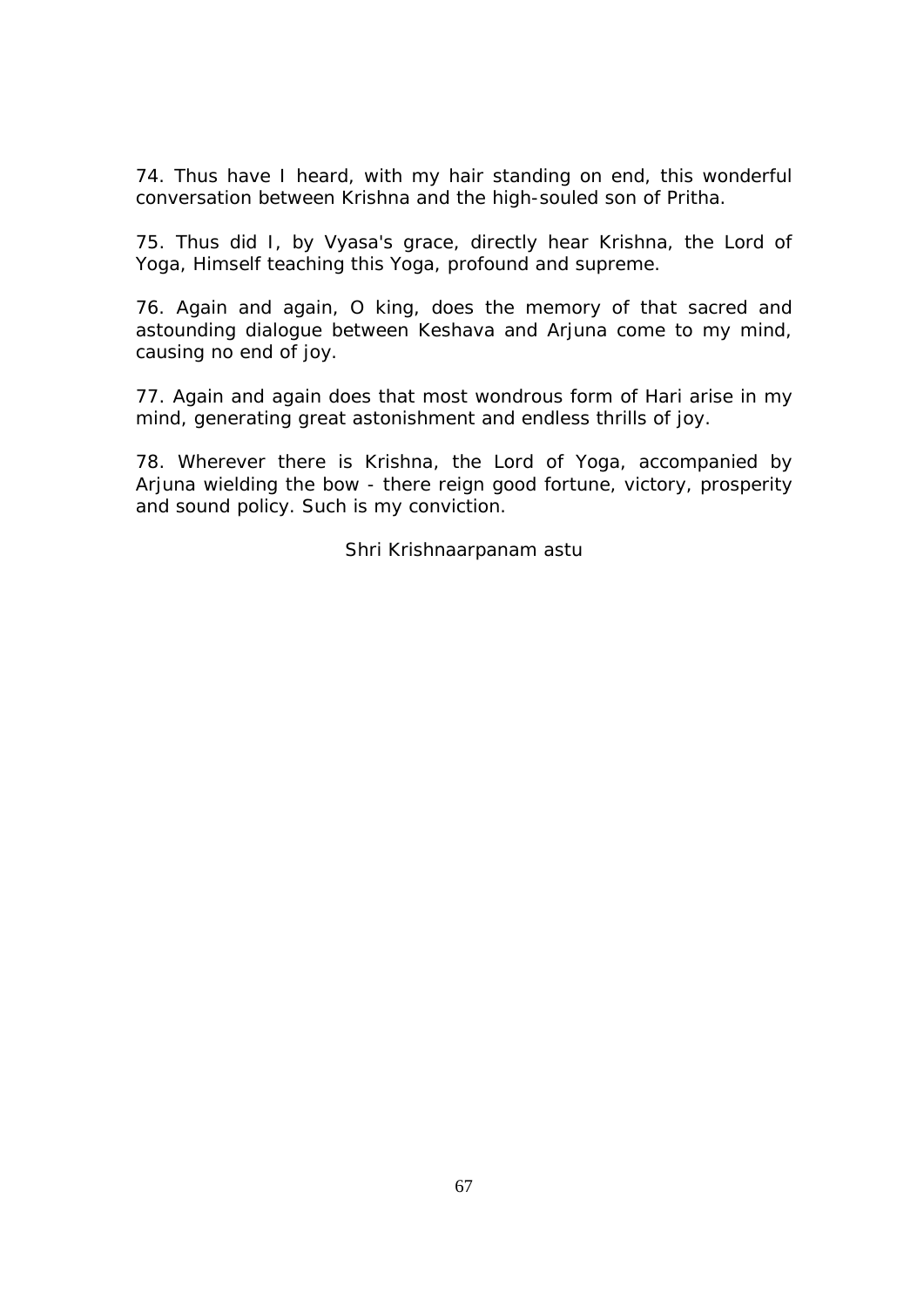74. Thus have I heard, with my hair standing on end, this wonderful conversation between Krishna and the high-souled son of Pritha.

75. Thus did I, by Vyasa's grace, directly hear Krishna, the Lord of Yoga, Himself teaching this Yoga, profound and supreme.

76. Again and again, O king, does the memory of that sacred and astounding dialogue between Keshava and Arjuna come to my mind, causing no end of joy.

77. Again and again does that most wondrous form of Hari arise in my mind, generating great astonishment and endless thrills of joy.

78. Wherever there is Krishna, the Lord of Yoga, accompanied by Arjuna wielding the bow - there reign good fortune, victory, prosperity and sound policy. Such is my conviction.

Shri Krishnaarpanam astu